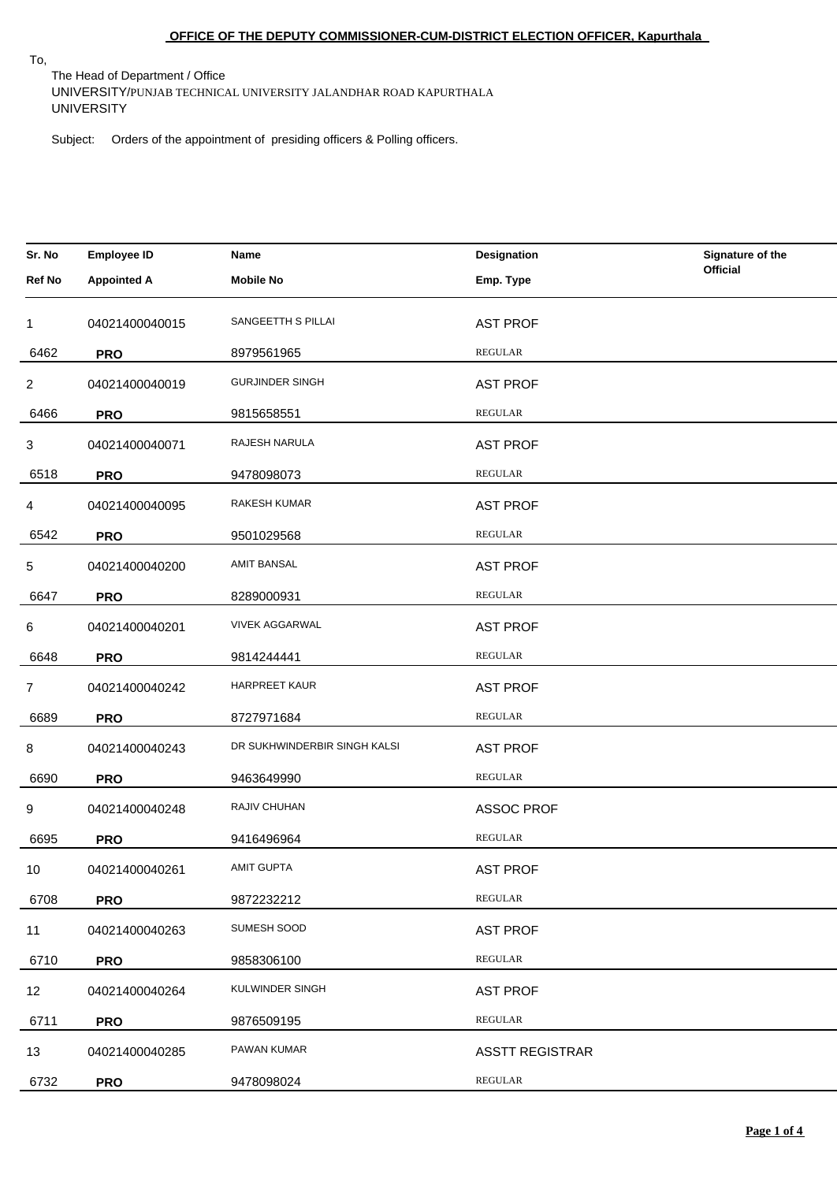**OFFICE OF THE DEPUTY COMMISSIONER-CUM-DISTRICT ELECTION OFFICER, Kapurthala**

To,

The Head of Department / Office
UNIVERSITY/PUNJAB TECHNICAL UNIVERSITY JALANDHAR ROAD KAPURTHALA
UNIVERSITY

Subject: Orders of the appointment of presiding officers & Polling officers.

| Sr. No / Ref No | Employee ID / Appointed A | Name / Mobile No | Designation / Emp. Type | Signature of the Official |
|---|---|---|---|---|
| 1<br>6462 | 04021400040015<br>**PRO** | SANGEETTH S PILLAI<br>8979561965 | AST PROF<br>REGULAR | |
| 2<br>6466 | 04021400040019<br>**PRO** | GURJINDER SINGH<br>9815658551 | AST PROF<br>REGULAR | |
| 3<br>6518 | 04021400040071<br>**PRO** | RAJESH NARULA<br>9478098073 | AST PROF<br>REGULAR | |
| 4<br>6542 | 04021400040095<br>**PRO** | RAKESH KUMAR<br>9501029568 | AST PROF<br>REGULAR | |
| 5<br>6647 | 04021400040200<br>**PRO** | AMIT BANSAL<br>8289000931 | AST PROF<br>REGULAR | |
| 6<br>6648 | 04021400040201<br>**PRO** | VIVEK AGGARWAL<br>9814244441 | AST PROF<br>REGULAR | |
| 7<br>6689 | 04021400040242<br>**PRO** | HARPREET KAUR<br>8727971684 | AST PROF<br>REGULAR | |
| 8<br>6690 | 04021400040243<br>**PRO** | DR SUKHWINDERBIR SINGH KALSI<br>9463649990 | AST PROF<br>REGULAR | |
| 9<br>6695 | 04021400040248<br>**PRO** | RAJIV CHUHAN<br>9416496964 | ASSOC PROF<br>REGULAR | |
| 10<br>6708 | 04021400040261<br>**PRO** | AMIT GUPTA<br>9872232212 | AST PROF<br>REGULAR | |
| 11<br>6710 | 04021400040263<br>**PRO** | SUMESH SOOD<br>9858306100 | AST PROF<br>REGULAR | |
| 12<br>6711 | 04021400040264<br>**PRO** | KULWINDER SINGH<br>9876509195 | AST PROF<br>REGULAR | |
| 13<br>6732 | 04021400040285<br>**PRO** | PAWAN KUMAR<br>9478098024 | ASSTT REGISTRAR<br>REGULAR | |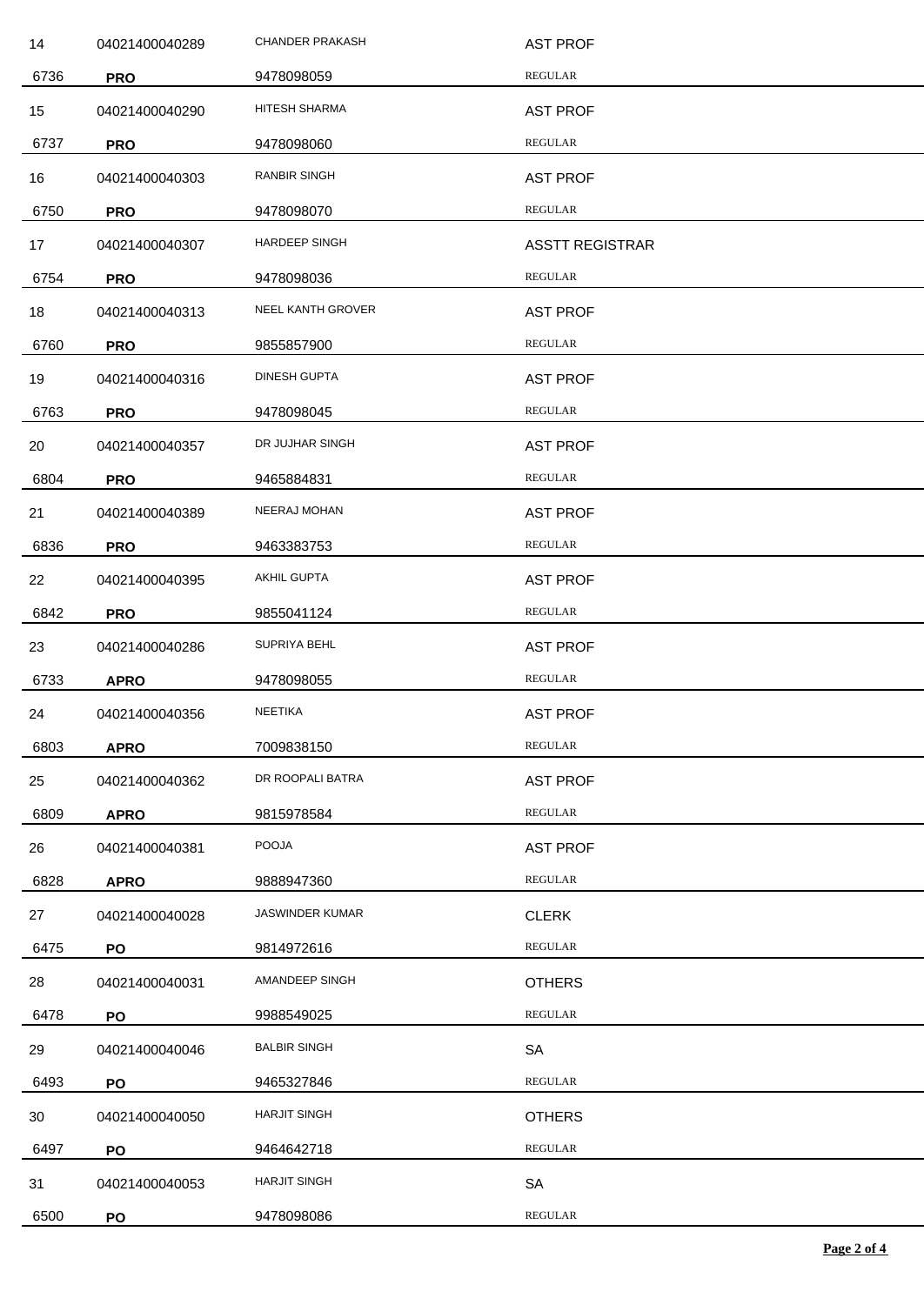| | | | |
|---|---|---|---|
| 14 | 04021400040289 | CHANDER PRAKASH | AST PROF |
| 6736 | **PRO** | 9478098059 | REGULAR |
| 15 | 04021400040290 | HITESH SHARMA | AST PROF |
| 6737 | **PRO** | 9478098060 | REGULAR |
| 16 | 04021400040303 | RANBIR SINGH | AST PROF |
| 6750 | **PRO** | 9478098070 | REGULAR |
| 17 | 04021400040307 | HARDEEP SINGH | ASSTT REGISTRAR |
| 6754 | **PRO** | 9478098036 | REGULAR |
| 18 | 04021400040313 | NEEL KANTH GROVER | AST PROF |
| 6760 | **PRO** | 9855857900 | REGULAR |
| 19 | 04021400040316 | DINESH GUPTA | AST PROF |
| 6763 | **PRO** | 9478098045 | REGULAR |
| 20 | 04021400040357 | DR JUJHAR SINGH | AST PROF |
| 6804 | **PRO** | 9465884831 | REGULAR |
| 21 | 04021400040389 | NEERAJ MOHAN | AST PROF |
| 6836 | **PRO** | 9463383753 | REGULAR |
| 22 | 04021400040395 | AKHIL GUPTA | AST PROF |
| 6842 | **PRO** | 9855041124 | REGULAR |
| 23 | 04021400040286 | SUPRIYA BEHL | AST PROF |
| 6733 | **APRO** | 9478098055 | REGULAR |
| 24 | 04021400040356 | NEETIKA | AST PROF |
| 6803 | **APRO** | 7009838150 | REGULAR |
| 25 | 04021400040362 | DR ROOPALI BATRA | AST PROF |
| 6809 | **APRO** | 9815978584 | REGULAR |
| 26 | 04021400040381 | POOJA | AST PROF |
| 6828 | **APRO** | 9888947360 | REGULAR |
| 27 | 04021400040028 | JASWINDER KUMAR | CLERK |
| 6475 | **PO** | 9814972616 | REGULAR |
| 28 | 04021400040031 | AMANDEEP SINGH | OTHERS |
| 6478 | **PO** | 9988549025 | REGULAR |
| 29 | 04021400040046 | BALBIR SINGH | SA |
| 6493 | **PO** | 9465327846 | REGULAR |
| 30 | 04021400040050 | HARJIT SINGH | OTHERS |
| 6497 | **PO** | 9464642718 | REGULAR |
| 31 | 04021400040053 | HARJIT SINGH | SA |
| 6500 | **PO** | 9478098086 | REGULAR |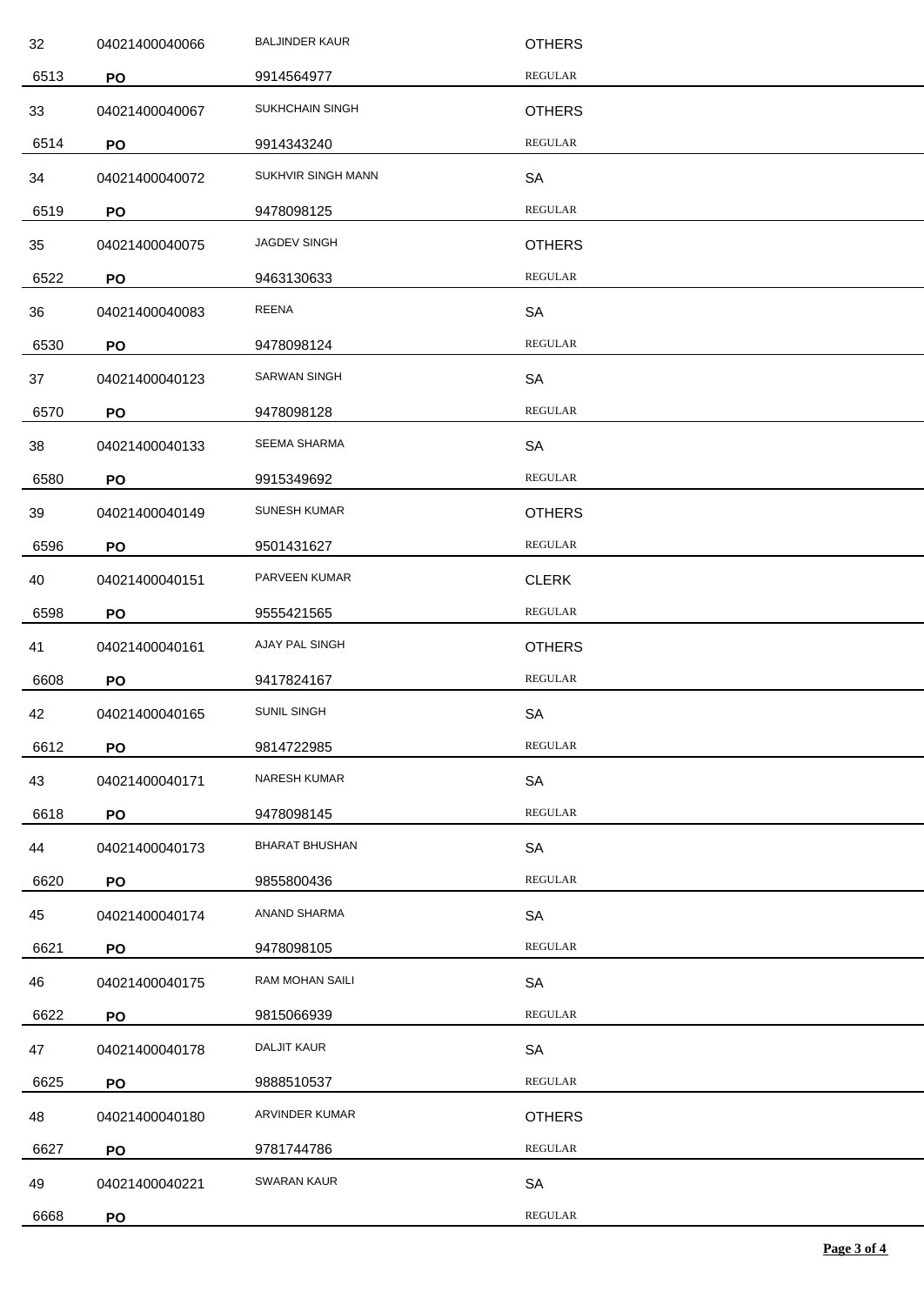| | | | |
|---|---|---|---|
| 32 | 04021400040066 | BALJINDER KAUR | OTHERS |
| 6513 | **PO** | 9914564977 | REGULAR |
| 33 | 04021400040067 | SUKHCHAIN SINGH | OTHERS |
| 6514 | **PO** | 9914343240 | REGULAR |
| 34 | 04021400040072 | SUKHVIR SINGH MANN | SA |
| 6519 | **PO** | 9478098125 | REGULAR |
| 35 | 04021400040075 | JAGDEV SINGH | OTHERS |
| 6522 | **PO** | 9463130633 | REGULAR |
| 36 | 04021400040083 | REENA | SA |
| 6530 | **PO** | 9478098124 | REGULAR |
| 37 | 04021400040123 | SARWAN SINGH | SA |
| 6570 | **PO** | 9478098128 | REGULAR |
| 38 | 04021400040133 | SEEMA SHARMA | SA |
| 6580 | **PO** | 9915349692 | REGULAR |
| 39 | 04021400040149 | SUNESH KUMAR | OTHERS |
| 6596 | **PO** | 9501431627 | REGULAR |
| 40 | 04021400040151 | PARVEEN KUMAR | CLERK |
| 6598 | **PO** | 9555421565 | REGULAR |
| 41 | 04021400040161 | AJAY PAL SINGH | OTHERS |
| 6608 | **PO** | 9417824167 | REGULAR |
| 42 | 04021400040165 | SUNIL SINGH | SA |
| 6612 | **PO** | 9814722985 | REGULAR |
| 43 | 04021400040171 | NARESH KUMAR | SA |
| 6618 | **PO** | 9478098145 | REGULAR |
| 44 | 04021400040173 | BHARAT BHUSHAN | SA |
| 6620 | **PO** | 9855800436 | REGULAR |
| 45 | 04021400040174 | ANAND SHARMA | SA |
| 6621 | **PO** | 9478098105 | REGULAR |
| 46 | 04021400040175 | RAM MOHAN SAILI | SA |
| 6622 | **PO** | 9815066939 | REGULAR |
| 47 | 04021400040178 | DALJIT KAUR | SA |
| 6625 | **PO** | 9888510537 | REGULAR |
| 48 | 04021400040180 | ARVINDER KUMAR | OTHERS |
| 6627 | **PO** | 9781744786 | REGULAR |
| 49 | 04021400040221 | SWARAN KAUR | SA |
| 6668 | **PO** | | REGULAR |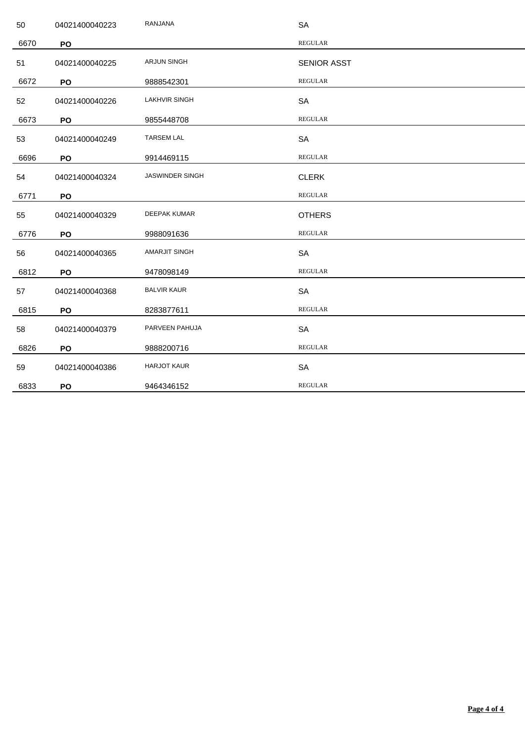| | | | |
|---|---|---|---|
| 50 | 04021400040223 | RANJANA | SA |
| 6670 | **PO** | | REGULAR |
| 51 | 04021400040225 | ARJUN SINGH | SENIOR ASST |
| 6672 | **PO** | 9888542301 | REGULAR |
| 52 | 04021400040226 | LAKHVIR SINGH | SA |
| 6673 | **PO** | 9855448708 | REGULAR |
| 53 | 04021400040249 | TARSEM LAL | SA |
| 6696 | **PO** | 9914469115 | REGULAR |
| 54 | 04021400040324 | JASWINDER SINGH | CLERK |
| 6771 | **PO** | | REGULAR |
| 55 | 04021400040329 | DEEPAK KUMAR | OTHERS |
| 6776 | **PO** | 9988091636 | REGULAR |
| 56 | 04021400040365 | AMARJIT SINGH | SA |
| 6812 | **PO** | 9478098149 | REGULAR |
| 57 | 04021400040368 | BALVIR KAUR | SA |
| 6815 | **PO** | 8283877611 | REGULAR |
| 58 | 04021400040379 | PARVEEN PAHUJA | SA |
| 6826 | **PO** | 9888200716 | REGULAR |
| 59 | 04021400040386 | HARJOT KAUR | SA |
| 6833 | **PO** | 9464346152 | REGULAR |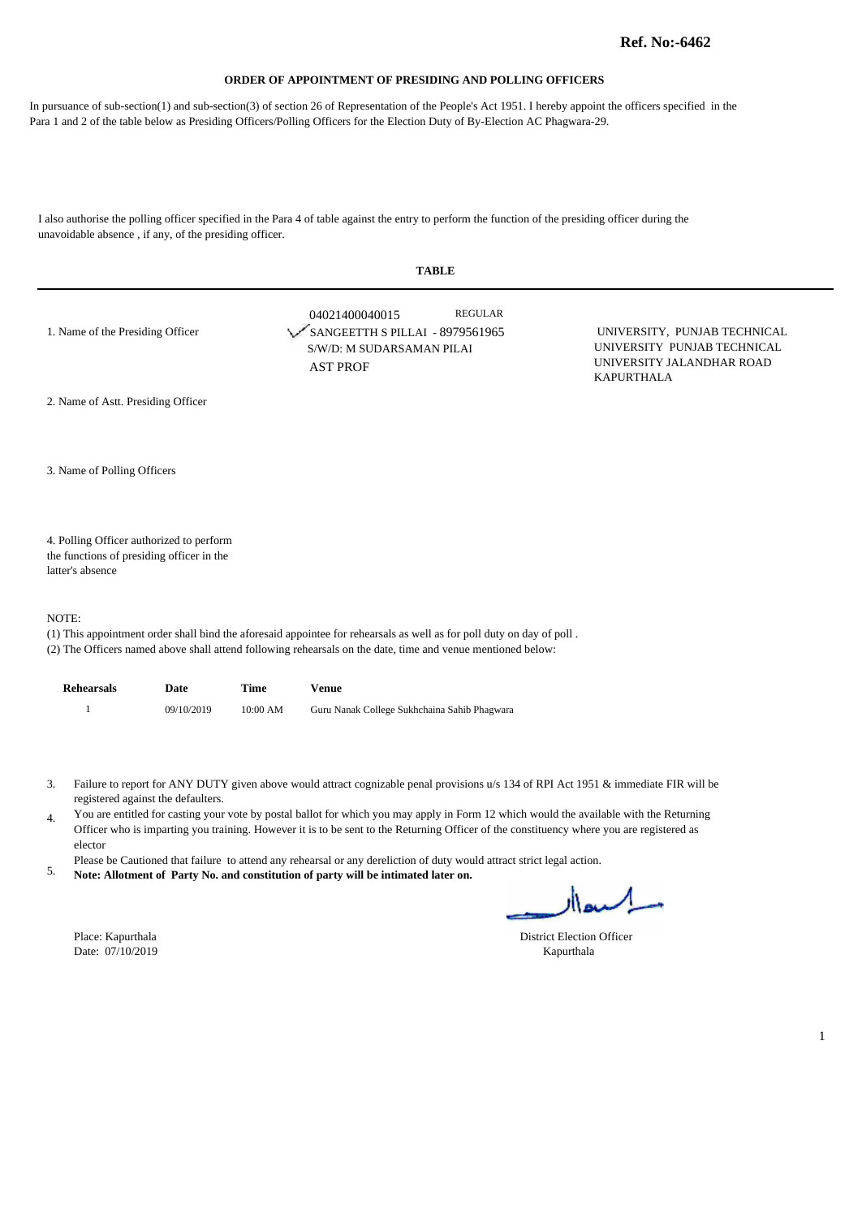**Ref. No:-6462**

**ORDER OF APPOINTMENT OF PRESIDING AND POLLING OFFICERS**

In pursuance of sub-section(1) and sub-section(3) of section 26 of Representation of the People's Act 1951. I hereby appoint the officers specified in the Para 1 and 2 of the table below as Presiding Officers/Polling Officers for the Election Duty of By-Election AC Phagwara-29.

I also authorise the polling officer specified in the Para 4 of table against the entry to perform the function of the presiding officer during the unavoidable absence , if any, of the presiding officer.

**TABLE**

| | | |
|---|---|---|
| 1. Name of the Presiding Officer | 04021400040015 REGULAR<br>SANGEETTH S PILLAI - 8979561965<br>S/W/D: M SUDARSAMAN PILAI<br>AST PROF | UNIVERSITY, PUNJAB TECHNICAL UNIVERSITY PUNJAB TECHNICAL UNIVERSITY JALANDHAR ROAD KAPURTHALA |
| 2. Name of Astt. Presiding Officer | | |
| 3. Name of Polling Officers | | |
| 4. Polling Officer authorized to perform the functions of presiding officer in the latter's absence | | |

NOTE:

(1) This appointment order shall bind the aforesaid appointee for rehearsals as well as for poll duty on day of poll .

(2) The Officers named above shall attend following rehearsals on the date, time and venue mentioned below:

| Rehearsals | Date | Time | Venue |
|---|---|---|---|
| 1 | 09/10/2019 | 10:00 AM | Guru Nanak College Sukhchaina Sahib Phagwara |

3. Failure to report for ANY DUTY given above would attract cognizable penal provisions u/s 134 of RPI Act 1951 & immediate FIR will be registered against the defaulters.
4. You are entitled for casting your vote by postal ballot for which you may apply in Form 12 which would the available with the Returning Officer who is imparting you training. However it is to be sent to the Returning Officer of the constituency where you are registered as elector
5. Please be Cautioned that failure to attend any rehearsal or any dereliction of duty would attract strict legal action.
   **Note: Allotment of Party No. and constitution of party will be intimated later on.**

Place: Kapurthala
Date: 07/10/2019

District Election Officer
Kapurthala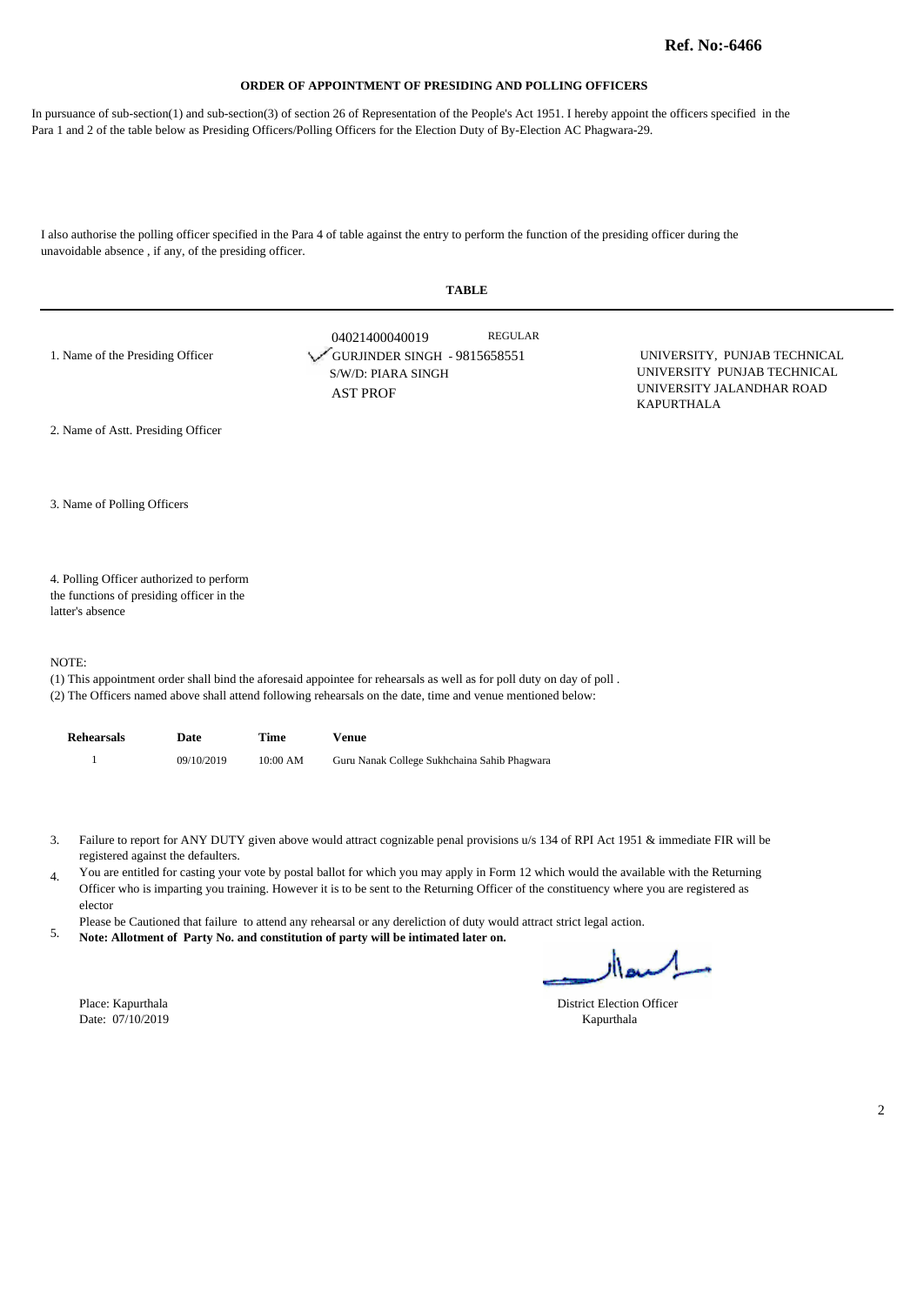**Ref. No:-6466**

## ORDER OF APPOINTMENT OF PRESIDING AND POLLING OFFICERS

In pursuance of sub-section(1) and sub-section(3) of section 26 of Representation of the People's Act 1951. I hereby appoint the officers specified in the Para 1 and 2 of the table below as Presiding Officers/Polling Officers for the Election Duty of By-Election AC Phagwara-29.

I also authorise the polling officer specified in the Para 4 of table against the entry to perform the function of the presiding officer during the unavoidable absence , if any, of the presiding officer.

**TABLE**

| | | |
|---|---|---|
| 1. Name of the Presiding Officer | 04021400040019 REGULAR<br>GURJINDER SINGH - 9815658551<br>S/W/D: PIARA SINGH<br>AST PROF | UNIVERSITY, PUNJAB TECHNICAL UNIVERSITY PUNJAB TECHNICAL UNIVERSITY JALANDHAR ROAD KAPURTHALA |
| 2. Name of Astt. Presiding Officer | | |
| 3. Name of Polling Officers | | |
| 4. Polling Officer authorized to perform the functions of presiding officer in the latter's absence | | |

NOTE:

(1) This appointment order shall bind the aforesaid appointee for rehearsals as well as for poll duty on day of poll .

(2) The Officers named above shall attend following rehearsals on the date, time and venue mentioned below:

| Rehearsals | Date | Time | Venue |
|---|---|---|---|
| 1 | 09/10/2019 | 10:00 AM | Guru Nanak College Sukhchaina Sahib Phagwara |

3. Failure to report for ANY DUTY given above would attract cognizable penal provisions u/s 134 of RPI Act 1951 & immediate FIR will be registered against the defaulters.
4. You are entitled for casting your vote by postal ballot for which you may apply in Form 12 which would the available with the Returning Officer who is imparting you training. However it is to be sent to the Returning Officer of the constituency where you are registered as elector
5. Please be Cautioned that failure to attend any rehearsal or any dereliction of duty would attract strict legal action.
   **Note: Allotment of Party No. and constitution of party will be intimated later on.**

Place: Kapurthala
Date: 07/10/2019

District Election Officer
Kapurthala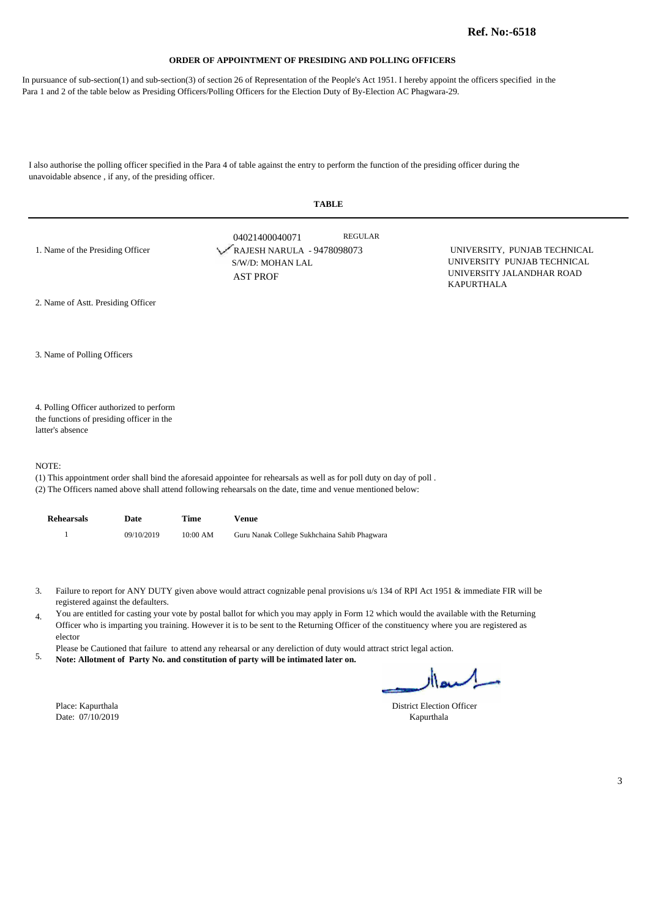**Ref. No:-6518**

## ORDER OF APPOINTMENT OF PRESIDING AND POLLING OFFICERS

In pursuance of sub-section(1) and sub-section(3) of section 26 of Representation of the People's Act 1951. I hereby appoint the officers specified in the Para 1 and 2 of the table below as Presiding Officers/Polling Officers for the Election Duty of By-Election AC Phagwara-29.

I also authorise the polling officer specified in the Para 4 of table against the entry to perform the function of the presiding officer during the unavoidable absence , if any, of the presiding officer.

**TABLE**

| | | |
|---|---|---|
| 1. Name of the Presiding Officer | 04021400040071 REGULAR<br>RAJESH NARULA - 9478098073<br>S/W/D: MOHAN LAL<br>AST PROF | UNIVERSITY, PUNJAB TECHNICAL UNIVERSITY PUNJAB TECHNICAL UNIVERSITY JALANDHAR ROAD KAPURTHALA |
| 2. Name of Astt. Presiding Officer | | |
| 3. Name of Polling Officers | | |
| 4. Polling Officer authorized to perform the functions of presiding officer in the latter's absence | | |

NOTE:

(1) This appointment order shall bind the aforesaid appointee for rehearsals as well as for poll duty on day of poll .
(2) The Officers named above shall attend following rehearsals on the date, time and venue mentioned below:

| Rehearsals | Date | Time | Venue |
|---|---|---|---|
| 1 | 09/10/2019 | 10:00 AM | Guru Nanak College Sukhchaina Sahib Phagwara |

3. Failure to report for ANY DUTY given above would attract cognizable penal provisions u/s 134 of RPI Act 1951 & immediate FIR will be registered against the defaulters.
4. You are entitled for casting your vote by postal ballot for which you may apply in Form 12 which would the available with the Returning Officer who is imparting you training. However it is to be sent to the Returning Officer of the constituency where you are registered as elector
5. Please be Cautioned that failure to attend any rehearsal or any dereliction of duty would attract strict legal action.
   **Note: Allotment of Party No. and constitution of party will be intimated later on.**

Place: Kapurthala
Date: 07/10/2019

District Election Officer
Kapurthala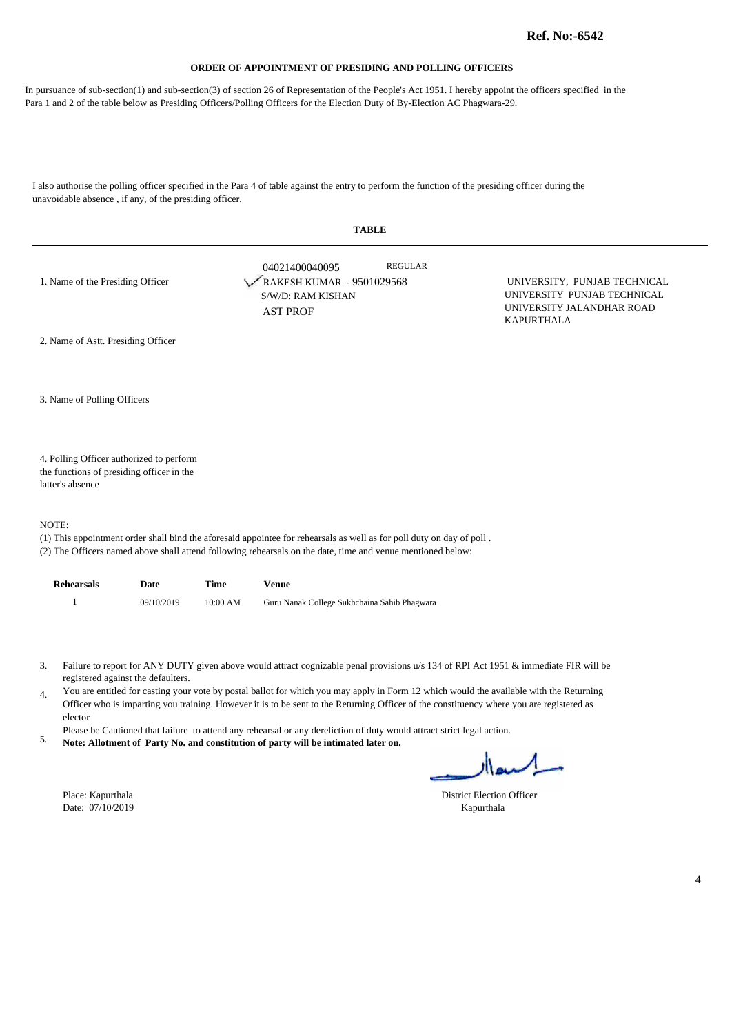**Ref. No:-6542**

## ORDER OF APPOINTMENT OF PRESIDING AND POLLING OFFICERS

In pursuance of sub-section(1) and sub-section(3) of section 26 of Representation of the People's Act 1951. I hereby appoint the officers specified in the Para 1 and 2 of the table below as Presiding Officers/Polling Officers for the Election Duty of By-Election AC Phagwara-29.

I also authorise the polling officer specified in the Para 4 of table against the entry to perform the function of the presiding officer during the unavoidable absence , if any, of the presiding officer.

**TABLE**

| | | |
|---|---|---|
| 1. Name of the Presiding Officer | 04021400040095 REGULAR<br>RAKESH KUMAR - 9501029568<br>S/W/D: RAM KISHAN<br>AST PROF | UNIVERSITY, PUNJAB TECHNICAL UNIVERSITY PUNJAB TECHNICAL UNIVERSITY JALANDHAR ROAD KAPURTHALA |
| 2. Name of Astt. Presiding Officer | | |
| 3. Name of Polling Officers | | |
| 4. Polling Officer authorized to perform the functions of presiding officer in the latter's absence | | |

NOTE:

(1) This appointment order shall bind the aforesaid appointee for rehearsals as well as for poll duty on day of poll .
(2) The Officers named above shall attend following rehearsals on the date, time and venue mentioned below:

| Rehearsals | Date | Time | Venue |
|---|---|---|---|
| 1 | 09/10/2019 | 10:00 AM | Guru Nanak College Sukhchaina Sahib Phagwara |

3. Failure to report for ANY DUTY given above would attract cognizable penal provisions u/s 134 of RPI Act 1951 & immediate FIR will be registered against the defaulters.
4. You are entitled for casting your vote by postal ballot for which you may apply in Form 12 which would the available with the Returning Officer who is imparting you training. However it is to be sent to the Returning Officer of the constituency where you are registered as elector
5. Please be Cautioned that failure to attend any rehearsal or any dereliction of duty would attract strict legal action.
**Note: Allotment of Party No. and constitution of party will be intimated later on.**

Place: Kapurthala
Date: 07/10/2019

District Election Officer
Kapurthala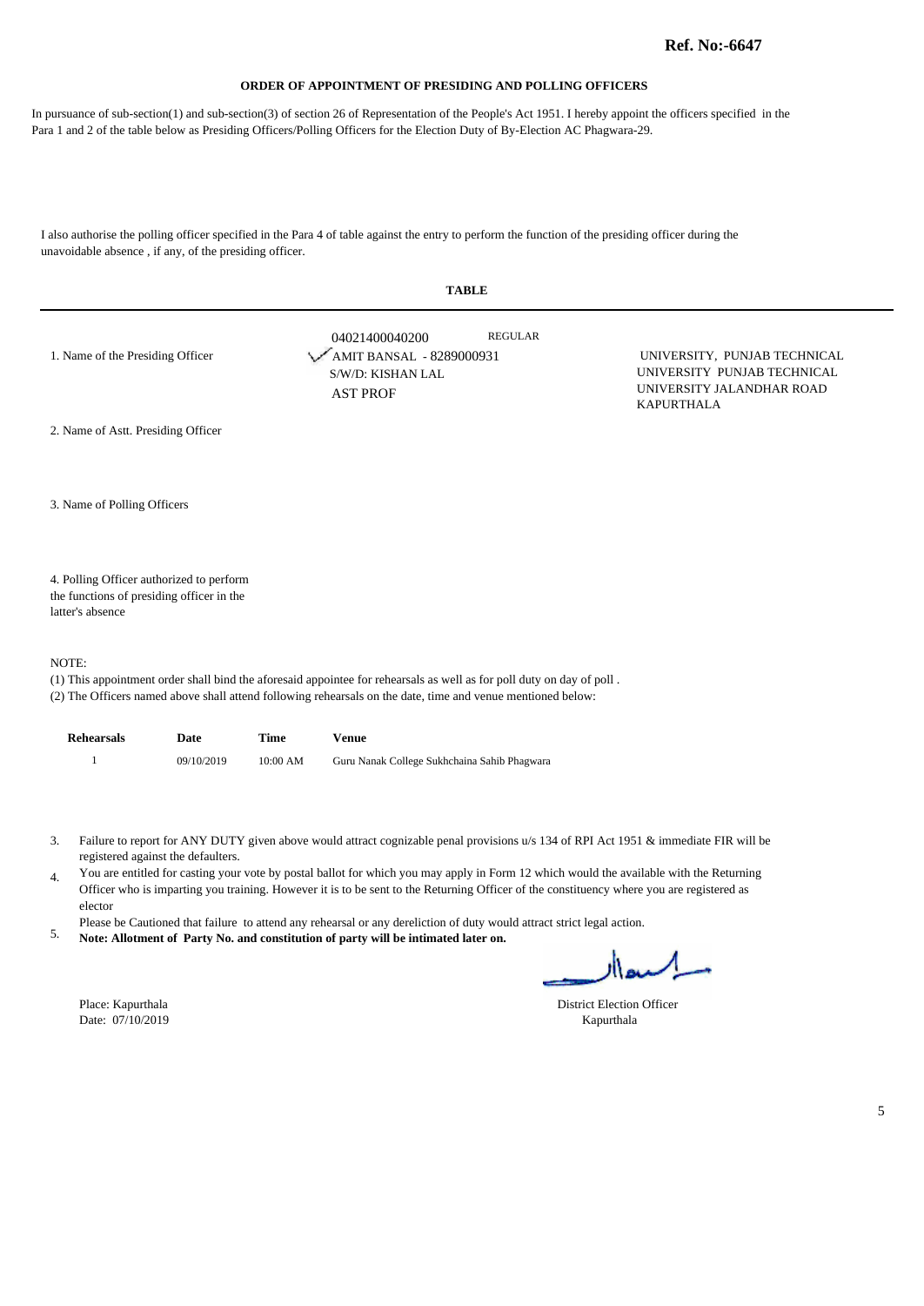**Ref. No:-6647**

## ORDER OF APPOINTMENT OF PRESIDING AND POLLING OFFICERS

In pursuance of sub-section(1) and sub-section(3) of section 26 of Representation of the People's Act 1951. I hereby appoint the officers specified in the Para 1 and 2 of the table below as Presiding Officers/Polling Officers for the Election Duty of By-Election AC Phagwara-29.

I also authorise the polling officer specified in the Para 4 of table against the entry to perform the function of the presiding officer during the unavoidable absence , if any, of the presiding officer.

**TABLE**

| | | |
|---|---|---|
| 1. Name of the Presiding Officer | 04021400040200 REGULAR<br>AMIT BANSAL - 8289000931<br>S/W/D: KISHAN LAL<br>AST PROF | UNIVERSITY, PUNJAB TECHNICAL UNIVERSITY PUNJAB TECHNICAL UNIVERSITY JALANDHAR ROAD KAPURTHALA |
| 2. Name of Astt. Presiding Officer | | |
| 3. Name of Polling Officers | | |
| 4. Polling Officer authorized to perform the functions of presiding officer in the latter's absence | | |

NOTE:

(1) This appointment order shall bind the aforesaid appointee for rehearsals as well as for poll duty on day of poll .
(2) The Officers named above shall attend following rehearsals on the date, time and venue mentioned below:

| Rehearsals | Date | Time | Venue |
|---|---|---|---|
| 1 | 09/10/2019 | 10:00 AM | Guru Nanak College Sukhchaina Sahib Phagwara |

3. Failure to report for ANY DUTY given above would attract cognizable penal provisions u/s 134 of RPI Act 1951 & immediate FIR will be registered against the defaulters.
4. You are entitled for casting your vote by postal ballot for which you may apply in Form 12 which would the available with the Returning Officer who is imparting you training. However it is to be sent to the Returning Officer of the constituency where you are registered as elector
5. Please be Cautioned that failure to attend any rehearsal or any dereliction of duty would attract strict legal action.
   **Note: Allotment of Party No. and constitution of party will be intimated later on.**

Place: Kapurthala
Date: 07/10/2019

District Election Officer
Kapurthala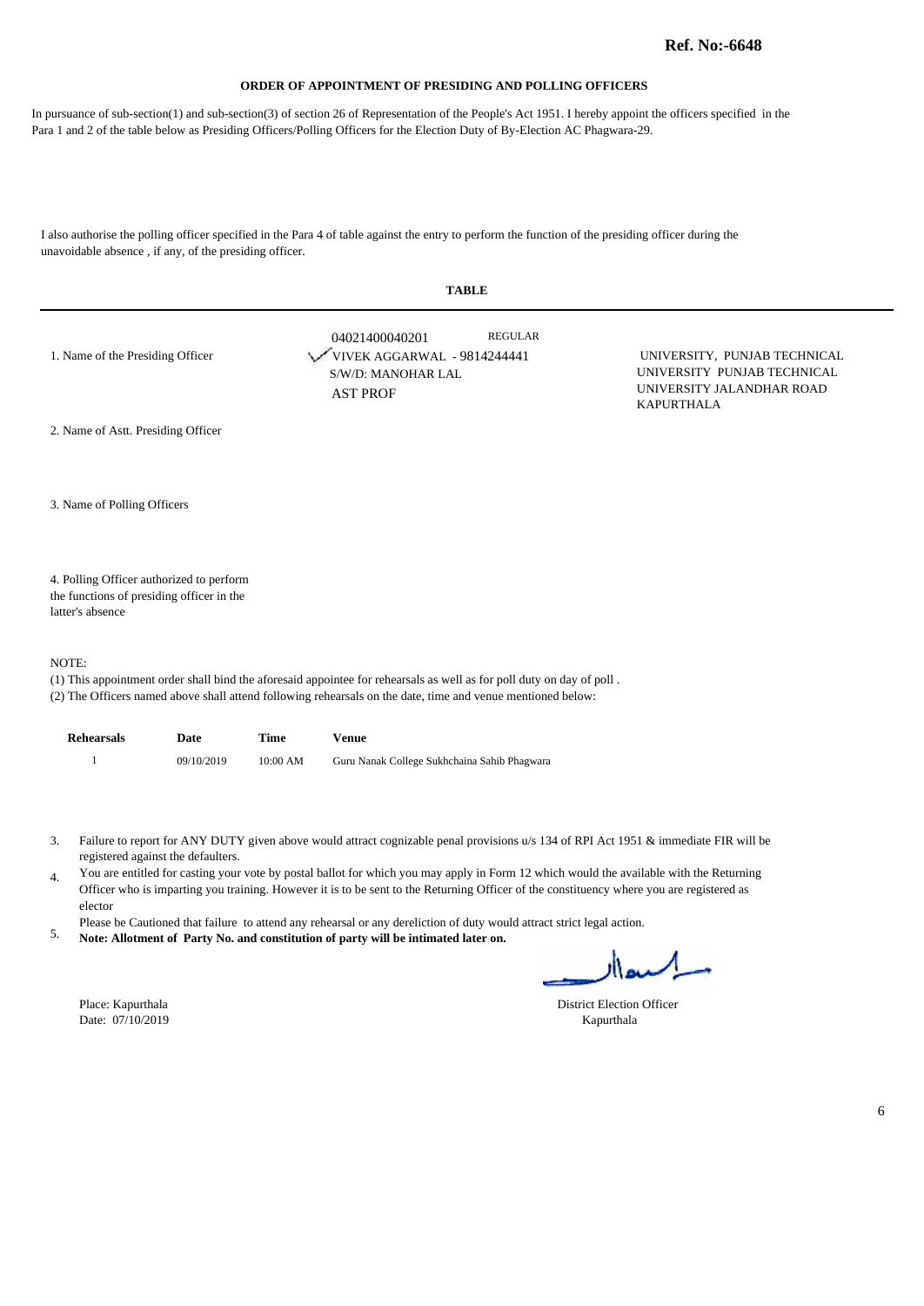**Ref. No:-6648**

## ORDER OF APPOINTMENT OF PRESIDING AND POLLING OFFICERS

In pursuance of sub-section(1) and sub-section(3) of section 26 of Representation of the People's Act 1951. I hereby appoint the officers specified in the Para 1 and 2 of the table below as Presiding Officers/Polling Officers for the Election Duty of By-Election AC Phagwara-29.

I also authorise the polling officer specified in the Para 4 of table against the entry to perform the function of the presiding officer during the unavoidable absence , if any, of the presiding officer.

**TABLE**

| | | |
|---|---|---|
| 1. Name of the Presiding Officer | 04021400040201 REGULAR<br>VIVEK AGGARWAL - 9814244441<br>S/W/D: MANOHAR LAL<br>AST PROF | UNIVERSITY, PUNJAB TECHNICAL UNIVERSITY PUNJAB TECHNICAL UNIVERSITY JALANDHAR ROAD KAPURTHALA |
| 2. Name of Astt. Presiding Officer | | |
| 3. Name of Polling Officers | | |
| 4. Polling Officer authorized to perform the functions of presiding officer in the latter's absence | | |

NOTE:

(1) This appointment order shall bind the aforesaid appointee for rehearsals as well as for poll duty on day of poll .
(2) The Officers named above shall attend following rehearsals on the date, time and venue mentioned below:

| Rehearsals | Date | Time | Venue |
|---|---|---|---|
| 1 | 09/10/2019 | 10:00 AM | Guru Nanak College Sukhchaina Sahib Phagwara |

3. Failure to report for ANY DUTY given above would attract cognizable penal provisions u/s 134 of RPI Act 1951 & immediate FIR will be registered against the defaulters.
4. You are entitled for casting your vote by postal ballot for which you may apply in Form 12 which would the available with the Returning Officer who is imparting you training. However it is to be sent to the Returning Officer of the constituency where you are registered as elector
5. Please be Cautioned that failure to attend any rehearsal or any dereliction of duty would attract strict legal action. **Note: Allotment of Party No. and constitution of party will be intimated later on.**

Place: Kapurthala
Date: 07/10/2019

District Election Officer
Kapurthala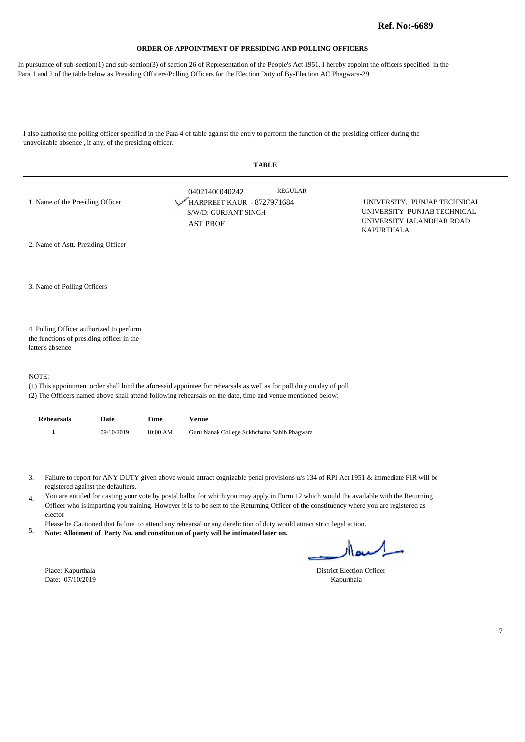**Ref. No:-6689**

## ORDER OF APPOINTMENT OF PRESIDING AND POLLING OFFICERS

In pursuance of sub-section(1) and sub-section(3) of section 26 of Representation of the People's Act 1951. I hereby appoint the officers specified in the Para 1 and 2 of the table below as Presiding Officers/Polling Officers for the Election Duty of By-Election AC Phagwara-29.

I also authorise the polling officer specified in the Para 4 of table against the entry to perform the function of the presiding officer during the unavoidable absence , if any, of the presiding officer.

### TABLE

| | | |
|---|---|---|
| 1. Name of the Presiding Officer | 04021400040242 REGULAR<br>HARPREET KAUR - 8727971684<br>S/W/D: GURJANT SINGH<br>AST PROF | UNIVERSITY, PUNJAB TECHNICAL UNIVERSITY PUNJAB TECHNICAL UNIVERSITY JALANDHAR ROAD KAPURTHALA |
| 2. Name of Astt. Presiding Officer | | |
| 3. Name of Polling Officers | | |
| 4. Polling Officer authorized to perform the functions of presiding officer in the latter's absence | | |

NOTE:

(1) This appointment order shall bind the aforesaid appointee for rehearsals as well as for poll duty on day of poll .
(2) The Officers named above shall attend following rehearsals on the date, time and venue mentioned below:

| Rehearsals | Date | Time | Venue |
|---|---|---|---|
| 1 | 09/10/2019 | 10:00 AM | Guru Nanak College Sukhchaina Sahib Phagwara |

3. Failure to report for ANY DUTY given above would attract cognizable penal provisions u/s 134 of RPI Act 1951 & immediate FIR will be registered against the defaulters.
4. You are entitled for casting your vote by postal ballot for which you may apply in Form 12 which would the available with the Returning Officer who is imparting you training. However it is to be sent to the Returning Officer of the constituency where you are registered as elector
5. Please be Cautioned that failure to attend any rehearsal or any dereliction of duty would attract strict legal action.
**Note: Allotment of Party No. and constitution of party will be intimated later on.**

Place: Kapurthala
Date: 07/10/2019

District Election Officer
Kapurthala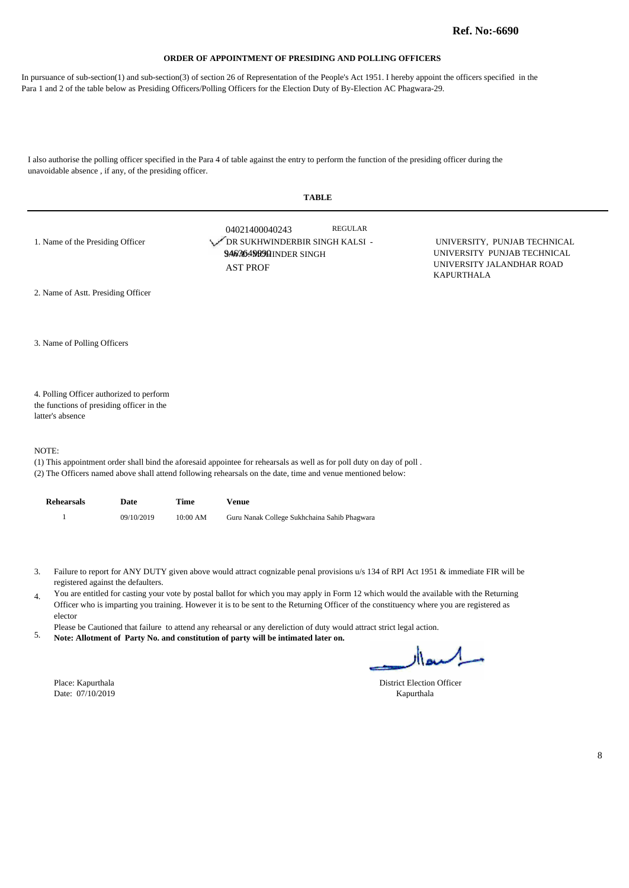**Ref. No:-6690**

**ORDER OF APPOINTMENT OF PRESIDING AND POLLING OFFICERS**

In pursuance of sub-section(1) and sub-section(3) of section 26 of Representation of the People's Act 1951. I hereby appoint the officers specified in the Para 1 and 2 of the table below as Presiding Officers/Polling Officers for the Election Duty of By-Election AC Phagwara-29.

I also authorise the polling officer specified in the Para 4 of table against the entry to perform the function of the presiding officer during the unavoidable absence , if any, of the presiding officer.

**TABLE**

| | | |
|---|---|---|
| 1. Name of the Presiding Officer | 04021400040243 REGULAR<br>DR SUKHWINDERBIR SINGH KALSI - 9463649990 INDER SINGH<br>AST PROF | UNIVERSITY, PUNJAB TECHNICAL UNIVERSITY PUNJAB TECHNICAL UNIVERSITY JALANDHAR ROAD KAPURTHALA |
| 2. Name of Astt. Presiding Officer | | |
| 3. Name of Polling Officers | | |
| 4. Polling Officer authorized to perform the functions of presiding officer in the latter's absence | | |

NOTE:

(1) This appointment order shall bind the aforesaid appointee for rehearsals as well as for poll duty on day of poll .
(2) The Officers named above shall attend following rehearsals on the date, time and venue mentioned below:

| Rehearsals | Date | Time | Venue |
|---|---|---|---|
| 1 | 09/10/2019 | 10:00 AM | Guru Nanak College Sukhchaina Sahib Phagwara |

3. Failure to report for ANY DUTY given above would attract cognizable penal provisions u/s 134 of RPI Act 1951 & immediate FIR will be registered against the defaulters.
4. You are entitled for casting your vote by postal ballot for which you may apply in Form 12 which would the available with the Returning Officer who is imparting you training. However it is to be sent to the Returning Officer of the constituency where you are registered as elector
5. Please be Cautioned that failure to attend any rehearsal or any dereliction of duty would attract strict legal action.
**Note: Allotment of Party No. and constitution of party will be intimated later on.**

Place: Kapurthala
Date: 07/10/2019

District Election Officer
Kapurthala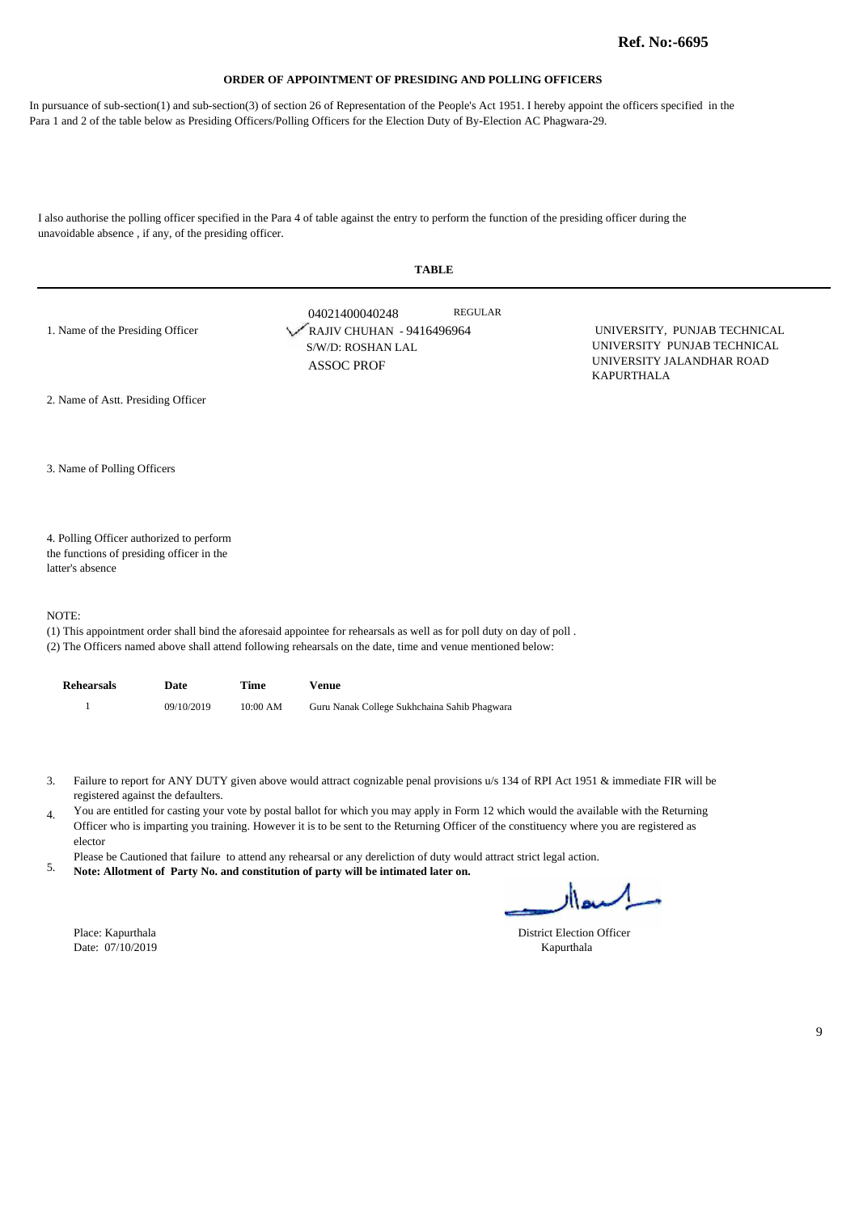**Ref. No:-6695**

## ORDER OF APPOINTMENT OF PRESIDING AND POLLING OFFICERS

In pursuance of sub-section(1) and sub-section(3) of section 26 of Representation of the People's Act 1951. I hereby appoint the officers specified in the Para 1 and 2 of the table below as Presiding Officers/Polling Officers for the Election Duty of By-Election AC Phagwara-29.

I also authorise the polling officer specified in the Para 4 of table against the entry to perform the function of the presiding officer during the unavoidable absence , if any, of the presiding officer.

**TABLE**

| | | |
|---|---|---|
| 1. Name of the Presiding Officer | 04021400040248 REGULAR<br>RAJIV CHUHAN - 9416496964<br>S/W/D: ROSHAN LAL<br>ASSOC PROF | UNIVERSITY, PUNJAB TECHNICAL UNIVERSITY PUNJAB TECHNICAL UNIVERSITY JALANDHAR ROAD KAPURTHALA |
| 2. Name of Astt. Presiding Officer | | |
| 3. Name of Polling Officers | | |
| 4. Polling Officer authorized to perform the functions of presiding officer in the latter's absence | | |

NOTE:

(1) This appointment order shall bind the aforesaid appointee for rehearsals as well as for poll duty on day of poll .

(2) The Officers named above shall attend following rehearsals on the date, time and venue mentioned below:

| Rehearsals | Date | Time | Venue |
|---|---|---|---|
| 1 | 09/10/2019 | 10:00 AM | Guru Nanak College Sukhchaina Sahib Phagwara |

3. Failure to report for ANY DUTY given above would attract cognizable penal provisions u/s 134 of RPI Act 1951 & immediate FIR will be registered against the defaulters.
4. You are entitled for casting your vote by postal ballot for which you may apply in Form 12 which would the available with the Returning Officer who is imparting you training. However it is to be sent to the Returning Officer of the constituency where you are registered as elector
5. Please be Cautioned that failure to attend any rehearsal or any dereliction of duty would attract strict legal action.
   **Note: Allotment of Party No. and constitution of party will be intimated later on.**

Place: Kapurthala
Date: 07/10/2019

District Election Officer
Kapurthala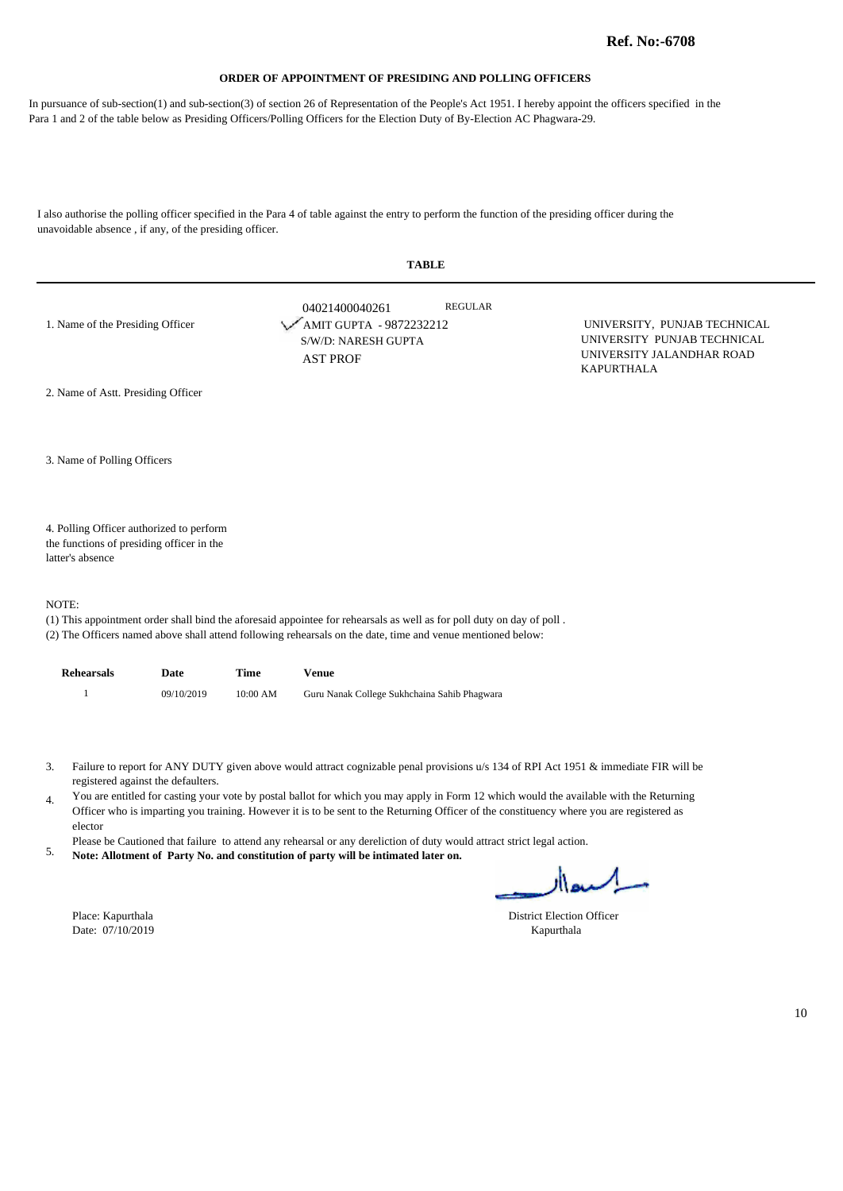**Ref. No:-6708**

### ORDER OF APPOINTMENT OF PRESIDING AND POLLING OFFICERS

In pursuance of sub-section(1) and sub-section(3) of section 26 of Representation of the People's Act 1951. I hereby appoint the officers specified in the Para 1 and 2 of the table below as Presiding Officers/Polling Officers for the Election Duty of By-Election AC Phagwara-29.

I also authorise the polling officer specified in the Para 4 of table against the entry to perform the function of the presiding officer during the unavoidable absence , if any, of the presiding officer.

**TABLE**

| | | |
|---|---|---|
| 1. Name of the Presiding Officer | 04021400040261 REGULAR<br>AMIT GUPTA - 9872232212<br>S/W/D: NARESH GUPTA<br>AST PROF | UNIVERSITY, PUNJAB TECHNICAL UNIVERSITY PUNJAB TECHNICAL UNIVERSITY JALANDHAR ROAD KAPURTHALA |
| 2. Name of Astt. Presiding Officer | | |
| 3. Name of Polling Officers | | |
| 4. Polling Officer authorized to perform the functions of presiding officer in the latter's absence | | |

NOTE:

(1) This appointment order shall bind the aforesaid appointee for rehearsals as well as for poll duty on day of poll .

(2) The Officers named above shall attend following rehearsals on the date, time and venue mentioned below:

| Rehearsals | Date | Time | Venue |
|---|---|---|---|
| 1 | 09/10/2019 | 10:00 AM | Guru Nanak College Sukhchaina Sahib Phagwara |

3. Failure to report for ANY DUTY given above would attract cognizable penal provisions u/s 134 of RPI Act 1951 & immediate FIR will be registered against the defaulters.
4. You are entitled for casting your vote by postal ballot for which you may apply in Form 12 which would the available with the Returning Officer who is imparting you training. However it is to be sent to the Returning Officer of the constituency where you are registered as elector
5. Please be Cautioned that failure to attend any rehearsal or any dereliction of duty would attract strict legal action.
   **Note: Allotment of Party No. and constitution of party will be intimated later on.**

Place: Kapurthala
Date: 07/10/2019

District Election Officer
Kapurthala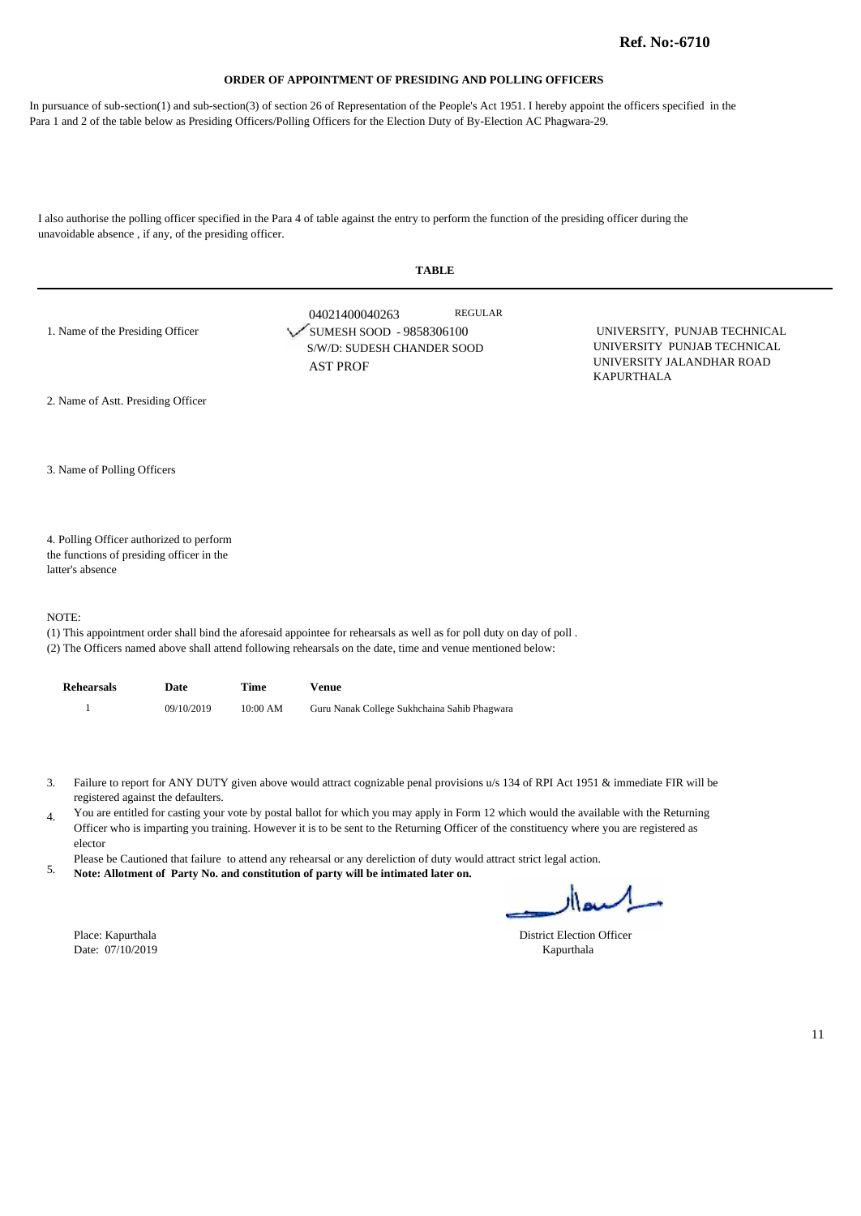**Ref. No:-6710**

## ORDER OF APPOINTMENT OF PRESIDING AND POLLING OFFICERS

In pursuance of sub-section(1) and sub-section(3) of section 26 of Representation of the People's Act 1951. I hereby appoint the officers specified in the Para 1 and 2 of the table below as Presiding Officers/Polling Officers for the Election Duty of By-Election AC Phagwara-29.

I also authorise the polling officer specified in the Para 4 of table against the entry to perform the function of the presiding officer during the unavoidable absence , if any, of the presiding officer.

**TABLE**

| | | |
|---|---|---|
| 1. Name of the Presiding Officer | 04021400040263 REGULAR<br>SUMESH SOOD - 9858306100<br>S/W/D: SUDESH CHANDER SOOD<br>AST PROF | UNIVERSITY, PUNJAB TECHNICAL UNIVERSITY PUNJAB TECHNICAL UNIVERSITY JALANDHAR ROAD KAPURTHALA |
| 2. Name of Astt. Presiding Officer | | |
| 3. Name of Polling Officers | | |
| 4. Polling Officer authorized to perform the functions of presiding officer in the latter's absence | | |

NOTE:

(1) This appointment order shall bind the aforesaid appointee for rehearsals as well as for poll duty on day of poll .

(2) The Officers named above shall attend following rehearsals on the date, time and venue mentioned below:

| Rehearsals | Date | Time | Venue |
|---|---|---|---|
| 1 | 09/10/2019 | 10:00 AM | Guru Nanak College Sukhchaina Sahib Phagwara |

3. Failure to report for ANY DUTY given above would attract cognizable penal provisions u/s 134 of RPI Act 1951 & immediate FIR will be registered against the defaulters.
4. You are entitled for casting your vote by postal ballot for which you may apply in Form 12 which would the available with the Returning Officer who is imparting you training. However it is to be sent to the Returning Officer of the constituency where you are registered as elector
5. Please be Cautioned that failure to attend any rehearsal or any dereliction of duty would attract strict legal action. **Note: Allotment of Party No. and constitution of party will be intimated later on.**

Place: Kapurthala
Date: 07/10/2019

District Election Officer
Kapurthala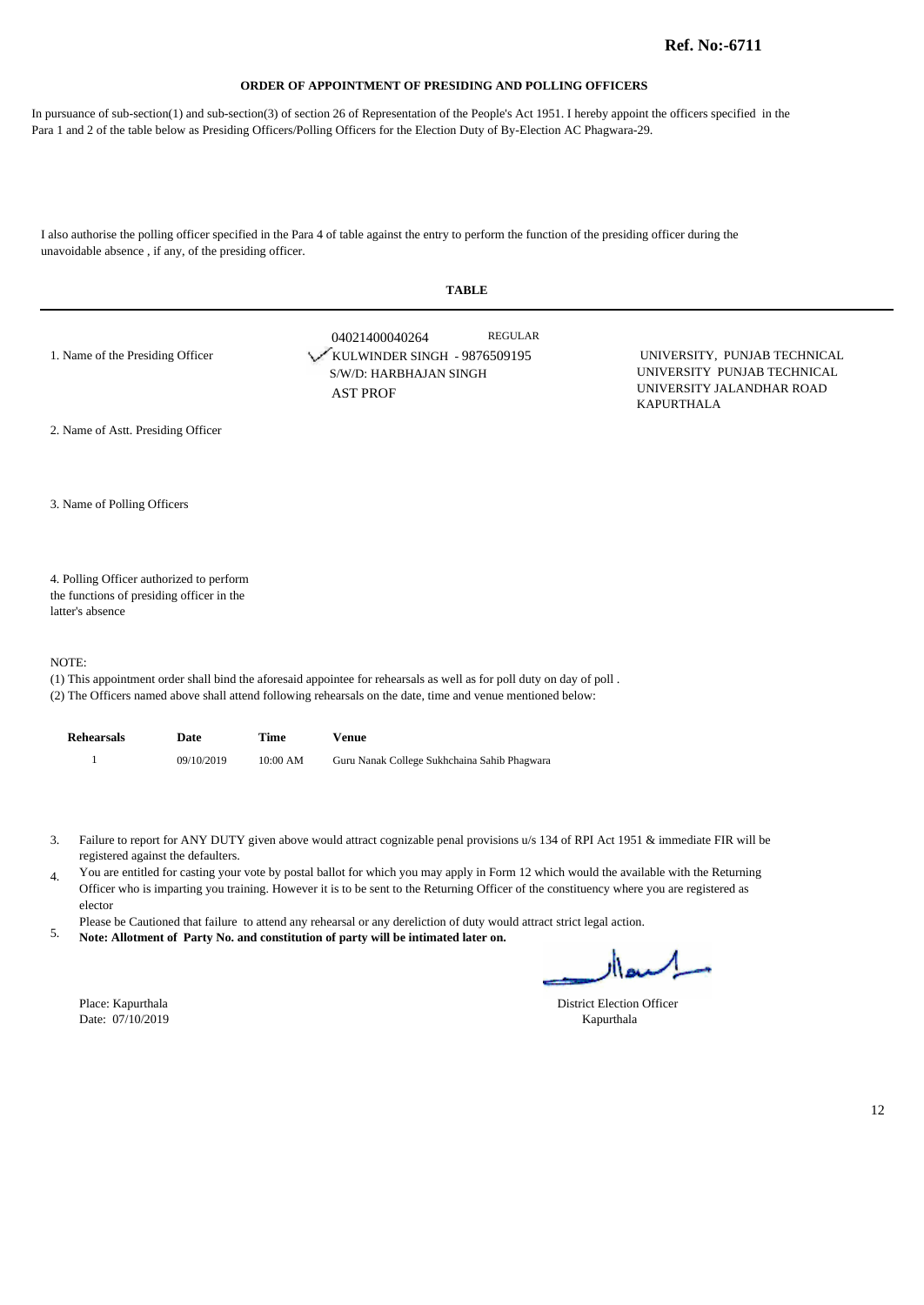**Ref. No:-6711**

## ORDER OF APPOINTMENT OF PRESIDING AND POLLING OFFICERS

In pursuance of sub-section(1) and sub-section(3) of section 26 of Representation of the People's Act 1951. I hereby appoint the officers specified in the Para 1 and 2 of the table below as Presiding Officers/Polling Officers for the Election Duty of By-Election AC Phagwara-29.

I also authorise the polling officer specified in the Para 4 of table against the entry to perform the function of the presiding officer during the unavoidable absence , if any, of the presiding officer.

**TABLE**

| | | |
|---|---|---|
| 1. Name of the Presiding Officer | 04021400040264 REGULAR<br>KULWINDER SINGH - 9876509195<br>S/W/D: HARBHAJAN SINGH<br>AST PROF | UNIVERSITY, PUNJAB TECHNICAL UNIVERSITY PUNJAB TECHNICAL UNIVERSITY JALANDHAR ROAD KAPURTHALA |
| 2. Name of Astt. Presiding Officer | | |
| 3. Name of Polling Officers | | |
| 4. Polling Officer authorized to perform the functions of presiding officer in the latter's absence | | |

NOTE:

(1) This appointment order shall bind the aforesaid appointee for rehearsals as well as for poll duty on day of poll .
(2) The Officers named above shall attend following rehearsals on the date, time and venue mentioned below:

| Rehearsals | Date | Time | Venue |
|---|---|---|---|
| 1 | 09/10/2019 | 10:00 AM | Guru Nanak College Sukhchaina Sahib Phagwara |

3. Failure to report for ANY DUTY given above would attract cognizable penal provisions u/s 134 of RPI Act 1951 & immediate FIR will be registered against the defaulters.
4. You are entitled for casting your vote by postal ballot for which you may apply in Form 12 which would the available with the Returning Officer who is imparting you training. However it is to be sent to the Returning Officer of the constituency where you are registered as elector
5. Please be Cautioned that failure to attend any rehearsal or any dereliction of duty would attract strict legal action.
   **Note: Allotment of Party No. and constitution of party will be intimated later on.**

Place: Kapurthala
Date: 07/10/2019

District Election Officer
Kapurthala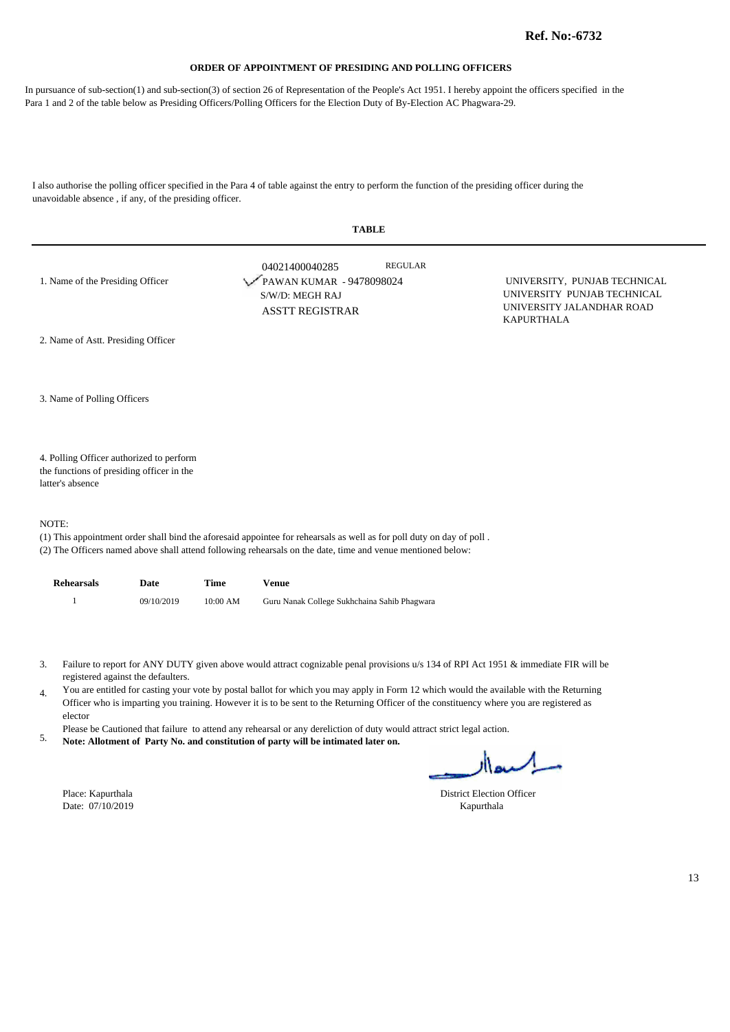**Ref. No:-6732**

## ORDER OF APPOINTMENT OF PRESIDING AND POLLING OFFICERS

In pursuance of sub-section(1) and sub-section(3) of section 26 of Representation of the People's Act 1951. I hereby appoint the officers specified in the Para 1 and 2 of the table below as Presiding Officers/Polling Officers for the Election Duty of By-Election AC Phagwara-29.

I also authorise the polling officer specified in the Para 4 of table against the entry to perform the function of the presiding officer during the unavoidable absence , if any, of the presiding officer.

### TABLE

| | | |
|---|---|---|
| 1. Name of the Presiding Officer | 04021400040285 REGULAR<br>PAWAN KUMAR - 9478098024<br>S/W/D: MEGH RAJ<br>ASSTT REGISTRAR | UNIVERSITY, PUNJAB TECHNICAL UNIVERSITY PUNJAB TECHNICAL UNIVERSITY JALANDHAR ROAD KAPURTHALA |
| 2. Name of Astt. Presiding Officer | | |
| 3. Name of Polling Officers | | |
| 4. Polling Officer authorized to perform the functions of presiding officer in the latter's absence | | |

NOTE:

(1) This appointment order shall bind the aforesaid appointee for rehearsals as well as for poll duty on day of poll .
(2) The Officers named above shall attend following rehearsals on the date, time and venue mentioned below:

| Rehearsals | Date | Time | Venue |
|---|---|---|---|
| 1 | 09/10/2019 | 10:00 AM | Guru Nanak College Sukhchaina Sahib Phagwara |

3. Failure to report for ANY DUTY given above would attract cognizable penal provisions u/s 134 of RPI Act 1951 & immediate FIR will be registered against the defaulters.
4. You are entitled for casting your vote by postal ballot for which you may apply in Form 12 which would the available with the Returning Officer who is imparting you training. However it is to be sent to the Returning Officer of the constituency where you are registered as elector
5. Please be Cautioned that failure to attend any rehearsal or any dereliction of duty would attract strict legal action.
**Note: Allotment of Party No. and constitution of party will be intimated later on.**

Place: Kapurthala
Date: 07/10/2019

District Election Officer
Kapurthala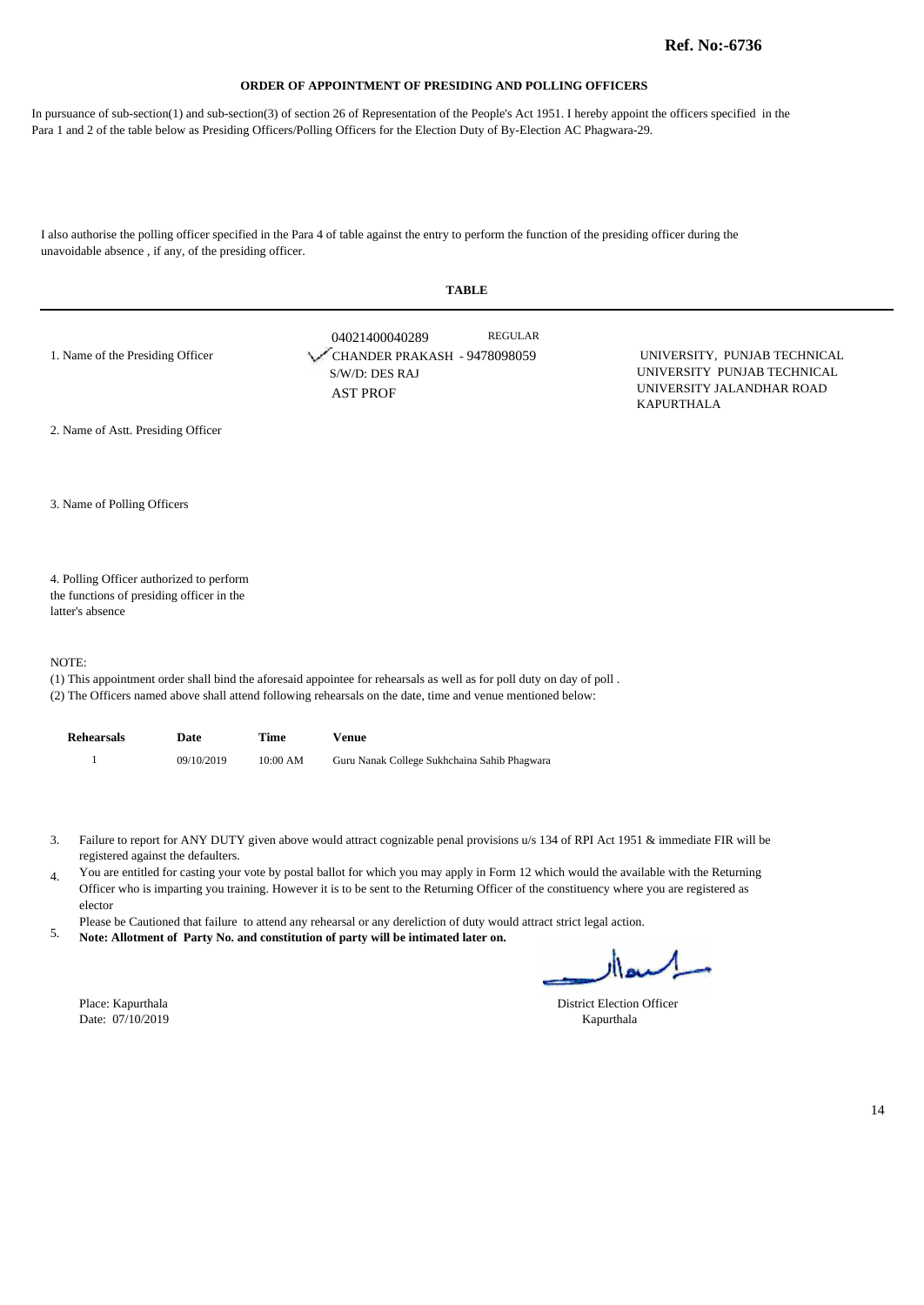**Ref. No:-6736**

**ORDER OF APPOINTMENT OF PRESIDING AND POLLING OFFICERS**

In pursuance of sub-section(1) and sub-section(3) of section 26 of Representation of the People's Act 1951. I hereby appoint the officers specified in the Para 1 and 2 of the table below as Presiding Officers/Polling Officers for the Election Duty of By-Election AC Phagwara-29.

I also authorise the polling officer specified in the Para 4 of table against the entry to perform the function of the presiding officer during the unavoidable absence , if any, of the presiding officer.

**TABLE**

| | | |
|---|---|---|
| 1. Name of the Presiding Officer | 04021400040289 REGULAR<br>CHANDER PRAKASH - 9478098059<br>S/W/D: DES RAJ<br>AST PROF | UNIVERSITY, PUNJAB TECHNICAL UNIVERSITY PUNJAB TECHNICAL UNIVERSITY JALANDHAR ROAD KAPURTHALA |
| 2. Name of Astt. Presiding Officer | | |
| 3. Name of Polling Officers | | |
| 4. Polling Officer authorized to perform the functions of presiding officer in the latter's absence | | |

NOTE:

(1) This appointment order shall bind the aforesaid appointee for rehearsals as well as for poll duty on day of poll .

(2) The Officers named above shall attend following rehearsals on the date, time and venue mentioned below:

| Rehearsals | Date | Time | Venue |
|---|---|---|---|
| 1 | 09/10/2019 | 10:00 AM | Guru Nanak College Sukhchaina Sahib Phagwara |

3. Failure to report for ANY DUTY given above would attract cognizable penal provisions u/s 134 of RPI Act 1951 & immediate FIR will be registered against the defaulters.
4. You are entitled for casting your vote by postal ballot for which you may apply in Form 12 which would the available with the Returning Officer who is imparting you training. However it is to be sent to the Returning Officer of the constituency where you are registered as elector
5. Please be Cautioned that failure to attend any rehearsal or any dereliction of duty would attract strict legal action.
   **Note: Allotment of Party No. and constitution of party will be intimated later on.**

Place: Kapurthala
Date: 07/10/2019

District Election Officer
Kapurthala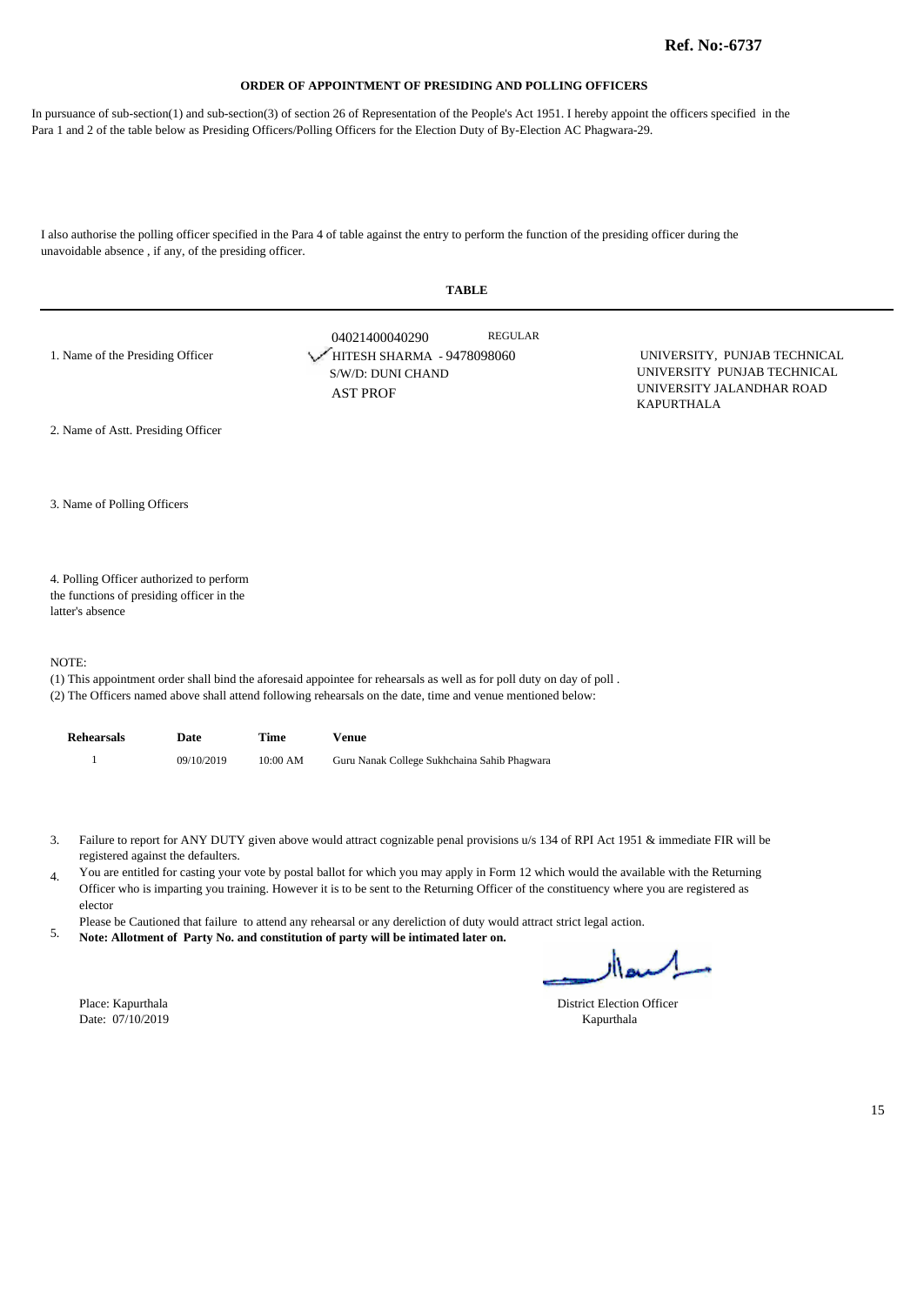**Ref. No:-6737**

## ORDER OF APPOINTMENT OF PRESIDING AND POLLING OFFICERS

In pursuance of sub-section(1) and sub-section(3) of section 26 of Representation of the People's Act 1951. I hereby appoint the officers specified in the Para 1 and 2 of the table below as Presiding Officers/Polling Officers for the Election Duty of By-Election AC Phagwara-29.

I also authorise the polling officer specified in the Para 4 of table against the entry to perform the function of the presiding officer during the unavoidable absence , if any, of the presiding officer.

**TABLE**

| | | |
|---|---|---|
| 1. Name of the Presiding Officer | 04021400040290 REGULAR<br>HITESH SHARMA - 9478098060<br>S/W/D: DUNI CHAND<br>AST PROF | UNIVERSITY, PUNJAB TECHNICAL UNIVERSITY PUNJAB TECHNICAL UNIVERSITY JALANDHAR ROAD KAPURTHALA |
| 2. Name of Astt. Presiding Officer | | |
| 3. Name of Polling Officers | | |
| 4. Polling Officer authorized to perform the functions of presiding officer in the latter's absence | | |

NOTE:

(1) This appointment order shall bind the aforesaid appointee for rehearsals as well as for poll duty on day of poll .
(2) The Officers named above shall attend following rehearsals on the date, time and venue mentioned below:

| Rehearsals | Date | Time | Venue |
|---|---|---|---|
| 1 | 09/10/2019 | 10:00 AM | Guru Nanak College Sukhchaina Sahib Phagwara |

3. Failure to report for ANY DUTY given above would attract cognizable penal provisions u/s 134 of RPI Act 1951 & immediate FIR will be registered against the defaulters.
4. You are entitled for casting your vote by postal ballot for which you may apply in Form 12 which would the available with the Returning Officer who is imparting you training. However it is to be sent to the Returning Officer of the constituency where you are registered as elector
5. Please be Cautioned that failure to attend any rehearsal or any dereliction of duty would attract strict legal action.
**Note: Allotment of Party No. and constitution of party will be intimated later on.**

Place: Kapurthala
Date: 07/10/2019

District Election Officer
Kapurthala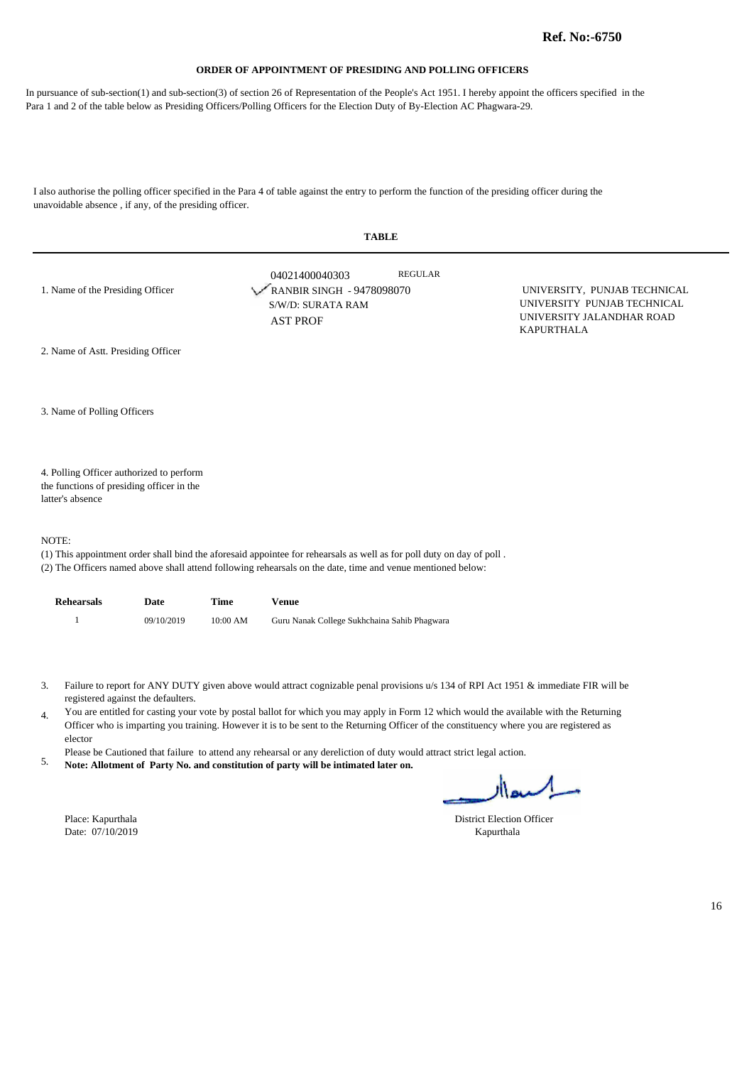**Ref. No:-6750**

**ORDER OF APPOINTMENT OF PRESIDING AND POLLING OFFICERS**

In pursuance of sub-section(1) and sub-section(3) of section 26 of Representation of the People's Act 1951. I hereby appoint the officers specified in the Para 1 and 2 of the table below as Presiding Officers/Polling Officers for the Election Duty of By-Election AC Phagwara-29.

I also authorise the polling officer specified in the Para 4 of table against the entry to perform the function of the presiding officer during the unavoidable absence , if any, of the presiding officer.

**TABLE**

| | | |
|---|---|---|
| 1. Name of the Presiding Officer | 04021400040303 REGULAR<br>RANBIR SINGH - 9478098070<br>S/W/D: SURATA RAM<br>AST PROF | UNIVERSITY, PUNJAB TECHNICAL UNIVERSITY PUNJAB TECHNICAL UNIVERSITY JALANDHAR ROAD KAPURTHALA |
| 2. Name of Astt. Presiding Officer | | |
| 3. Name of Polling Officers | | |
| 4. Polling Officer authorized to perform the functions of presiding officer in the latter's absence | | |

NOTE:

(1) This appointment order shall bind the aforesaid appointee for rehearsals as well as for poll duty on day of poll .

(2) The Officers named above shall attend following rehearsals on the date, time and venue mentioned below:

| Rehearsals | Date | Time | Venue |
|---|---|---|---|
| 1 | 09/10/2019 | 10:00 AM | Guru Nanak College Sukhchaina Sahib Phagwara |

3. Failure to report for ANY DUTY given above would attract cognizable penal provisions u/s 134 of RPI Act 1951 & immediate FIR will be registered against the defaulters.
4. You are entitled for casting your vote by postal ballot for which you may apply in Form 12 which would the available with the Returning Officer who is imparting you training. However it is to be sent to the Returning Officer of the constituency where you are registered as elector
5. Please be Cautioned that failure to attend any rehearsal or any dereliction of duty would attract strict legal action. **Note: Allotment of Party No. and constitution of party will be intimated later on.**

Place: Kapurthala
Date: 07/10/2019

District Election Officer
Kapurthala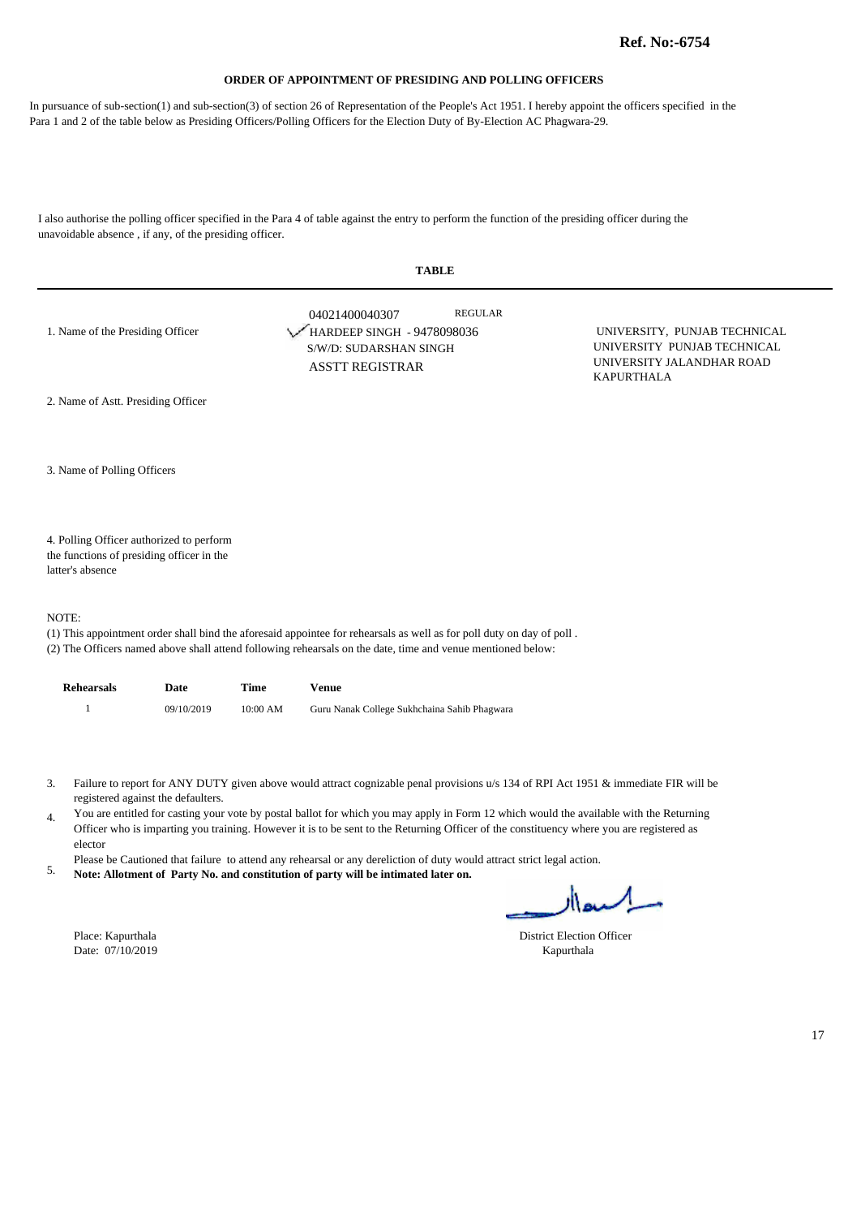**Ref. No:-6754**

## ORDER OF APPOINTMENT OF PRESIDING AND POLLING OFFICERS

In pursuance of sub-section(1) and sub-section(3) of section 26 of Representation of the People's Act 1951. I hereby appoint the officers specified in the Para 1 and 2 of the table below as Presiding Officers/Polling Officers for the Election Duty of By-Election AC Phagwara-29.

I also authorise the polling officer specified in the Para 4 of table against the entry to perform the function of the presiding officer during the unavoidable absence , if any, of the presiding officer.

**TABLE**

| | | |
|---|---|---|
| 1. Name of the Presiding Officer | 04021400040307 REGULAR<br>HARDEEP SINGH - 9478098036<br>S/W/D: SUDARSHAN SINGH<br>ASSTT REGISTRAR | UNIVERSITY, PUNJAB TECHNICAL UNIVERSITY PUNJAB TECHNICAL UNIVERSITY JALANDHAR ROAD KAPURTHALA |
| 2. Name of Astt. Presiding Officer | | |
| 3. Name of Polling Officers | | |
| 4. Polling Officer authorized to perform the functions of presiding officer in the latter's absence | | |

NOTE:

(1) This appointment order shall bind the aforesaid appointee for rehearsals as well as for poll duty on day of poll .
(2) The Officers named above shall attend following rehearsals on the date, time and venue mentioned below:

| Rehearsals | Date | Time | Venue |
|---|---|---|---|
| 1 | 09/10/2019 | 10:00 AM | Guru Nanak College Sukhchaina Sahib Phagwara |

3. Failure to report for ANY DUTY given above would attract cognizable penal provisions u/s 134 of RPI Act 1951 & immediate FIR will be registered against the defaulters.
4. You are entitled for casting your vote by postal ballot for which you may apply in Form 12 which would the available with the Returning Officer who is imparting you training. However it is to be sent to the Returning Officer of the constituency where you are registered as elector
5. Please be Cautioned that failure to attend any rehearsal or any dereliction of duty would attract strict legal action. **Note: Allotment of Party No. and constitution of party will be intimated later on.**

Place: Kapurthala
Date: 07/10/2019

District Election Officer
Kapurthala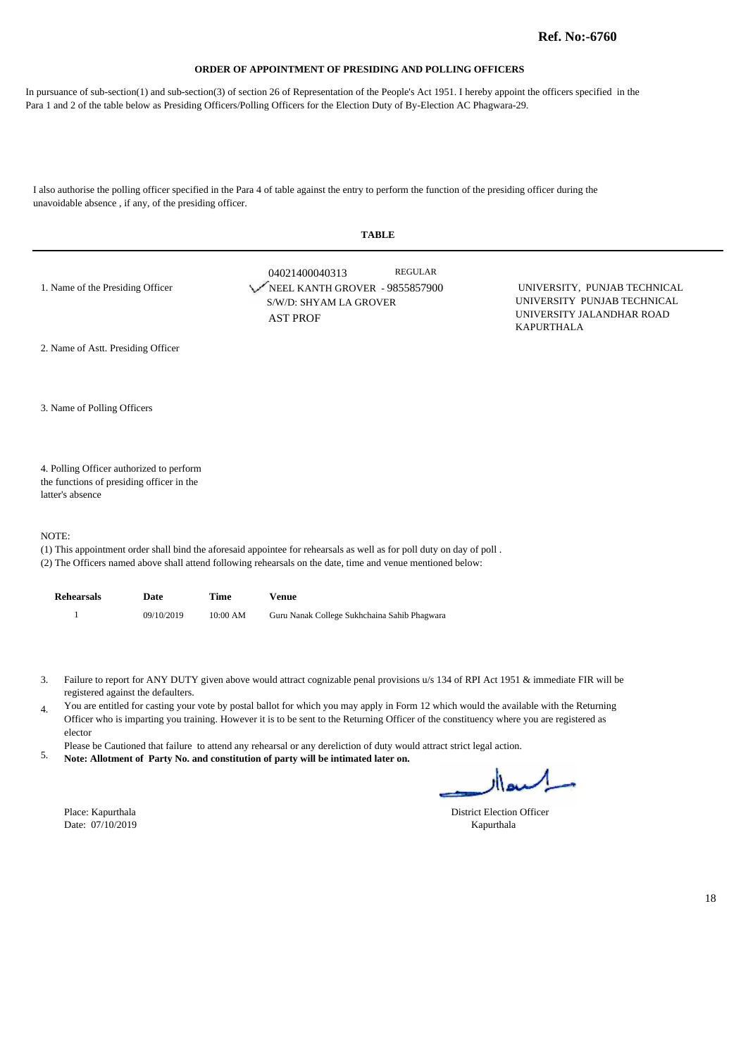**Ref. No:-6760**

## ORDER OF APPOINTMENT OF PRESIDING AND POLLING OFFICERS

In pursuance of sub-section(1) and sub-section(3) of section 26 of Representation of the People's Act 1951. I hereby appoint the officers specified in the Para 1 and 2 of the table below as Presiding Officers/Polling Officers for the Election Duty of By-Election AC Phagwara-29.

I also authorise the polling officer specified in the Para 4 of table against the entry to perform the function of the presiding officer during the unavoidable absence , if any, of the presiding officer.

**TABLE**

| | | |
|---|---|---|
| 1. Name of the Presiding Officer | 04021400040313 REGULAR<br>✓NEEL KANTH GROVER - 9855857900<br>S/W/D: SHYAM LA GROVER<br>AST PROF | UNIVERSITY, PUNJAB TECHNICAL UNIVERSITY PUNJAB TECHNICAL UNIVERSITY JALANDHAR ROAD KAPURTHALA |
| 2. Name of Astt. Presiding Officer | | |
| 3. Name of Polling Officers | | |
| 4. Polling Officer authorized to perform the functions of presiding officer in the latter's absence | | |

NOTE:

(1) This appointment order shall bind the aforesaid appointee for rehearsals as well as for poll duty on day of poll .

(2) The Officers named above shall attend following rehearsals on the date, time and venue mentioned below:

| Rehearsals | Date | Time | Venue |
|---|---|---|---|
| 1 | 09/10/2019 | 10:00 AM | Guru Nanak College Sukhchaina Sahib Phagwara |

3. Failure to report for ANY DUTY given above would attract cognizable penal provisions u/s 134 of RPI Act 1951 & immediate FIR will be registered against the defaulters.
4. You are entitled for casting your vote by postal ballot for which you may apply in Form 12 which would the available with the Returning Officer who is imparting you training. However it is to be sent to the Returning Officer of the constituency where you are registered as elector
5. Please be Cautioned that failure to attend any rehearsal or any dereliction of duty would attract strict legal action.
   **Note: Allotment of Party No. and constitution of party will be intimated later on.**

Place: Kapurthala
Date: 07/10/2019

District Election Officer
Kapurthala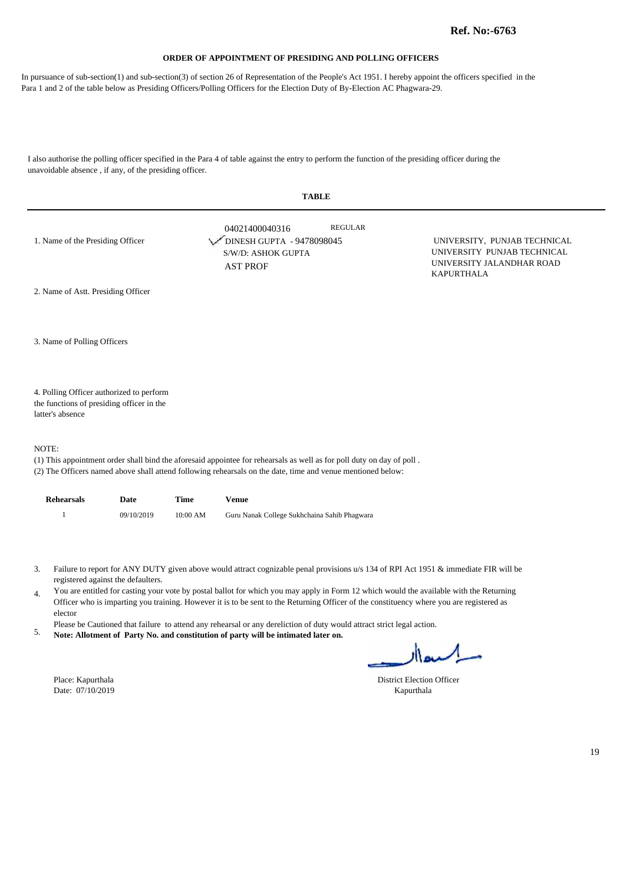**Ref. No:-6763**

## ORDER OF APPOINTMENT OF PRESIDING AND POLLING OFFICERS

In pursuance of sub-section(1) and sub-section(3) of section 26 of Representation of the People's Act 1951. I hereby appoint the officers specified in the Para 1 and 2 of the table below as Presiding Officers/Polling Officers for the Election Duty of By-Election AC Phagwara-29.

I also authorise the polling officer specified in the Para 4 of table against the entry to perform the function of the presiding officer during the unavoidable absence , if any, of the presiding officer.

### TABLE

| | | |
|---|---|---|
| 1. Name of the Presiding Officer | 04021400040316 REGULAR<br>DINESH GUPTA - 9478098045<br>S/W/D: ASHOK GUPTA<br>AST PROF | UNIVERSITY, PUNJAB TECHNICAL UNIVERSITY PUNJAB TECHNICAL UNIVERSITY JALANDHAR ROAD KAPURTHALA |
| 2. Name of Astt. Presiding Officer | | |
| 3. Name of Polling Officers | | |
| 4. Polling Officer authorized to perform the functions of presiding officer in the latter's absence | | |

NOTE:

(1) This appointment order shall bind the aforesaid appointee for rehearsals as well as for poll duty on day of poll .
(2) The Officers named above shall attend following rehearsals on the date, time and venue mentioned below:

| Rehearsals | Date | Time | Venue |
|---|---|---|---|
| 1 | 09/10/2019 | 10:00 AM | Guru Nanak College Sukhchaina Sahib Phagwara |

3. Failure to report for ANY DUTY given above would attract cognizable penal provisions u/s 134 of RPI Act 1951 & immediate FIR will be registered against the defaulters.
4. You are entitled for casting your vote by postal ballot for which you may apply in Form 12 which would the available with the Returning Officer who is imparting you training. However it is to be sent to the Returning Officer of the constituency where you are registered as elector
5. Please be Cautioned that failure to attend any rehearsal or any dereliction of duty would attract strict legal action.
**Note: Allotment of Party No. and constitution of party will be intimated later on.**

Place: Kapurthala
Date: 07/10/2019

District Election Officer
Kapurthala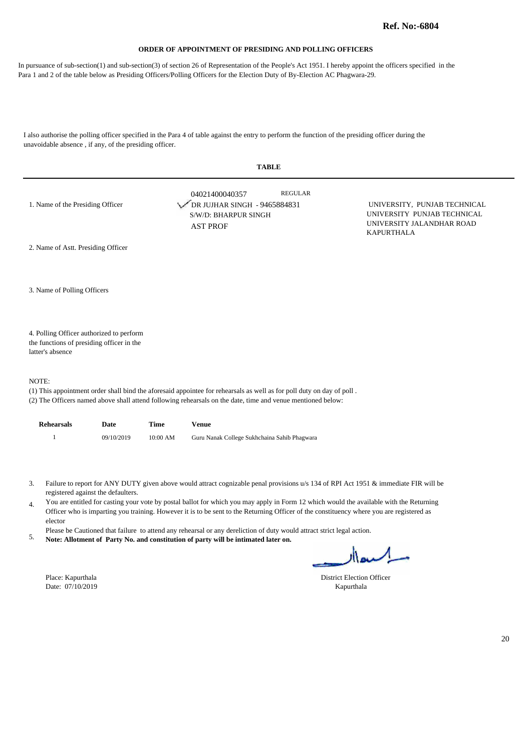**Ref. No:-6804**

## ORDER OF APPOINTMENT OF PRESIDING AND POLLING OFFICERS

In pursuance of sub-section(1) and sub-section(3) of section 26 of Representation of the People's Act 1951. I hereby appoint the officers specified in the Para 1 and 2 of the table below as Presiding Officers/Polling Officers for the Election Duty of By-Election AC Phagwara-29.

I also authorise the polling officer specified in the Para 4 of table against the entry to perform the function of the presiding officer during the unavoidable absence , if any, of the presiding officer.

**TABLE**

| | | |
|---|---|---|
| 1. Name of the Presiding Officer | 04021400040357 REGULAR<br>DR JUJHAR SINGH - 9465884831<br>S/W/D: BHARPUR SINGH<br>AST PROF | UNIVERSITY, PUNJAB TECHNICAL UNIVERSITY PUNJAB TECHNICAL UNIVERSITY JALANDHAR ROAD KAPURTHALA |
| 2. Name of Astt. Presiding Officer | | |
| 3. Name of Polling Officers | | |
| 4. Polling Officer authorized to perform the functions of presiding officer in the latter's absence | | |

NOTE:

(1) This appointment order shall bind the aforesaid appointee for rehearsals as well as for poll duty on day of poll .
(2) The Officers named above shall attend following rehearsals on the date, time and venue mentioned below:

| Rehearsals | Date | Time | Venue |
|---|---|---|---|
| 1 | 09/10/2019 | 10:00 AM | Guru Nanak College Sukhchaina Sahib Phagwara |

3. Failure to report for ANY DUTY given above would attract cognizable penal provisions u/s 134 of RPI Act 1951 & immediate FIR will be registered against the defaulters.
4. You are entitled for casting your vote by postal ballot for which you may apply in Form 12 which would the available with the Returning Officer who is imparting you training. However it is to be sent to the Returning Officer of the constituency where you are registered as elector
5. Please be Cautioned that failure to attend any rehearsal or any dereliction of duty would attract strict legal action.
   **Note: Allotment of Party No. and constitution of party will be intimated later on.**

Place: Kapurthala
Date: 07/10/2019

District Election Officer
Kapurthala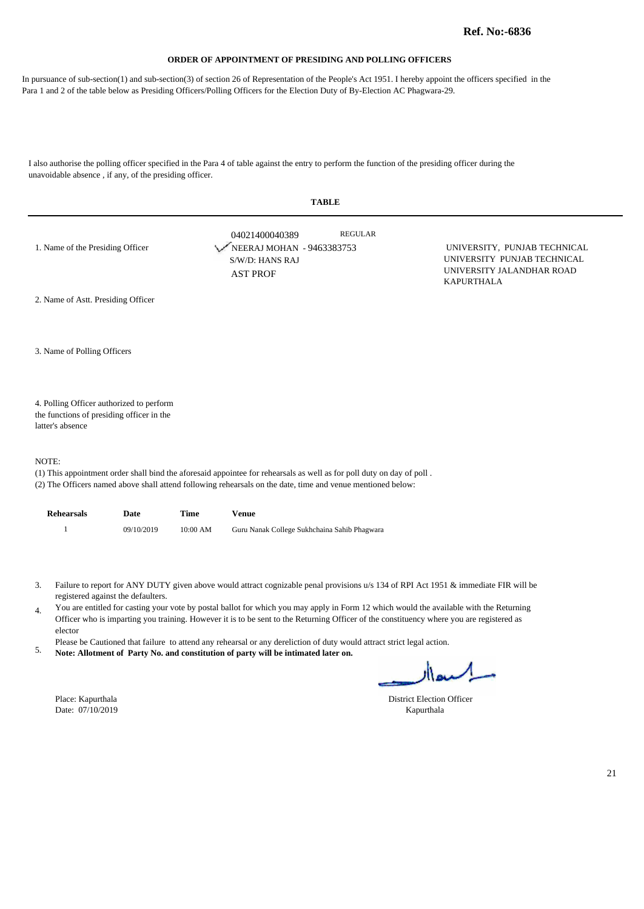**Ref. No:-6836**

## ORDER OF APPOINTMENT OF PRESIDING AND POLLING OFFICERS

In pursuance of sub-section(1) and sub-section(3) of section 26 of Representation of the People's Act 1951. I hereby appoint the officers specified in the Para 1 and 2 of the table below as Presiding Officers/Polling Officers for the Election Duty of By-Election AC Phagwara-29.

I also authorise the polling officer specified in the Para 4 of table against the entry to perform the function of the presiding officer during the unavoidable absence , if any, of the presiding officer.

**TABLE**

| | | |
|---|---|---|
| 1. Name of the Presiding Officer | 04021400040389 REGULAR<br>NEERAJ MOHAN - 9463383753<br>S/W/D: HANS RAJ<br>AST PROF | UNIVERSITY, PUNJAB TECHNICAL UNIVERSITY PUNJAB TECHNICAL UNIVERSITY JALANDHAR ROAD KAPURTHALA |
| 2. Name of Astt. Presiding Officer | | |
| 3. Name of Polling Officers | | |
| 4. Polling Officer authorized to perform the functions of presiding officer in the latter's absence | | |

NOTE:

(1) This appointment order shall bind the aforesaid appointee for rehearsals as well as for poll duty on day of poll .
(2) The Officers named above shall attend following rehearsals on the date, time and venue mentioned below:

| Rehearsals | Date | Time | Venue |
|---|---|---|---|
| 1 | 09/10/2019 | 10:00 AM | Guru Nanak College Sukhchaina Sahib Phagwara |

3. Failure to report for ANY DUTY given above would attract cognizable penal provisions u/s 134 of RPI Act 1951 & immediate FIR will be registered against the defaulters.
4. You are entitled for casting your vote by postal ballot for which you may apply in Form 12 which would the available with the Returning Officer who is imparting you training. However it is to be sent to the Returning Officer of the constituency where you are registered as elector
5. Please be Cautioned that failure to attend any rehearsal or any dereliction of duty would attract strict legal action.
**Note: Allotment of Party No. and constitution of party will be intimated later on.**

Place: Kapurthala
Date: 07/10/2019

District Election Officer
Kapurthala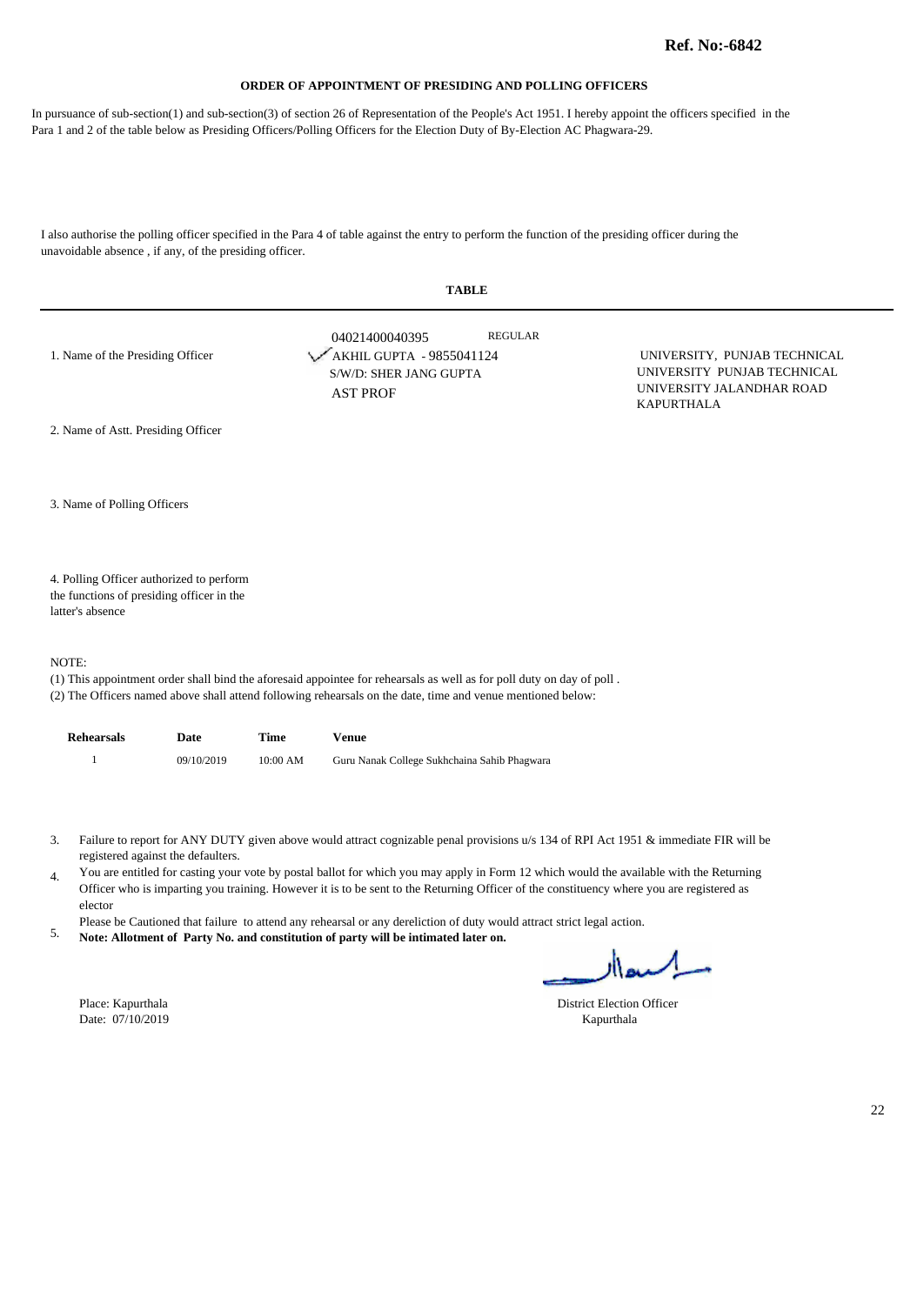**Ref. No:-6842**

## ORDER OF APPOINTMENT OF PRESIDING AND POLLING OFFICERS

In pursuance of sub-section(1) and sub-section(3) of section 26 of Representation of the People's Act 1951. I hereby appoint the officers specified in the Para 1 and 2 of the table below as Presiding Officers/Polling Officers for the Election Duty of By-Election AC Phagwara-29.

I also authorise the polling officer specified in the Para 4 of table against the entry to perform the function of the presiding officer during the unavoidable absence , if any, of the presiding officer.

**TABLE**

| | | |
|---|---|---|
| 1. Name of the Presiding Officer | 04021400040395 REGULAR<br>AKHIL GUPTA - 9855041124<br>S/W/D: SHER JANG GUPTA<br>AST PROF | UNIVERSITY, PUNJAB TECHNICAL UNIVERSITY PUNJAB TECHNICAL UNIVERSITY JALANDHAR ROAD KAPURTHALA |
| 2. Name of Astt. Presiding Officer | | |
| 3. Name of Polling Officers | | |
| 4. Polling Officer authorized to perform the functions of presiding officer in the latter's absence | | |

NOTE:

(1) This appointment order shall bind the aforesaid appointee for rehearsals as well as for poll duty on day of poll .
(2) The Officers named above shall attend following rehearsals on the date, time and venue mentioned below:

| Rehearsals | Date | Time | Venue |
|---|---|---|---|
| 1 | 09/10/2019 | 10:00 AM | Guru Nanak College Sukhchaina Sahib Phagwara |

3. Failure to report for ANY DUTY given above would attract cognizable penal provisions u/s 134 of RPI Act 1951 & immediate FIR will be registered against the defaulters.
4. You are entitled for casting your vote by postal ballot for which you may apply in Form 12 which would the available with the Returning Officer who is imparting you training. However it is to be sent to the Returning Officer of the constituency where you are registered as elector
5. Please be Cautioned that failure to attend any rehearsal or any dereliction of duty would attract strict legal action.
**Note: Allotment of Party No. and constitution of party will be intimated later on.**

Place: Kapurthala
Date: 07/10/2019

District Election Officer
Kapurthala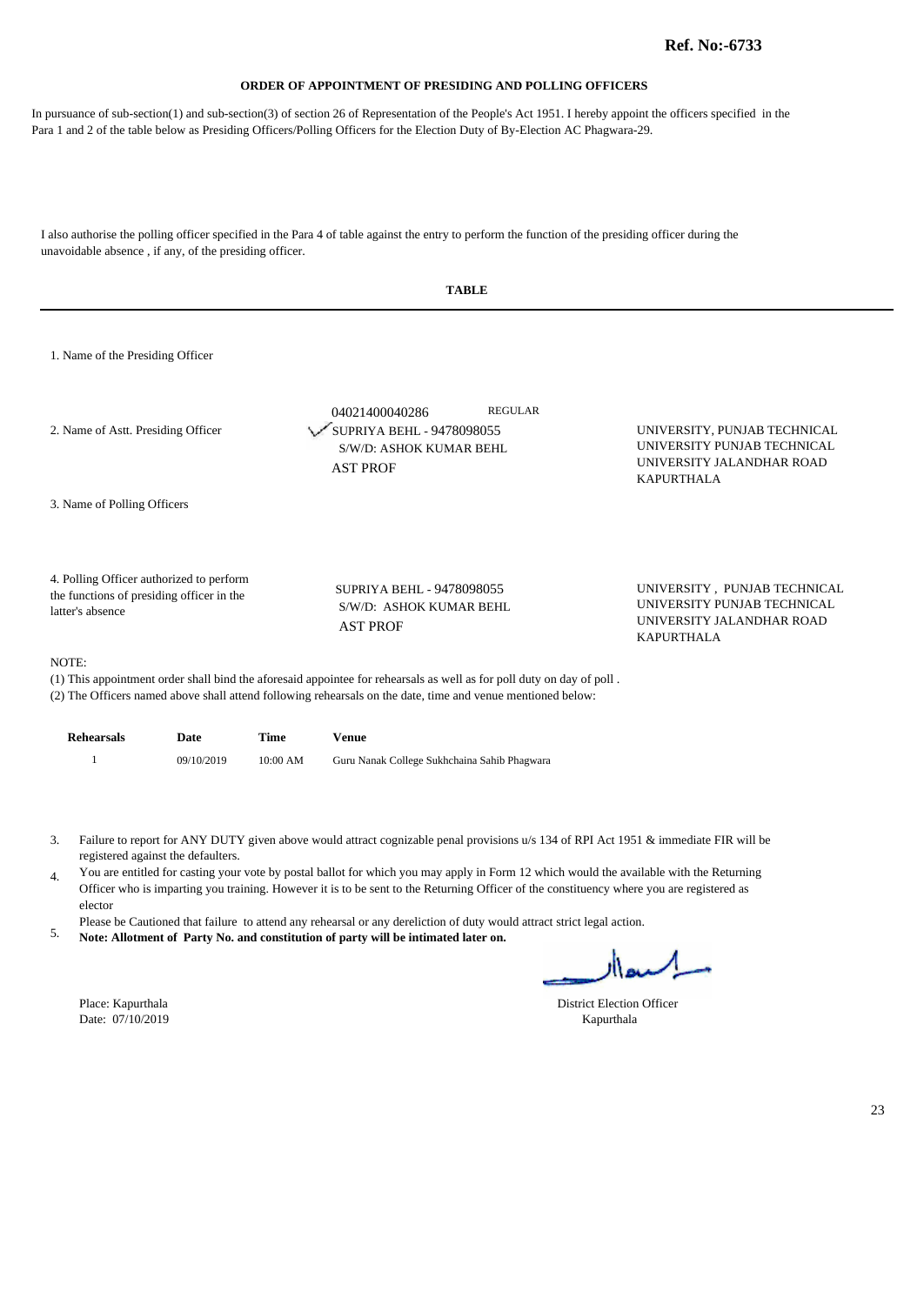**Ref. No:-6733**

**ORDER OF APPOINTMENT OF PRESIDING AND POLLING OFFICERS**

In pursuance of sub-section(1) and sub-section(3) of section 26 of Representation of the People's Act 1951. I hereby appoint the officers specified in the Para 1 and 2 of the table below as Presiding Officers/Polling Officers for the Election Duty of By-Election AC Phagwara-29.

I also authorise the polling officer specified in the Para 4 of table against the entry to perform the function of the presiding officer during the unavoidable absence , if any, of the presiding officer.

**TABLE**

| | | |
|---|---|---|
| 1. Name of the Presiding Officer | | |
| 2. Name of Astt. Presiding Officer | 04021400040286 REGULAR<br>SUPRIYA BEHL - 9478098055<br>S/W/D: ASHOK KUMAR BEHL<br>AST PROF | UNIVERSITY, PUNJAB TECHNICAL UNIVERSITY PUNJAB TECHNICAL UNIVERSITY JALANDHAR ROAD KAPURTHALA |
| 3. Name of Polling Officers | | |
| 4. Polling Officer authorized to perform the functions of presiding officer in the latter's absence | SUPRIYA BEHL - 9478098055<br>S/W/D: ASHOK KUMAR BEHL<br>AST PROF | UNIVERSITY , PUNJAB TECHNICAL UNIVERSITY PUNJAB TECHNICAL UNIVERSITY JALANDHAR ROAD KAPURTHALA |

NOTE:

(1) This appointment order shall bind the aforesaid appointee for rehearsals as well as for poll duty on day of poll .

(2) The Officers named above shall attend following rehearsals on the date, time and venue mentioned below:

| Rehearsals | Date | Time | Venue |
|---|---|---|---|
| 1 | 09/10/2019 | 10:00 AM | Guru Nanak College Sukhchaina Sahib Phagwara |

3. Failure to report for ANY DUTY given above would attract cognizable penal provisions u/s 134 of RPI Act 1951 & immediate FIR will be registered against the defaulters.
4. You are entitled for casting your vote by postal ballot for which you may apply in Form 12 which would the available with the Returning Officer who is imparting you training. However it is to be sent to the Returning Officer of the constituency where you are registered as elector
5. Please be Cautioned that failure to attend any rehearsal or any dereliction of duty would attract strict legal action.
   **Note: Allotment of Party No. and constitution of party will be intimated later on.**

Place: Kapurthala
Date: 07/10/2019

District Election Officer
Kapurthala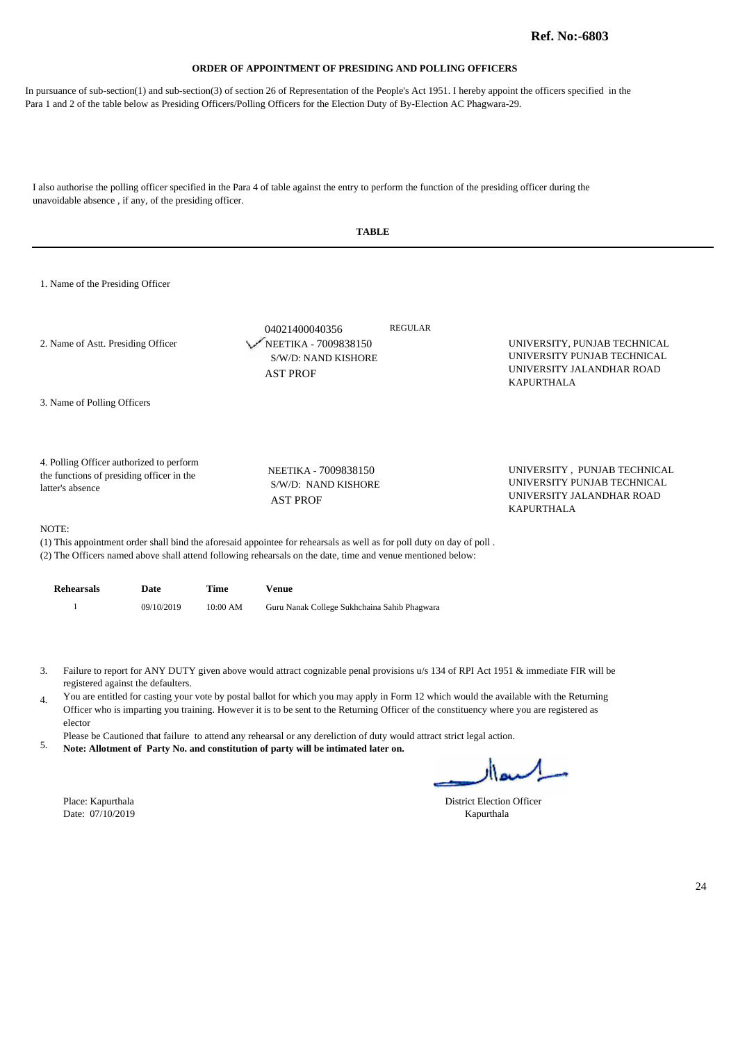**Ref. No:-6803**

**ORDER OF APPOINTMENT OF PRESIDING AND POLLING OFFICERS**

In pursuance of sub-section(1) and sub-section(3) of section 26 of Representation of the People's Act 1951. I hereby appoint the officers specified in the Para 1 and 2 of the table below as Presiding Officers/Polling Officers for the Election Duty of By-Election AC Phagwara-29.

I also authorise the polling officer specified in the Para 4 of table against the entry to perform the function of the presiding officer during the unavoidable absence , if any, of the presiding officer.

**TABLE**

1. Name of the Presiding Officer

2. Name of Astt. Presiding Officer

   04021400040356 REGULAR
   NEETIKA - 7009838150
   S/W/D: NAND KISHORE
   AST PROF

   UNIVERSITY, PUNJAB TECHNICAL UNIVERSITY PUNJAB TECHNICAL UNIVERSITY JALANDHAR ROAD KAPURTHALA

3. Name of Polling Officers

4. Polling Officer authorized to perform the functions of presiding officer in the latter's absence

   NEETIKA - 7009838150
   S/W/D: NAND KISHORE
   AST PROF

   UNIVERSITY , PUNJAB TECHNICAL UNIVERSITY PUNJAB TECHNICAL UNIVERSITY JALANDHAR ROAD KAPURTHALA

NOTE:

(1) This appointment order shall bind the aforesaid appointee for rehearsals as well as for poll duty on day of poll .
(2) The Officers named above shall attend following rehearsals on the date, time and venue mentioned below:

| Rehearsals | Date | Time | Venue |
|---|---|---|---|
| 1 | 09/10/2019 | 10:00 AM | Guru Nanak College Sukhchaina Sahib Phagwara |

3. Failure to report for ANY DUTY given above would attract cognizable penal provisions u/s 134 of RPI Act 1951 & immediate FIR will be registered against the defaulters.
4. You are entitled for casting your vote by postal ballot for which you may apply in Form 12 which would the available with the Returning Officer who is imparting you training. However it is to be sent to the Returning Officer of the constituency where you are registered as elector
5. Please be Cautioned that failure to attend any rehearsal or any dereliction of duty would attract strict legal action.
   **Note: Allotment of Party No. and constitution of party will be intimated later on.**

Place: Kapurthala
Date: 07/10/2019

District Election Officer
Kapurthala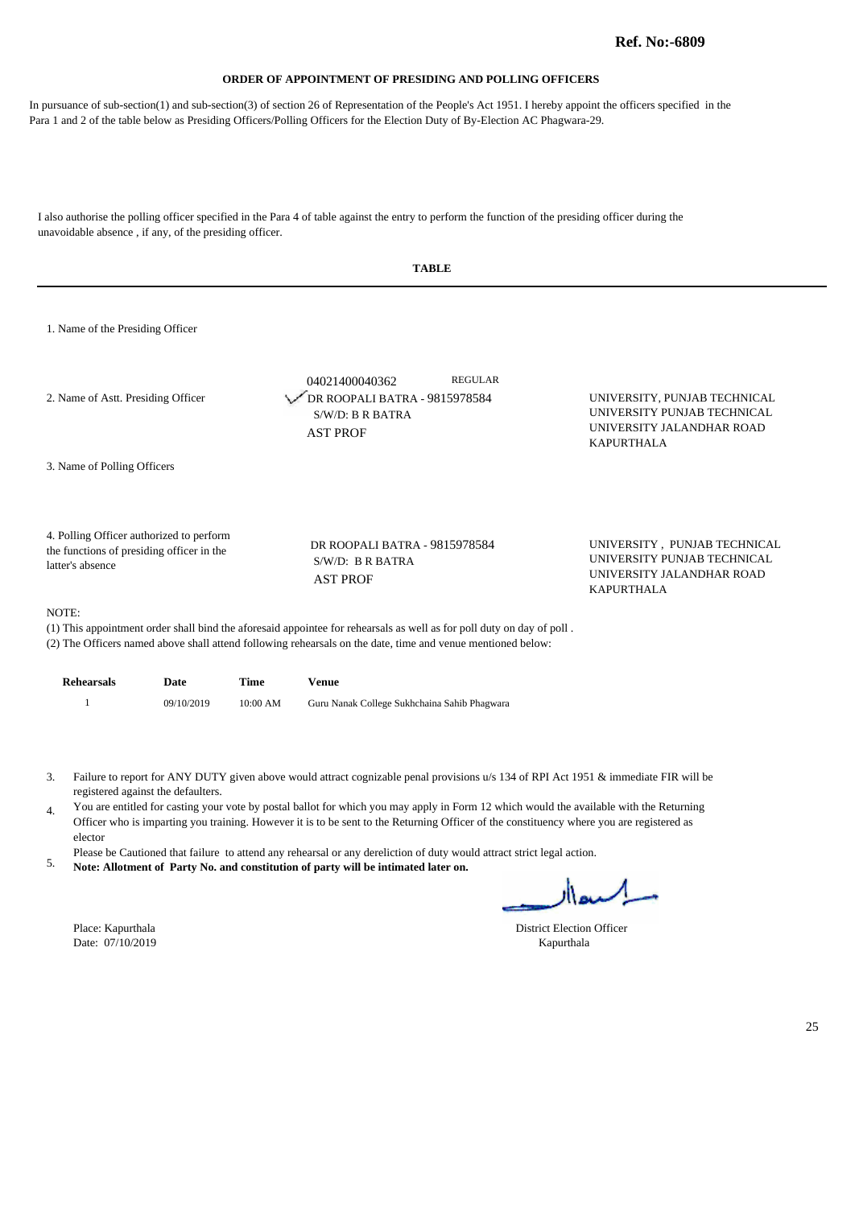**Ref. No:-6809**

**ORDER OF APPOINTMENT OF PRESIDING AND POLLING OFFICERS**

In pursuance of sub-section(1) and sub-section(3) of section 26 of Representation of the People's Act 1951. I hereby appoint the officers specified in the Para 1 and 2 of the table below as Presiding Officers/Polling Officers for the Election Duty of By-Election AC Phagwara-29.

I also authorise the polling officer specified in the Para 4 of table against the entry to perform the function of the presiding officer during the unavoidable absence , if any, of the presiding officer.

**TABLE**

| | | |
|---|---|---|
| 1. Name of the Presiding Officer | | |
| 2. Name of Astt. Presiding Officer | 04021400040362 REGULAR<br>DR ROOPALI BATRA - 9815978584<br>S/W/D: B R BATRA<br>AST PROF | UNIVERSITY, PUNJAB TECHNICAL UNIVERSITY PUNJAB TECHNICAL UNIVERSITY JALANDHAR ROAD KAPURTHALA |
| 3. Name of Polling Officers | | |
| 4. Polling Officer authorized to perform the functions of presiding officer in the latter's absence | DR ROOPALI BATRA - 9815978584<br>S/W/D: B R BATRA<br>AST PROF | UNIVERSITY , PUNJAB TECHNICAL UNIVERSITY PUNJAB TECHNICAL UNIVERSITY JALANDHAR ROAD KAPURTHALA |

NOTE:

(1) This appointment order shall bind the aforesaid appointee for rehearsals as well as for poll duty on day of poll .

(2) The Officers named above shall attend following rehearsals on the date, time and venue mentioned below:

| Rehearsals | Date | Time | Venue |
|---|---|---|---|
| 1 | 09/10/2019 | 10:00 AM | Guru Nanak College Sukhchaina Sahib Phagwara |

3. Failure to report for ANY DUTY given above would attract cognizable penal provisions u/s 134 of RPI Act 1951 & immediate FIR will be registered against the defaulters.
4. You are entitled for casting your vote by postal ballot for which you may apply in Form 12 which would the available with the Returning Officer who is imparting you training. However it is to be sent to the Returning Officer of the constituency where you are registered as elector
5. Please be Cautioned that failure to attend any rehearsal or any dereliction of duty would attract strict legal action.
   **Note: Allotment of Party No. and constitution of party will be intimated later on.**

Place: Kapurthala
Date: 07/10/2019

District Election Officer
Kapurthala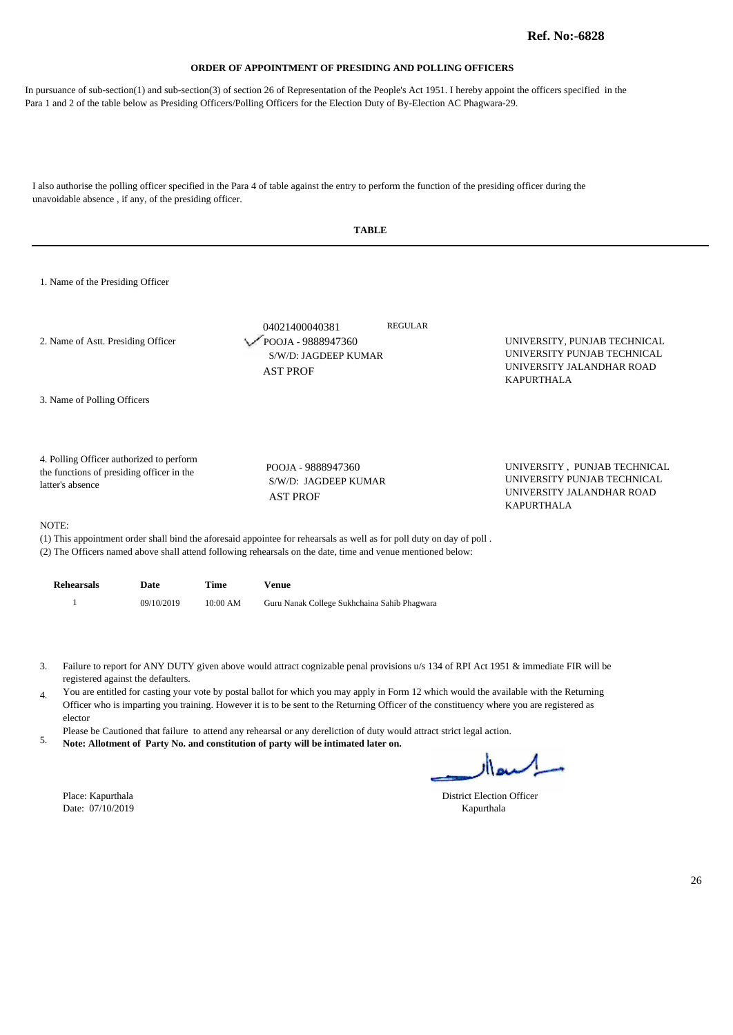**Ref. No:-6828**

## ORDER OF APPOINTMENT OF PRESIDING AND POLLING OFFICERS

In pursuance of sub-section(1) and sub-section(3) of section 26 of Representation of the People's Act 1951. I hereby appoint the officers specified in the Para 1 and 2 of the table below as Presiding Officers/Polling Officers for the Election Duty of By-Election AC Phagwara-29.

I also authorise the polling officer specified in the Para 4 of table against the entry to perform the function of the presiding officer during the unavoidable absence , if any, of the presiding officer.

### TABLE

1. Name of the Presiding Officer

2. Name of Astt. Presiding Officer

   04021400040381 REGULAR
   POOJA - 9888947360
   S/W/D: JAGDEEP KUMAR
   AST PROF

   UNIVERSITY, PUNJAB TECHNICAL UNIVERSITY PUNJAB TECHNICAL UNIVERSITY JALANDHAR ROAD KAPURTHALA

3. Name of Polling Officers

4. Polling Officer authorized to perform the functions of presiding officer in the latter's absence

   POOJA - 9888947360
   S/W/D: JAGDEEP KUMAR
   AST PROF

   UNIVERSITY , PUNJAB TECHNICAL UNIVERSITY PUNJAB TECHNICAL UNIVERSITY JALANDHAR ROAD KAPURTHALA

NOTE:

(1) This appointment order shall bind the aforesaid appointee for rehearsals as well as for poll duty on day of poll .
(2) The Officers named above shall attend following rehearsals on the date, time and venue mentioned below:

| Rehearsals | Date | Time | Venue |
|---|---|---|---|
| 1 | 09/10/2019 | 10:00 AM | Guru Nanak College Sukhchaina Sahib Phagwara |

3. Failure to report for ANY DUTY given above would attract cognizable penal provisions u/s 134 of RPI Act 1951 & immediate FIR will be registered against the defaulters.
4. You are entitled for casting your vote by postal ballot for which you may apply in Form 12 which would the available with the Returning Officer who is imparting you training. However it is to be sent to the Returning Officer of the constituency where you are registered as elector
5. Please be Cautioned that failure to attend any rehearsal or any dereliction of duty would attract strict legal action.
   **Note: Allotment of Party No. and constitution of party will be intimated later on.**

Place: Kapurthala
Date: 07/10/2019

District Election Officer
Kapurthala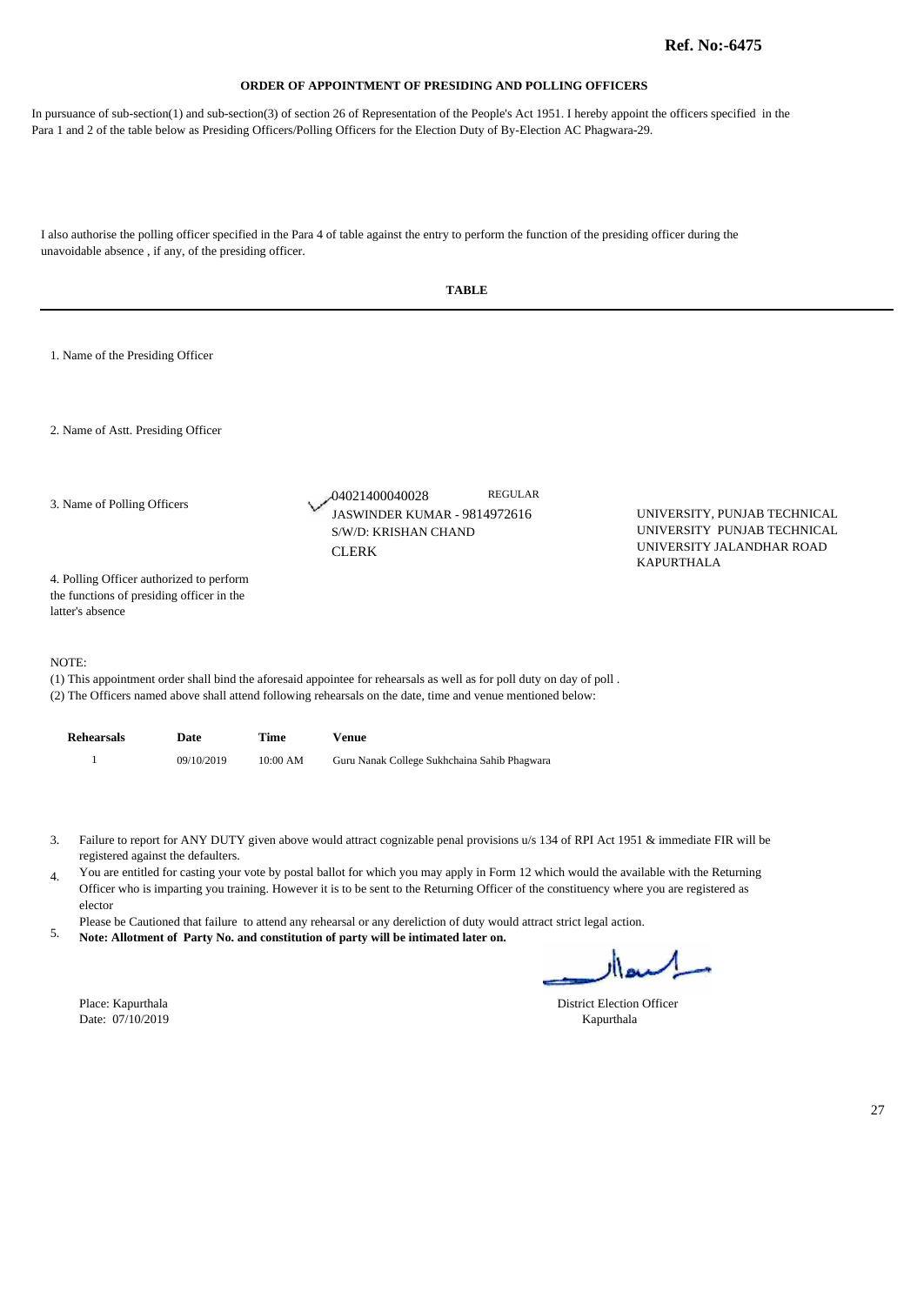**Ref. No:-6475**

## ORDER OF APPOINTMENT OF PRESIDING AND POLLING OFFICERS

In pursuance of sub-section(1) and sub-section(3) of section 26 of Representation of the People's Act 1951. I hereby appoint the officers specified in the Para 1 and 2 of the table below as Presiding Officers/Polling Officers for the Election Duty of By-Election AC Phagwara-29.

I also authorise the polling officer specified in the Para 4 of table against the entry to perform the function of the presiding officer during the unavoidable absence , if any, of the presiding officer.

**TABLE**

1. Name of the Presiding Officer

2. Name of Astt. Presiding Officer

3. Name of Polling Officers

04021400040028 REGULAR
JASWINDER KUMAR - 9814972616
S/W/D: KRISHAN CHAND
CLERK

UNIVERSITY, PUNJAB TECHNICAL UNIVERSITY PUNJAB TECHNICAL UNIVERSITY JALANDHAR ROAD KAPURTHALA

4. Polling Officer authorized to perform the functions of presiding officer in the latter's absence

NOTE:
(1) This appointment order shall bind the aforesaid appointee for rehearsals as well as for poll duty on day of poll .
(2) The Officers named above shall attend following rehearsals on the date, time and venue mentioned below:

| Rehearsals | Date | Time | Venue |
|---|---|---|---|
| 1 | 09/10/2019 | 10:00 AM | Guru Nanak College Sukhchaina Sahib Phagwara |

3. Failure to report for ANY DUTY given above would attract cognizable penal provisions u/s 134 of RPI Act 1951 & immediate FIR will be registered against the defaulters.
4. You are entitled for casting your vote by postal ballot for which you may apply in Form 12 which would the available with the Returning Officer who is imparting you training. However it is to be sent to the Returning Officer of the constituency where you are registered as elector
5. Please be Cautioned that failure to attend any rehearsal or any dereliction of duty would attract strict legal action.
**Note: Allotment of Party No. and constitution of party will be intimated later on.**

Place: Kapurthala
Date: 07/10/2019

District Election Officer
Kapurthala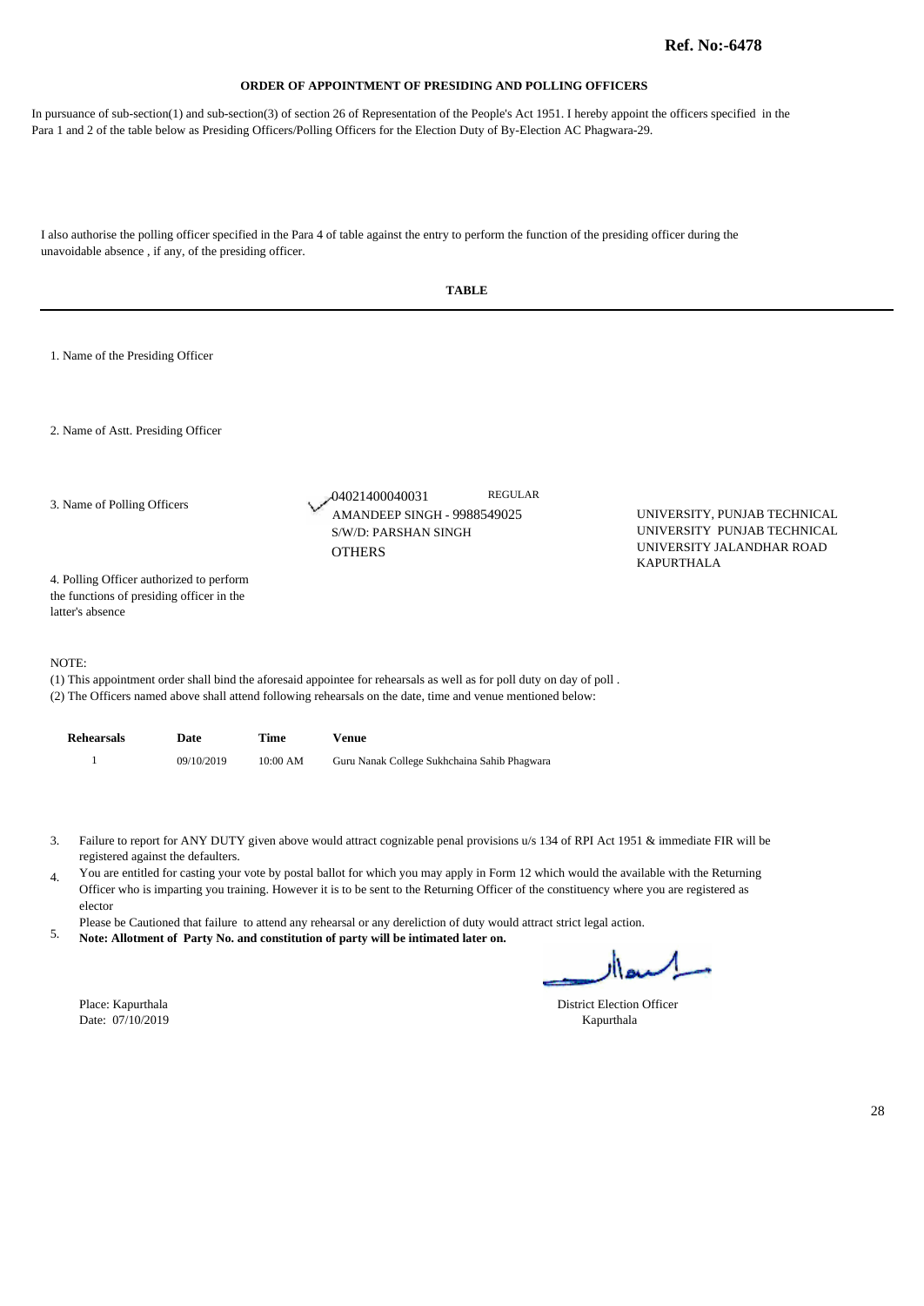**Ref. No:-6478**

**ORDER OF APPOINTMENT OF PRESIDING AND POLLING OFFICERS**

In pursuance of sub-section(1) and sub-section(3) of section 26 of Representation of the People's Act 1951. I hereby appoint the officers specified in the Para 1 and 2 of the table below as Presiding Officers/Polling Officers for the Election Duty of By-Election AC Phagwara-29.

I also authorise the polling officer specified in the Para 4 of table against the entry to perform the function of the presiding officer during the unavoidable absence , if any, of the presiding officer.

**TABLE**

1. Name of the Presiding Officer

2. Name of Astt. Presiding Officer

3. Name of Polling Officers

04021400040031 REGULAR
AMANDEEP SINGH - 9988549025
S/W/D: PARSHAN SINGH
OTHERS

UNIVERSITY, PUNJAB TECHNICAL UNIVERSITY PUNJAB TECHNICAL UNIVERSITY JALANDHAR ROAD KAPURTHALA

4. Polling Officer authorized to perform the functions of presiding officer in the latter's absence

NOTE:

(1) This appointment order shall bind the aforesaid appointee for rehearsals as well as for poll duty on day of poll .
(2) The Officers named above shall attend following rehearsals on the date, time and venue mentioned below:

| Rehearsals | Date | Time | Venue |
|---|---|---|---|
| 1 | 09/10/2019 | 10:00 AM | Guru Nanak College Sukhchaina Sahib Phagwara |

3. Failure to report for ANY DUTY given above would attract cognizable penal provisions u/s 134 of RPI Act 1951 & immediate FIR will be registered against the defaulters.
4. You are entitled for casting your vote by postal ballot for which you may apply in Form 12 which would the available with the Returning Officer who is imparting you training. However it is to be sent to the Returning Officer of the constituency where you are registered as elector
5. Please be Cautioned that failure to attend any rehearsal or any dereliction of duty would attract strict legal action.
**Note: Allotment of Party No. and constitution of party will be intimated later on.**

Place: Kapurthala
Date: 07/10/2019

District Election Officer
Kapurthala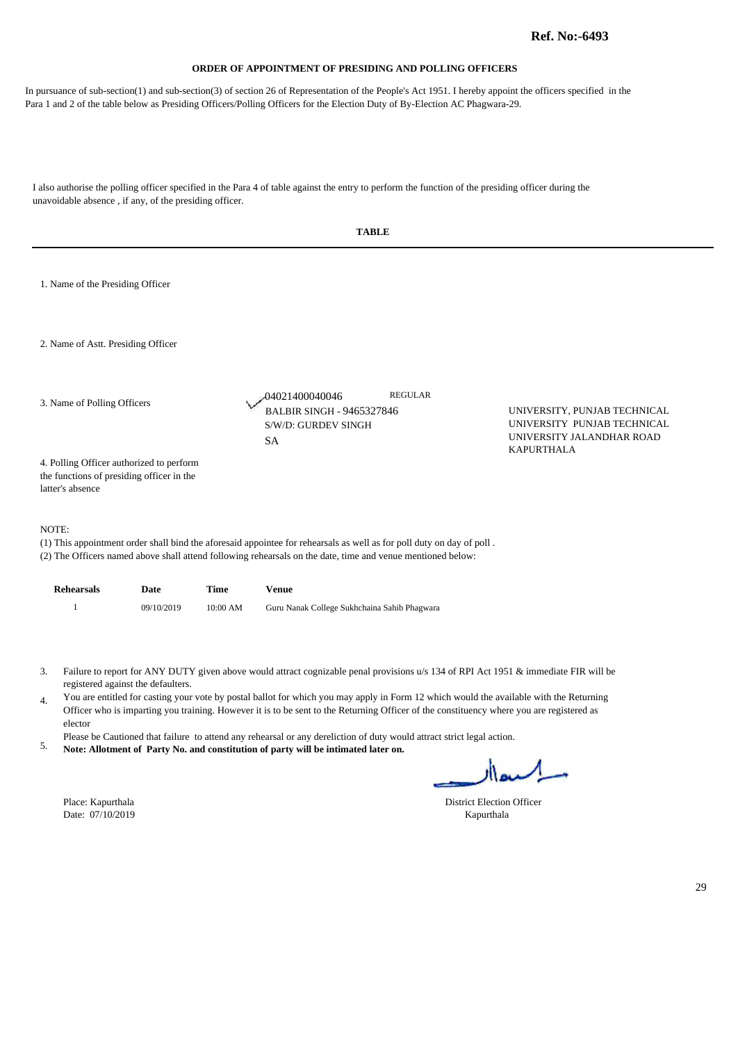**Ref. No:-6493**

## ORDER OF APPOINTMENT OF PRESIDING AND POLLING OFFICERS

In pursuance of sub-section(1) and sub-section(3) of section 26 of Representation of the People's Act 1951. I hereby appoint the officers specified in the Para 1 and 2 of the table below as Presiding Officers/Polling Officers for the Election Duty of By-Election AC Phagwara-29.

I also authorise the polling officer specified in the Para 4 of table against the entry to perform the function of the presiding officer during the unavoidable absence , if any, of the presiding officer.

### TABLE

1. Name of the Presiding Officer

2. Name of Astt. Presiding Officer

3. Name of Polling Officers

04021400040046 REGULAR
BALBIR SINGH - 9465327846
S/W/D: GURDEV SINGH
SA

UNIVERSITY, PUNJAB TECHNICAL UNIVERSITY PUNJAB TECHNICAL UNIVERSITY JALANDHAR ROAD KAPURTHALA

4. Polling Officer authorized to perform the functions of presiding officer in the latter's absence

NOTE:
(1) This appointment order shall bind the aforesaid appointee for rehearsals as well as for poll duty on day of poll .
(2) The Officers named above shall attend following rehearsals on the date, time and venue mentioned below:

| Rehearsals | Date | Time | Venue |
|---|---|---|---|
| 1 | 09/10/2019 | 10:00 AM | Guru Nanak College Sukhchaina Sahib Phagwara |

3. Failure to report for ANY DUTY given above would attract cognizable penal provisions u/s 134 of RPI Act 1951 & immediate FIR will be registered against the defaulters.
4. You are entitled for casting your vote by postal ballot for which you may apply in Form 12 which would the available with the Returning Officer who is imparting you training. However it is to be sent to the Returning Officer of the constituency where you are registered as elector
5. Please be Cautioned that failure to attend any rehearsal or any dereliction of duty would attract strict legal action.
**Note: Allotment of Party No. and constitution of party will be intimated later on.**

Place: Kapurthala
Date: 07/10/2019

District Election Officer
Kapurthala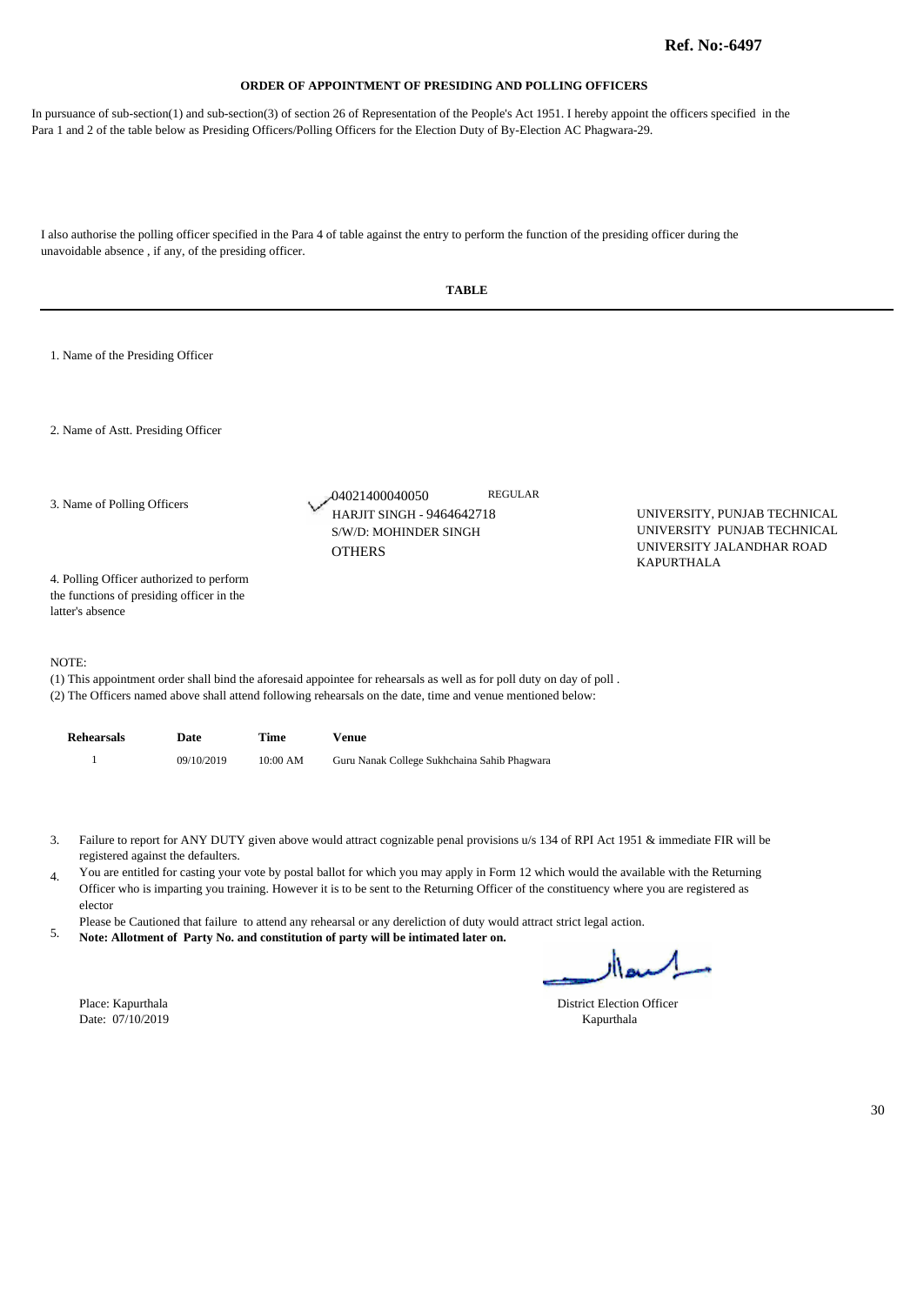**Ref. No:-6497**

## ORDER OF APPOINTMENT OF PRESIDING AND POLLING OFFICERS

In pursuance of sub-section(1) and sub-section(3) of section 26 of Representation of the People's Act 1951. I hereby appoint the officers specified in the Para 1 and 2 of the table below as Presiding Officers/Polling Officers for the Election Duty of By-Election AC Phagwara-29.

I also authorise the polling officer specified in the Para 4 of table against the entry to perform the function of the presiding officer during the unavoidable absence , if any, of the presiding officer.

**TABLE**

1. Name of the Presiding Officer

2. Name of Astt. Presiding Officer

3. Name of Polling Officers

04021400040050 REGULAR
HARJIT SINGH - 9464642718
S/W/D: MOHINDER SINGH
OTHERS

UNIVERSITY, PUNJAB TECHNICAL UNIVERSITY PUNJAB TECHNICAL UNIVERSITY JALANDHAR ROAD KAPURTHALA

4. Polling Officer authorized to perform the functions of presiding officer in the latter's absence

NOTE:

(1) This appointment order shall bind the aforesaid appointee for rehearsals as well as for poll duty on day of poll .
(2) The Officers named above shall attend following rehearsals on the date, time and venue mentioned below:

| Rehearsals | Date | Time | Venue |
|---|---|---|---|
| 1 | 09/10/2019 | 10:00 AM | Guru Nanak College Sukhchaina Sahib Phagwara |

3. Failure to report for ANY DUTY given above would attract cognizable penal provisions u/s 134 of RPI Act 1951 & immediate FIR will be registered against the defaulters.
4. You are entitled for casting your vote by postal ballot for which you may apply in Form 12 which would the available with the Returning Officer who is imparting you training. However it is to be sent to the Returning Officer of the constituency where you are registered as elector
5. Please be Cautioned that failure to attend any rehearsal or any dereliction of duty would attract strict legal action.
**Note: Allotment of Party No. and constitution of party will be intimated later on.**

Place: Kapurthala
Date: 07/10/2019

District Election Officer
Kapurthala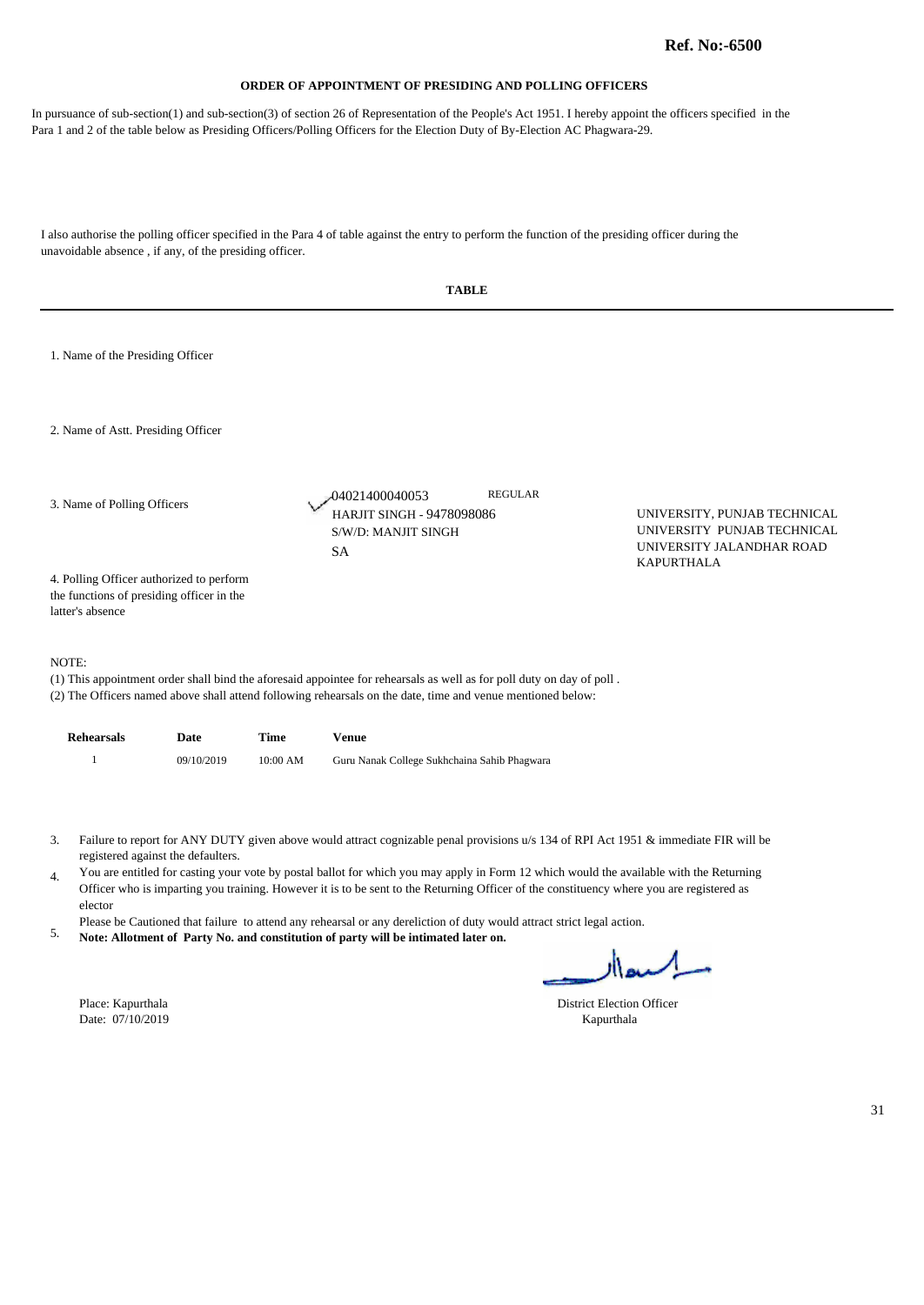**Ref. No:-6500**

## ORDER OF APPOINTMENT OF PRESIDING AND POLLING OFFICERS

In pursuance of sub-section(1) and sub-section(3) of section 26 of Representation of the People's Act 1951. I hereby appoint the officers specified in the Para 1 and 2 of the table below as Presiding Officers/Polling Officers for the Election Duty of By-Election AC Phagwara-29.

I also authorise the polling officer specified in the Para 4 of table against the entry to perform the function of the presiding officer during the unavoidable absence , if any, of the presiding officer.

**TABLE**

1. Name of the Presiding Officer

2. Name of Astt. Presiding Officer

3. Name of Polling Officers

04021400040053 REGULAR
HARJIT SINGH - 9478098086
S/W/D: MANJIT SINGH
SA

UNIVERSITY, PUNJAB TECHNICAL UNIVERSITY PUNJAB TECHNICAL UNIVERSITY JALANDHAR ROAD KAPURTHALA

4. Polling Officer authorized to perform the functions of presiding officer in the latter's absence

NOTE:

(1) This appointment order shall bind the aforesaid appointee for rehearsals as well as for poll duty on day of poll .
(2) The Officers named above shall attend following rehearsals on the date, time and venue mentioned below:

| Rehearsals | Date | Time | Venue |
|---|---|---|---|
| 1 | 09/10/2019 | 10:00 AM | Guru Nanak College Sukhchaina Sahib Phagwara |

3. Failure to report for ANY DUTY given above would attract cognizable penal provisions u/s 134 of RPI Act 1951 & immediate FIR will be registered against the defaulters.
4. You are entitled for casting your vote by postal ballot for which you may apply in Form 12 which would the available with the Returning Officer who is imparting you training. However it is to be sent to the Returning Officer of the constituency where you are registered as elector
5. Please be Cautioned that failure to attend any rehearsal or any dereliction of duty would attract strict legal action.
**Note: Allotment of Party No. and constitution of party will be intimated later on.**

Place: Kapurthala
Date: 07/10/2019

District Election Officer
Kapurthala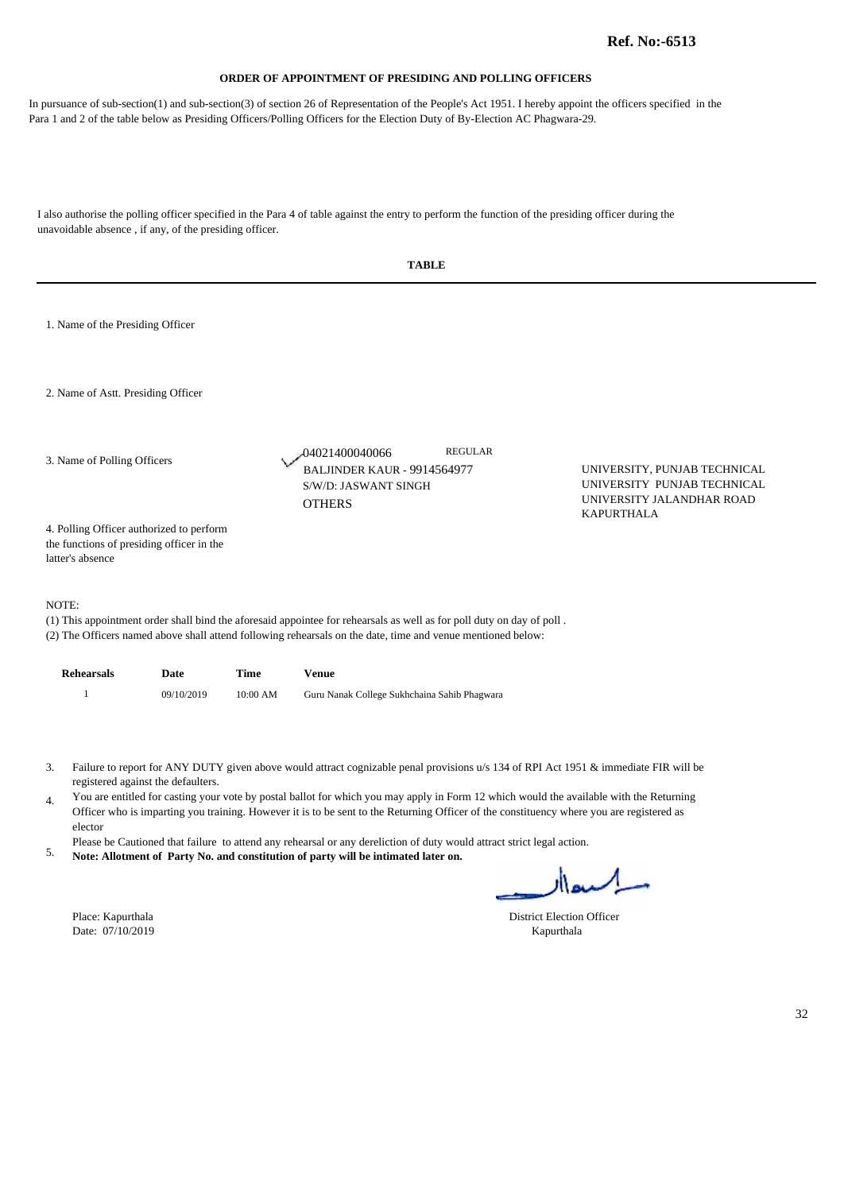**Ref. No:-6513**

## ORDER OF APPOINTMENT OF PRESIDING AND POLLING OFFICERS

In pursuance of sub-section(1) and sub-section(3) of section 26 of Representation of the People's Act 1951. I hereby appoint the officers specified in the Para 1 and 2 of the table below as Presiding Officers/Polling Officers for the Election Duty of By-Election AC Phagwara-29.

I also authorise the polling officer specified in the Para 4 of table against the entry to perform the function of the presiding officer during the unavoidable absence , if any, of the presiding officer.

**TABLE**

1. Name of the Presiding Officer

2. Name of Astt. Presiding Officer

3. Name of Polling Officers

04021400040066 REGULAR
BALJINDER KAUR - 9914564977
S/W/D: JASWANT SINGH
OTHERS

UNIVERSITY, PUNJAB TECHNICAL UNIVERSITY PUNJAB TECHNICAL UNIVERSITY JALANDHAR ROAD KAPURTHALA

4. Polling Officer authorized to perform the functions of presiding officer in the latter's absence

NOTE:

(1) This appointment order shall bind the aforesaid appointee for rehearsals as well as for poll duty on day of poll .
(2) The Officers named above shall attend following rehearsals on the date, time and venue mentioned below:

| Rehearsals | Date | Time | Venue |
|---|---|---|---|
| 1 | 09/10/2019 | 10:00 AM | Guru Nanak College Sukhchaina Sahib Phagwara |

3. Failure to report for ANY DUTY given above would attract cognizable penal provisions u/s 134 of RPI Act 1951 & immediate FIR will be registered against the defaulters.
4. You are entitled for casting your vote by postal ballot for which you may apply in Form 12 which would the available with the Returning Officer who is imparting you training. However it is to be sent to the Returning Officer of the constituency where you are registered as elector
5. Please be Cautioned that failure to attend any rehearsal or any dereliction of duty would attract strict legal action.
   **Note: Allotment of Party No. and constitution of party will be intimated later on.**

Place: Kapurthala
Date: 07/10/2019

District Election Officer
Kapurthala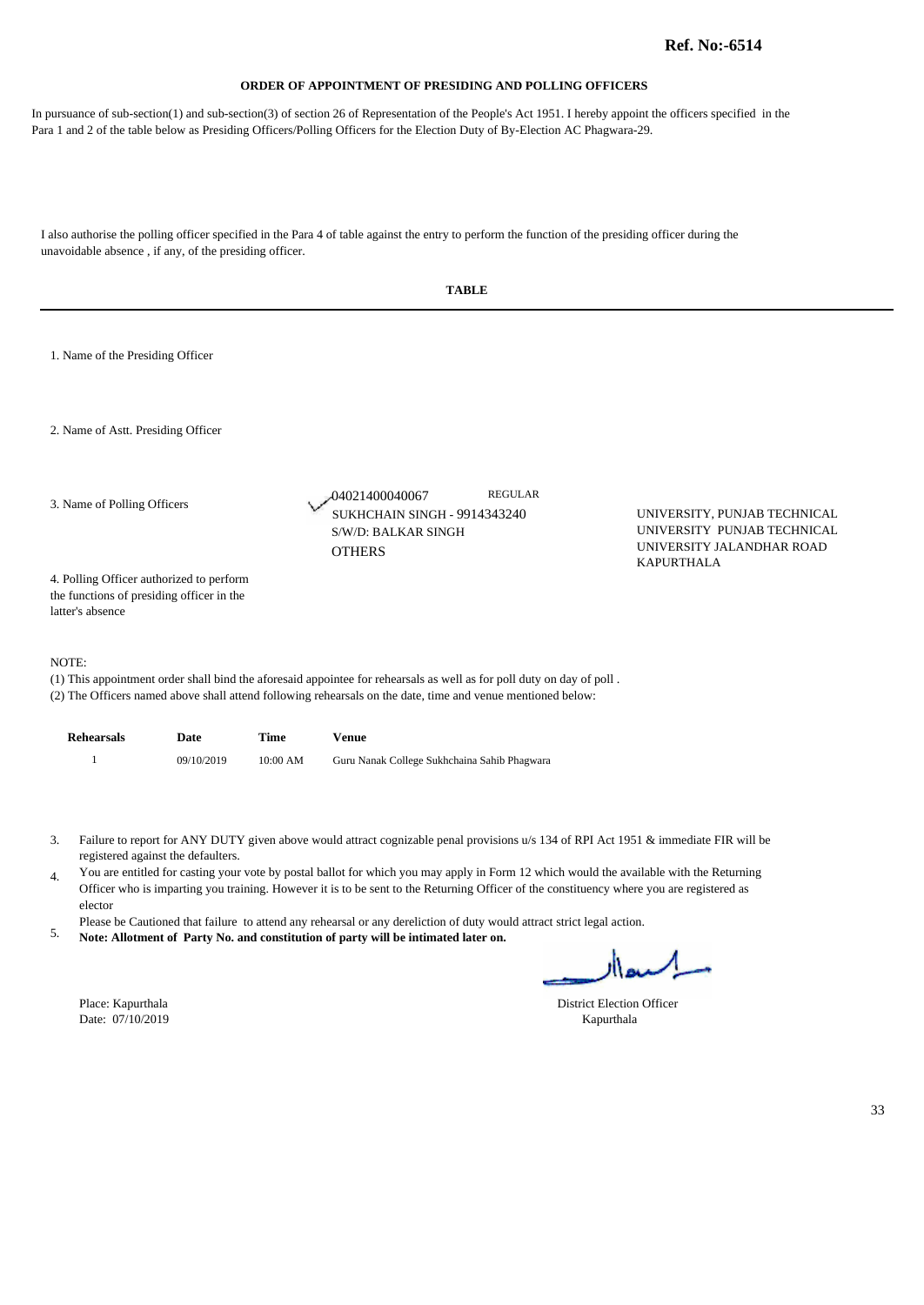**Ref. No:-6514**

## ORDER OF APPOINTMENT OF PRESIDING AND POLLING OFFICERS

In pursuance of sub-section(1) and sub-section(3) of section 26 of Representation of the People's Act 1951. I hereby appoint the officers specified in the Para 1 and 2 of the table below as Presiding Officers/Polling Officers for the Election Duty of By-Election AC Phagwara-29.

I also authorise the polling officer specified in the Para 4 of table against the entry to perform the function of the presiding officer during the unavoidable absence , if any, of the presiding officer.

**TABLE**

1. Name of the Presiding Officer

2. Name of Astt. Presiding Officer

3. Name of Polling Officers

04021400040067 REGULAR
SUKHCHAIN SINGH - 9914343240
S/W/D: BALKAR SINGH
OTHERS

UNIVERSITY, PUNJAB TECHNICAL UNIVERSITY PUNJAB TECHNICAL UNIVERSITY JALANDHAR ROAD KAPURTHALA

4. Polling Officer authorized to perform the functions of presiding officer in the latter's absence

NOTE:

(1) This appointment order shall bind the aforesaid appointee for rehearsals as well as for poll duty on day of poll .
(2) The Officers named above shall attend following rehearsals on the date, time and venue mentioned below:

| Rehearsals | Date | Time | Venue |
|---|---|---|---|
| 1 | 09/10/2019 | 10:00 AM | Guru Nanak College Sukhchaina Sahib Phagwara |

3. Failure to report for ANY DUTY given above would attract cognizable penal provisions u/s 134 of RPI Act 1951 & immediate FIR will be registered against the defaulters.
4. You are entitled for casting your vote by postal ballot for which you may apply in Form 12 which would the available with the Returning Officer who is imparting you training. However it is to be sent to the Returning Officer of the constituency where you are registered as elector
5. Please be Cautioned that failure to attend any rehearsal or any dereliction of duty would attract strict legal action.
   **Note: Allotment of Party No. and constitution of party will be intimated later on.**

Place: Kapurthala
Date: 07/10/2019

District Election Officer
Kapurthala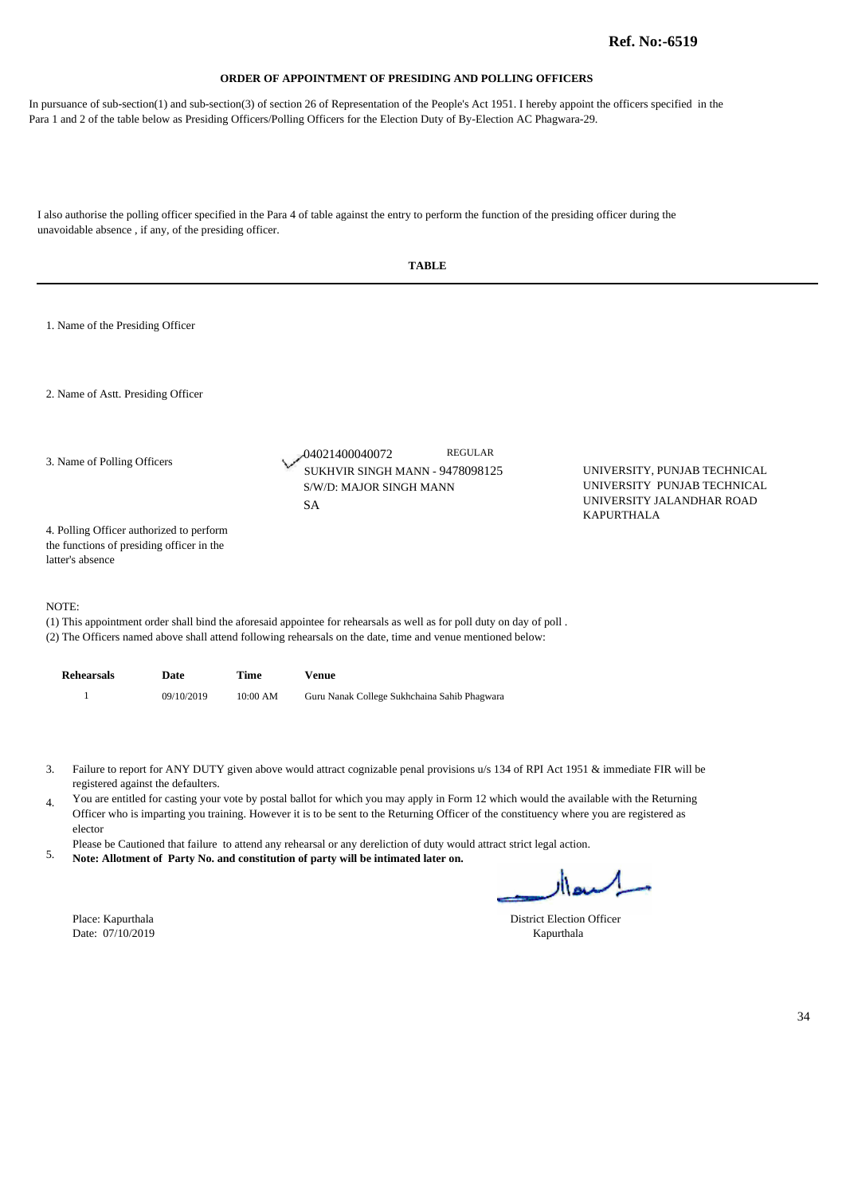**Ref. No:-6519**

## ORDER OF APPOINTMENT OF PRESIDING AND POLLING OFFICERS

In pursuance of sub-section(1) and sub-section(3) of section 26 of Representation of the People's Act 1951. I hereby appoint the officers specified in the Para 1 and 2 of the table below as Presiding Officers/Polling Officers for the Election Duty of By-Election AC Phagwara-29.

I also authorise the polling officer specified in the Para 4 of table against the entry to perform the function of the presiding officer during the unavoidable absence , if any, of the presiding officer.

**TABLE**

1. Name of the Presiding Officer

2. Name of Astt. Presiding Officer

3. Name of Polling Officers

04021400040072 REGULAR
SUKHVIR SINGH MANN - 9478098125
S/W/D: MAJOR SINGH MANN
SA

UNIVERSITY, PUNJAB TECHNICAL UNIVERSITY PUNJAB TECHNICAL UNIVERSITY JALANDHAR ROAD KAPURTHALA

4. Polling Officer authorized to perform the functions of presiding officer in the latter's absence

NOTE:
(1) This appointment order shall bind the aforesaid appointee for rehearsals as well as for poll duty on day of poll .
(2) The Officers named above shall attend following rehearsals on the date, time and venue mentioned below:

| Rehearsals | Date | Time | Venue |
|---|---|---|---|
| 1 | 09/10/2019 | 10:00 AM | Guru Nanak College Sukhchaina Sahib Phagwara |

3. Failure to report for ANY DUTY given above would attract cognizable penal provisions u/s 134 of RPI Act 1951 & immediate FIR will be registered against the defaulters.
4. You are entitled for casting your vote by postal ballot for which you may apply in Form 12 which would the available with the Returning Officer who is imparting you training. However it is to be sent to the Returning Officer of the constituency where you are registered as elector
5. Please be Cautioned that failure to attend any rehearsal or any dereliction of duty would attract strict legal action.
**Note: Allotment of Party No. and constitution of party will be intimated later on.**

Place: Kapurthala
Date: 07/10/2019

District Election Officer
Kapurthala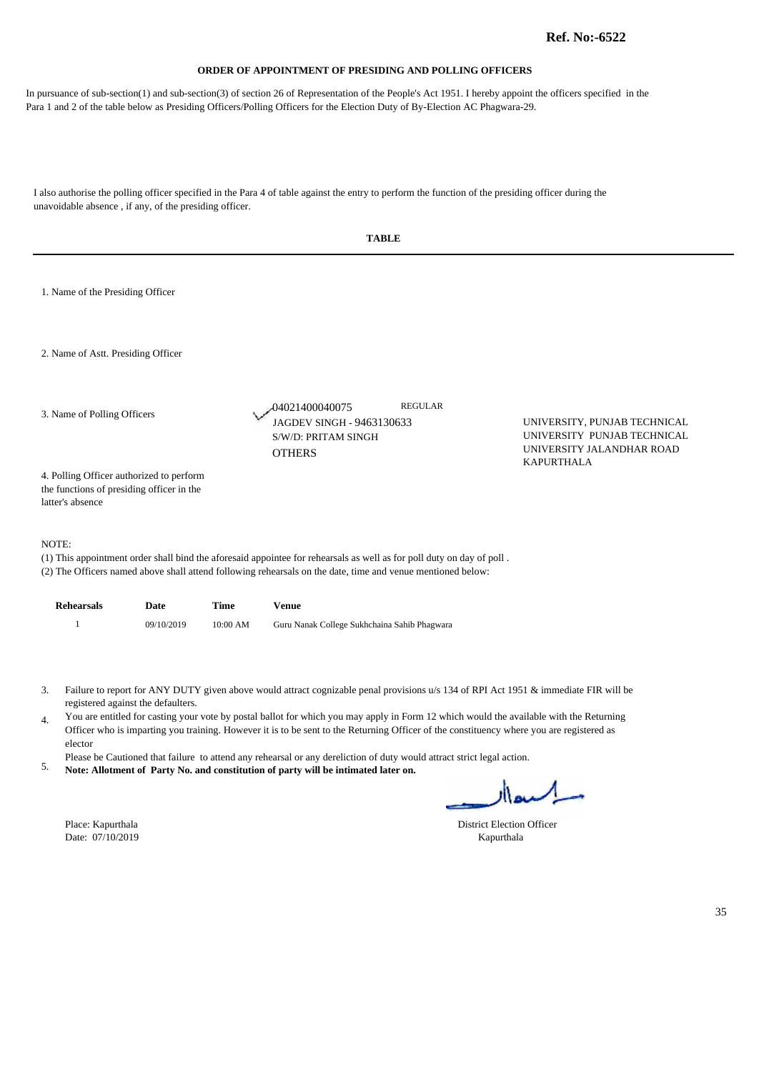**Ref. No:-6522**

## ORDER OF APPOINTMENT OF PRESIDING AND POLLING OFFICERS

In pursuance of sub-section(1) and sub-section(3) of section 26 of Representation of the People's Act 1951. I hereby appoint the officers specified in the Para 1 and 2 of the table below as Presiding Officers/Polling Officers for the Election Duty of By-Election AC Phagwara-29.

I also authorise the polling officer specified in the Para 4 of table against the entry to perform the function of the presiding officer during the unavoidable absence , if any, of the presiding officer.

**TABLE**

1. Name of the Presiding Officer

2. Name of Astt. Presiding Officer

3. Name of Polling Officers

04021400040075 REGULAR
JAGDEV SINGH - 9463130633
S/W/D: PRITAM SINGH
OTHERS

UNIVERSITY, PUNJAB TECHNICAL UNIVERSITY PUNJAB TECHNICAL UNIVERSITY JALANDHAR ROAD KAPURTHALA

4. Polling Officer authorized to perform the functions of presiding officer in the latter's absence

NOTE:
(1) This appointment order shall bind the aforesaid appointee for rehearsals as well as for poll duty on day of poll .
(2) The Officers named above shall attend following rehearsals on the date, time and venue mentioned below:

| Rehearsals | Date | Time | Venue |
|---|---|---|---|
| 1 | 09/10/2019 | 10:00 AM | Guru Nanak College Sukhchaina Sahib Phagwara |

3. Failure to report for ANY DUTY given above would attract cognizable penal provisions u/s 134 of RPI Act 1951 & immediate FIR will be registered against the defaulters.
4. You are entitled for casting your vote by postal ballot for which you may apply in Form 12 which would the available with the Returning Officer who is imparting you training. However it is to be sent to the Returning Officer of the constituency where you are registered as elector
5. Please be Cautioned that failure to attend any rehearsal or any dereliction of duty would attract strict legal action.
**Note: Allotment of Party No. and constitution of party will be intimated later on.**

Place: Kapurthala
Date: 07/10/2019

District Election Officer
Kapurthala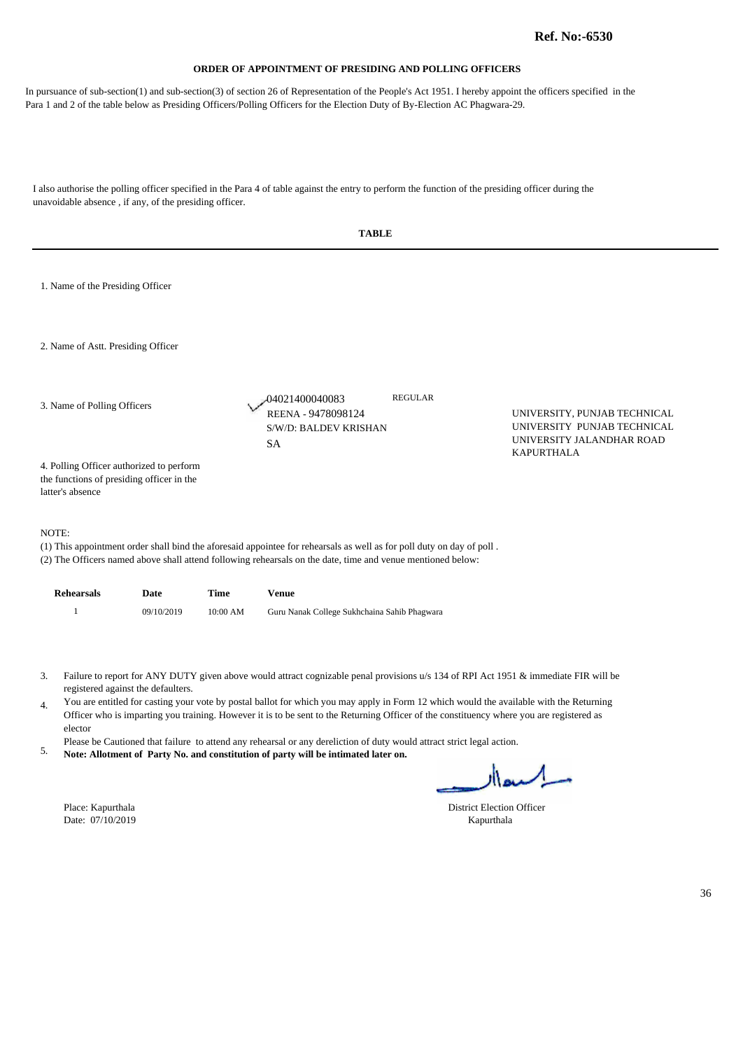**Ref. No:-6530**

**ORDER OF APPOINTMENT OF PRESIDING AND POLLING OFFICERS**

In pursuance of sub-section(1) and sub-section(3) of section 26 of Representation of the People's Act 1951. I hereby appoint the officers specified in the Para 1 and 2 of the table below as Presiding Officers/Polling Officers for the Election Duty of By-Election AC Phagwara-29.

I also authorise the polling officer specified in the Para 4 of table against the entry to perform the function of the presiding officer during the unavoidable absence , if any, of the presiding officer.

**TABLE**

1. Name of the Presiding Officer

2. Name of Astt. Presiding Officer

3. Name of Polling Officers

04021400040083 REGULAR
REENA - 9478098124
S/W/D: BALDEV KRISHAN
SA

UNIVERSITY, PUNJAB TECHNICAL UNIVERSITY PUNJAB TECHNICAL UNIVERSITY JALANDHAR ROAD KAPURTHALA

4. Polling Officer authorized to perform the functions of presiding officer in the latter's absence

NOTE:
(1) This appointment order shall bind the aforesaid appointee for rehearsals as well as for poll duty on day of poll .
(2) The Officers named above shall attend following rehearsals on the date, time and venue mentioned below:

| Rehearsals | Date | Time | Venue |
|---|---|---|---|
| 1 | 09/10/2019 | 10:00 AM | Guru Nanak College Sukhchaina Sahib Phagwara |

3. Failure to report for ANY DUTY given above would attract cognizable penal provisions u/s 134 of RPI Act 1951 & immediate FIR will be registered against the defaulters.
4. You are entitled for casting your vote by postal ballot for which you may apply in Form 12 which would the available with the Returning Officer who is imparting you training. However it is to be sent to the Returning Officer of the constituency where you are registered as elector
5. Please be Cautioned that failure to attend any rehearsal or any dereliction of duty would attract strict legal action. **Note: Allotment of Party No. and constitution of party will be intimated later on.**

Place: Kapurthala
Date: 07/10/2019

District Election Officer
Kapurthala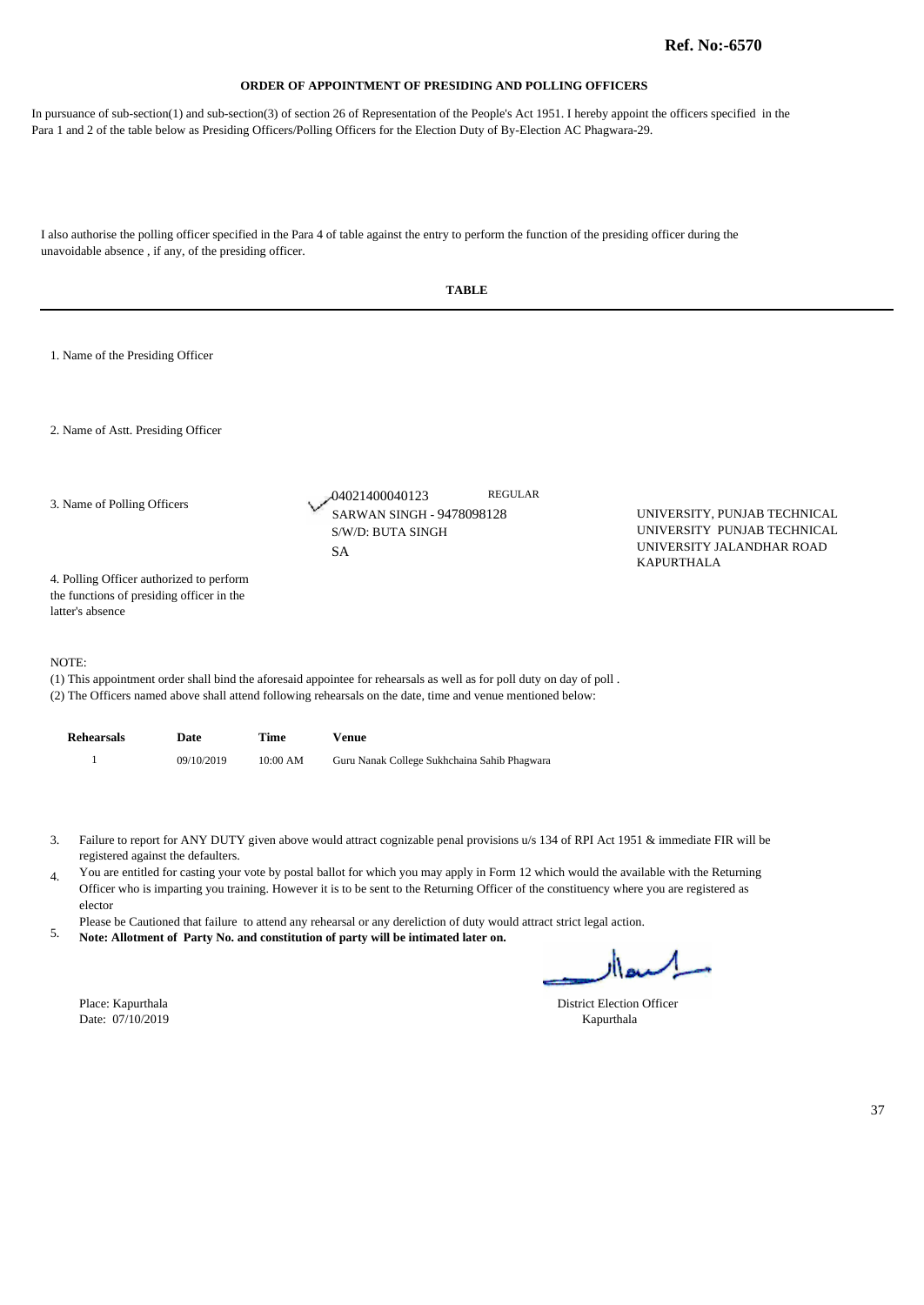**Ref. No:-6570**

## ORDER OF APPOINTMENT OF PRESIDING AND POLLING OFFICERS

In pursuance of sub-section(1) and sub-section(3) of section 26 of Representation of the People's Act 1951. I hereby appoint the officers specified in the Para 1 and 2 of the table below as Presiding Officers/Polling Officers for the Election Duty of By-Election AC Phagwara-29.

I also authorise the polling officer specified in the Para 4 of table against the entry to perform the function of the presiding officer during the unavoidable absence , if any, of the presiding officer.

### TABLE

1. Name of the Presiding Officer

2. Name of Astt. Presiding Officer

3. Name of Polling Officers

04021400040123 REGULAR
SARWAN SINGH - 9478098128
S/W/D: BUTA SINGH
SA

UNIVERSITY, PUNJAB TECHNICAL UNIVERSITY PUNJAB TECHNICAL UNIVERSITY JALANDHAR ROAD KAPURTHALA

4. Polling Officer authorized to perform the functions of presiding officer in the latter's absence

NOTE:

(1) This appointment order shall bind the aforesaid appointee for rehearsals as well as for poll duty on day of poll .
(2) The Officers named above shall attend following rehearsals on the date, time and venue mentioned below:

| Rehearsals | Date | Time | Venue |
|---|---|---|---|
| 1 | 09/10/2019 | 10:00 AM | Guru Nanak College Sukhchaina Sahib Phagwara |

3. Failure to report for ANY DUTY given above would attract cognizable penal provisions u/s 134 of RPI Act 1951 & immediate FIR will be registered against the defaulters.
4. You are entitled for casting your vote by postal ballot for which you may apply in Form 12 which would the available with the Returning Officer who is imparting you training. However it is to be sent to the Returning Officer of the constituency where you are registered as elector
5. Please be Cautioned that failure to attend any rehearsal or any dereliction of duty would attract strict legal action.
   **Note: Allotment of Party No. and constitution of party will be intimated later on.**

Place: Kapurthala
Date: 07/10/2019

District Election Officer
Kapurthala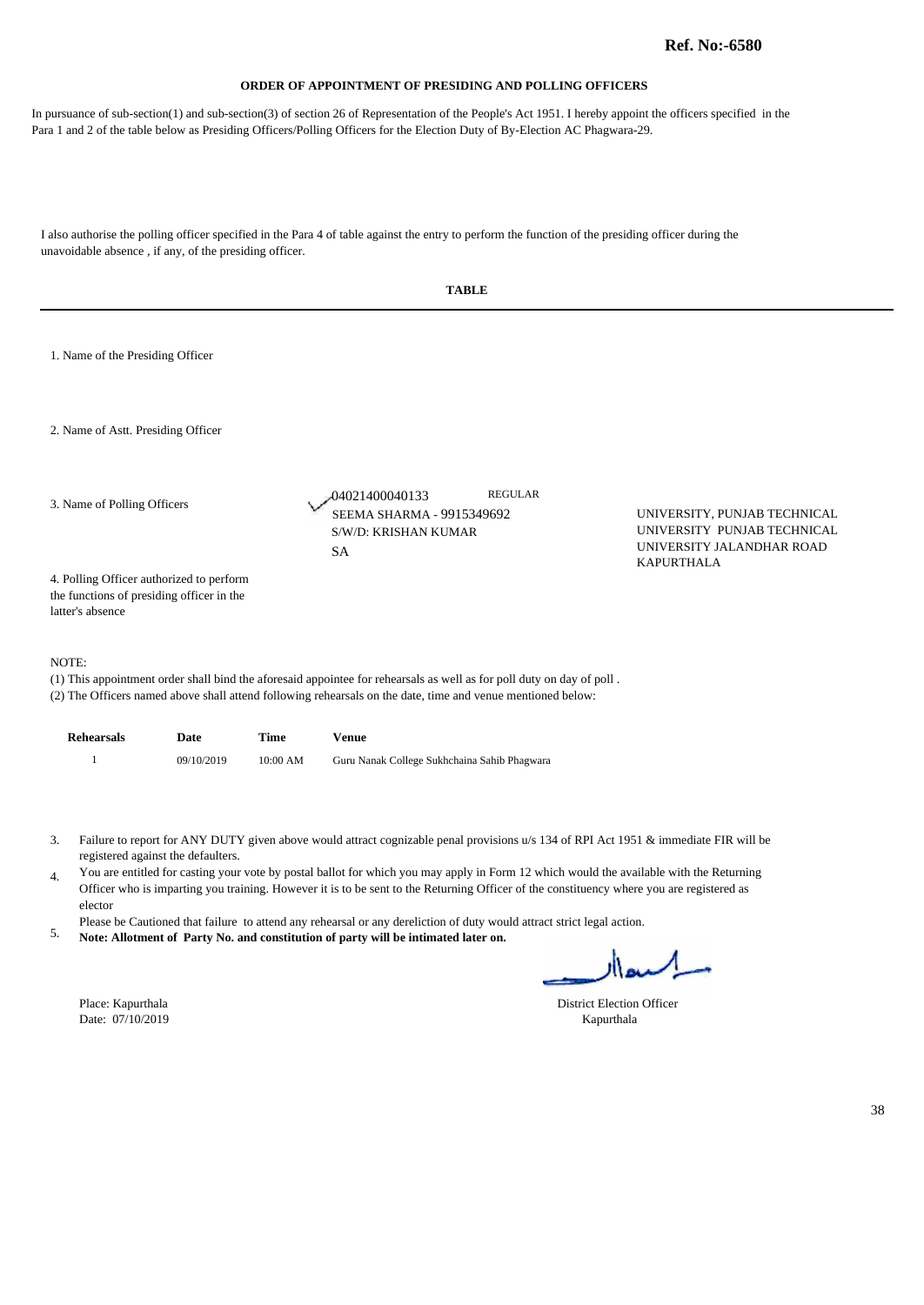**Ref. No:-6580**

## ORDER OF APPOINTMENT OF PRESIDING AND POLLING OFFICERS

In pursuance of sub-section(1) and sub-section(3) of section 26 of Representation of the People's Act 1951. I hereby appoint the officers specified in the Para 1 and 2 of the table below as Presiding Officers/Polling Officers for the Election Duty of By-Election AC Phagwara-29.

I also authorise the polling officer specified in the Para 4 of table against the entry to perform the function of the presiding officer during the unavoidable absence , if any, of the presiding officer.

**TABLE**

1. Name of the Presiding Officer

2. Name of Astt. Presiding Officer

3. Name of Polling Officers

04021400040133 REGULAR
SEEMA SHARMA - 9915349692
S/W/D: KRISHAN KUMAR
SA

UNIVERSITY, PUNJAB TECHNICAL UNIVERSITY PUNJAB TECHNICAL UNIVERSITY JALANDHAR ROAD KAPURTHALA

4. Polling Officer authorized to perform the functions of presiding officer in the latter's absence

NOTE:
(1) This appointment order shall bind the aforesaid appointee for rehearsals as well as for poll duty on day of poll .
(2) The Officers named above shall attend following rehearsals on the date, time and venue mentioned below:

| Rehearsals | Date | Time | Venue |
|---|---|---|---|
| 1 | 09/10/2019 | 10:00 AM | Guru Nanak College Sukhchaina Sahib Phagwara |

3. Failure to report for ANY DUTY given above would attract cognizable penal provisions u/s 134 of RPI Act 1951 & immediate FIR will be registered against the defaulters.
4. You are entitled for casting your vote by postal ballot for which you may apply in Form 12 which would the available with the Returning Officer who is imparting you training. However it is to be sent to the Returning Officer of the constituency where you are registered as elector
5. Please be Cautioned that failure to attend any rehearsal or any dereliction of duty would attract strict legal action.
**Note: Allotment of Party No. and constitution of party will be intimated later on.**

Place: Kapurthala
Date: 07/10/2019

District Election Officer
Kapurthala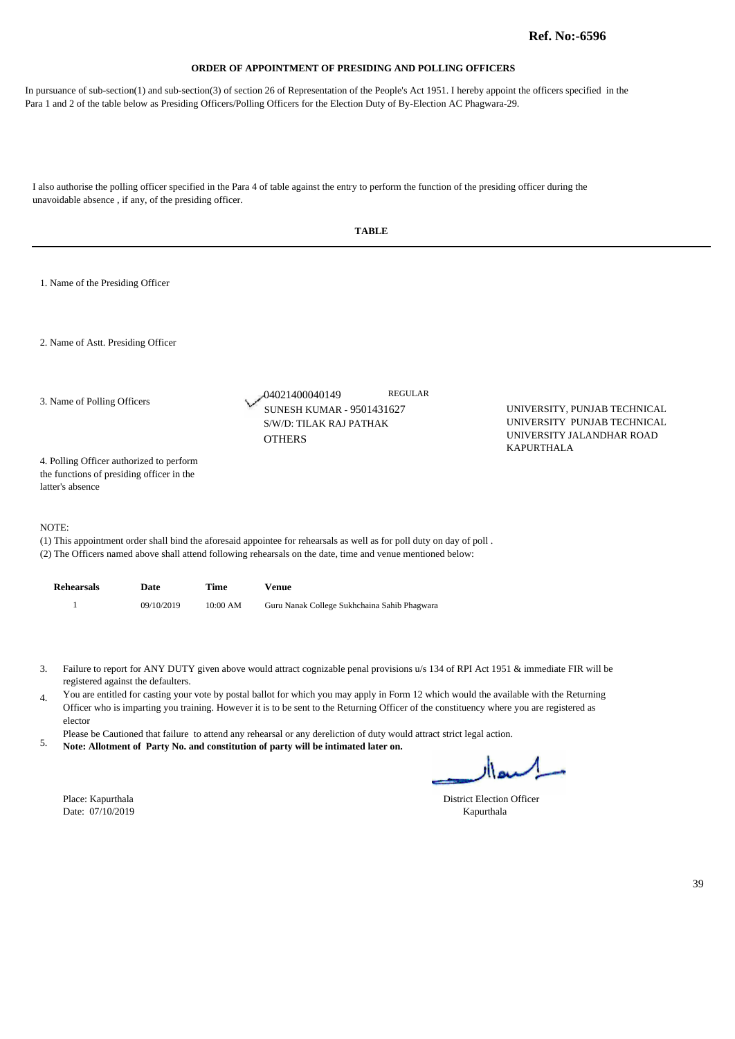**Ref. No:-6596**

## ORDER OF APPOINTMENT OF PRESIDING AND POLLING OFFICERS

In pursuance of sub-section(1) and sub-section(3) of section 26 of Representation of the People's Act 1951. I hereby appoint the officers specified in the Para 1 and 2 of the table below as Presiding Officers/Polling Officers for the Election Duty of By-Election AC Phagwara-29.

I also authorise the polling officer specified in the Para 4 of table against the entry to perform the function of the presiding officer during the unavoidable absence , if any, of the presiding officer.

**TABLE**

1. Name of the Presiding Officer

2. Name of Astt. Presiding Officer

3. Name of Polling Officers

04021400040149 REGULAR
SUNESH KUMAR - 9501431627
S/W/D: TILAK RAJ PATHAK
OTHERS

UNIVERSITY, PUNJAB TECHNICAL UNIVERSITY PUNJAB TECHNICAL UNIVERSITY JALANDHAR ROAD KAPURTHALA

4. Polling Officer authorized to perform the functions of presiding officer in the latter's absence

NOTE:
(1) This appointment order shall bind the aforesaid appointee for rehearsals as well as for poll duty on day of poll .
(2) The Officers named above shall attend following rehearsals on the date, time and venue mentioned below:

| Rehearsals | Date | Time | Venue |
|---|---|---|---|
| 1 | 09/10/2019 | 10:00 AM | Guru Nanak College Sukhchaina Sahib Phagwara |

3. Failure to report for ANY DUTY given above would attract cognizable penal provisions u/s 134 of RPI Act 1951 & immediate FIR will be registered against the defaulters.
4. You are entitled for casting your vote by postal ballot for which you may apply in Form 12 which would the available with the Returning Officer who is imparting you training. However it is to be sent to the Returning Officer of the constituency where you are registered as elector
5. Please be Cautioned that failure to attend any rehearsal or any dereliction of duty would attract strict legal action.
   **Note: Allotment of Party No. and constitution of party will be intimated later on.**

Place: Kapurthala
Date: 07/10/2019

District Election Officer
Kapurthala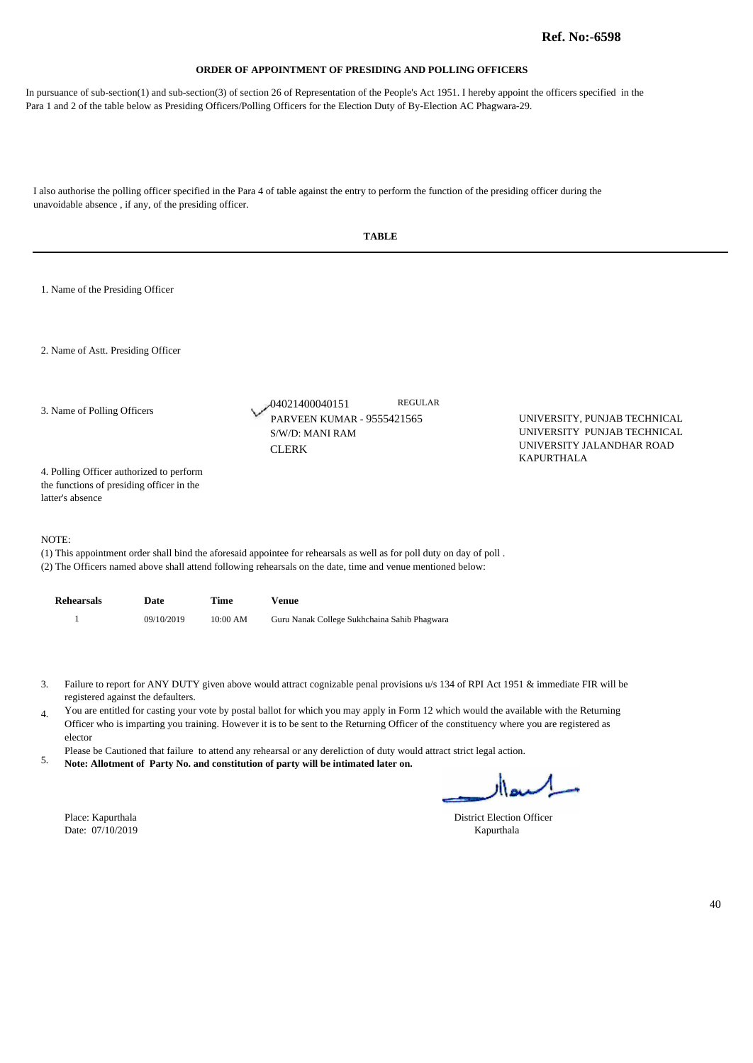**Ref. No:-6598**

## ORDER OF APPOINTMENT OF PRESIDING AND POLLING OFFICERS

In pursuance of sub-section(1) and sub-section(3) of section 26 of Representation of the People's Act 1951. I hereby appoint the officers specified in the Para 1 and 2 of the table below as Presiding Officers/Polling Officers for the Election Duty of By-Election AC Phagwara-29.

I also authorise the polling officer specified in the Para 4 of table against the entry to perform the function of the presiding officer during the unavoidable absence , if any, of the presiding officer.

**TABLE**

1. Name of the Presiding Officer

2. Name of Astt. Presiding Officer

3. Name of Polling Officers

04021400040151 REGULAR
PARVEEN KUMAR - 9555421565
S/W/D: MANI RAM
CLERK

UNIVERSITY, PUNJAB TECHNICAL UNIVERSITY PUNJAB TECHNICAL UNIVERSITY JALANDHAR ROAD KAPURTHALA

4. Polling Officer authorized to perform the functions of presiding officer in the latter's absence

NOTE:

(1) This appointment order shall bind the aforesaid appointee for rehearsals as well as for poll duty on day of poll .
(2) The Officers named above shall attend following rehearsals on the date, time and venue mentioned below:

| Rehearsals | Date | Time | Venue |
|---|---|---|---|
| 1 | 09/10/2019 | 10:00 AM | Guru Nanak College Sukhchaina Sahib Phagwara |

3. Failure to report for ANY DUTY given above would attract cognizable penal provisions u/s 134 of RPI Act 1951 & immediate FIR will be registered against the defaulters.
4. You are entitled for casting your vote by postal ballot for which you may apply in Form 12 which would the available with the Returning Officer who is imparting you training. However it is to be sent to the Returning Officer of the constituency where you are registered as elector
5. Please be Cautioned that failure to attend any rehearsal or any dereliction of duty would attract strict legal action.
**Note: Allotment of Party No. and constitution of party will be intimated later on.**

Place: Kapurthala
Date: 07/10/2019

District Election Officer
Kapurthala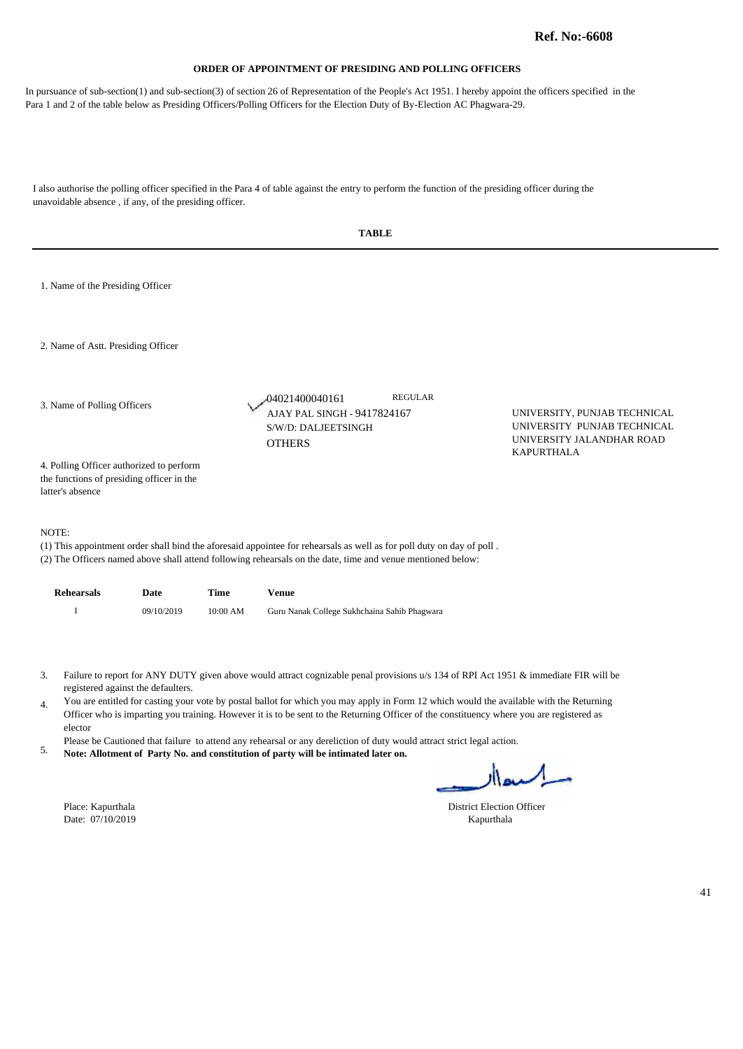**Ref. No:-6608**

### ORDER OF APPOINTMENT OF PRESIDING AND POLLING OFFICERS

In pursuance of sub-section(1) and sub-section(3) of section 26 of Representation of the People's Act 1951. I hereby appoint the officers specified in the Para 1 and 2 of the table below as Presiding Officers/Polling Officers for the Election Duty of By-Election AC Phagwara-29.

I also authorise the polling officer specified in the Para 4 of table against the entry to perform the function of the presiding officer during the unavoidable absence , if any, of the presiding officer.

**TABLE**

1. Name of the Presiding Officer

2. Name of Astt. Presiding Officer

3. Name of Polling Officers

04021400040161 REGULAR
AJAY PAL SINGH - 9417824167
S/W/D: DALJEETSINGH
OTHERS

UNIVERSITY, PUNJAB TECHNICAL UNIVERSITY PUNJAB TECHNICAL UNIVERSITY JALANDHAR ROAD KAPURTHALA

4. Polling Officer authorized to perform the functions of presiding officer in the latter's absence

NOTE:
(1) This appointment order shall bind the aforesaid appointee for rehearsals as well as for poll duty on day of poll .
(2) The Officers named above shall attend following rehearsals on the date, time and venue mentioned below:

| Rehearsals | Date | Time | Venue |
|---|---|---|---|
| 1 | 09/10/2019 | 10:00 AM | Guru Nanak College Sukhchaina Sahib Phagwara |

3. Failure to report for ANY DUTY given above would attract cognizable penal provisions u/s 134 of RPI Act 1951 & immediate FIR will be registered against the defaulters.
4. You are entitled for casting your vote by postal ballot for which you may apply in Form 12 which would the available with the Returning Officer who is imparting you training. However it is to be sent to the Returning Officer of the constituency where you are registered as elector
5. Please be Cautioned that failure to attend any rehearsal or any dereliction of duty would attract strict legal action.
**Note: Allotment of Party No. and constitution of party will be intimated later on.**

Place: Kapurthala
Date: 07/10/2019

District Election Officer
Kapurthala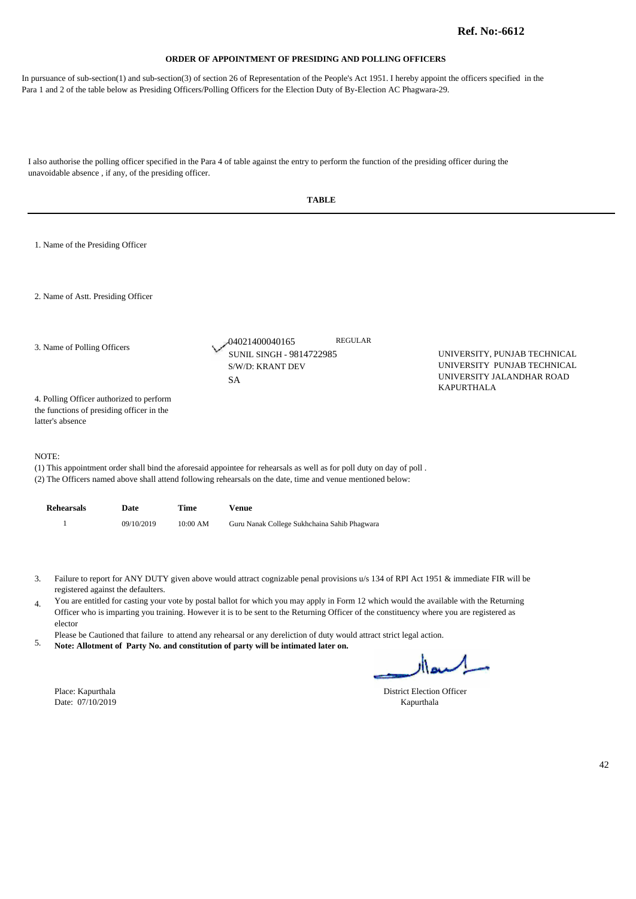**Ref. No:-6612**

## ORDER OF APPOINTMENT OF PRESIDING AND POLLING OFFICERS

In pursuance of sub-section(1) and sub-section(3) of section 26 of Representation of the People's Act 1951. I hereby appoint the officers specified in the Para 1 and 2 of the table below as Presiding Officers/Polling Officers for the Election Duty of By-Election AC Phagwara-29.

I also authorise the polling officer specified in the Para 4 of table against the entry to perform the function of the presiding officer during the unavoidable absence , if any, of the presiding officer.

**TABLE**

1. Name of the Presiding Officer

2. Name of Astt. Presiding Officer

3. Name of Polling Officers

04021400040165 REGULAR
SUNIL SINGH - 9814722985
S/W/D: KRANT DEV
SA

UNIVERSITY, PUNJAB TECHNICAL UNIVERSITY PUNJAB TECHNICAL UNIVERSITY JALANDHAR ROAD KAPURTHALA

4. Polling Officer authorized to perform the functions of presiding officer in the latter's absence

NOTE:
(1) This appointment order shall bind the aforesaid appointee for rehearsals as well as for poll duty on day of poll .
(2) The Officers named above shall attend following rehearsals on the date, time and venue mentioned below:

| Rehearsals | Date | Time | Venue |
|---|---|---|---|
| 1 | 09/10/2019 | 10:00 AM | Guru Nanak College Sukhchaina Sahib Phagwara |

3. Failure to report for ANY DUTY given above would attract cognizable penal provisions u/s 134 of RPI Act 1951 & immediate FIR will be registered against the defaulters.
4. You are entitled for casting your vote by postal ballot for which you may apply in Form 12 which would the available with the Returning Officer who is imparting you training. However it is to be sent to the Returning Officer of the constituency where you are registered as elector
5. Please be Cautioned that failure to attend any rehearsal or any dereliction of duty would attract strict legal action.
**Note: Allotment of Party No. and constitution of party will be intimated later on.**

Place: Kapurthala
Date: 07/10/2019

District Election Officer
Kapurthala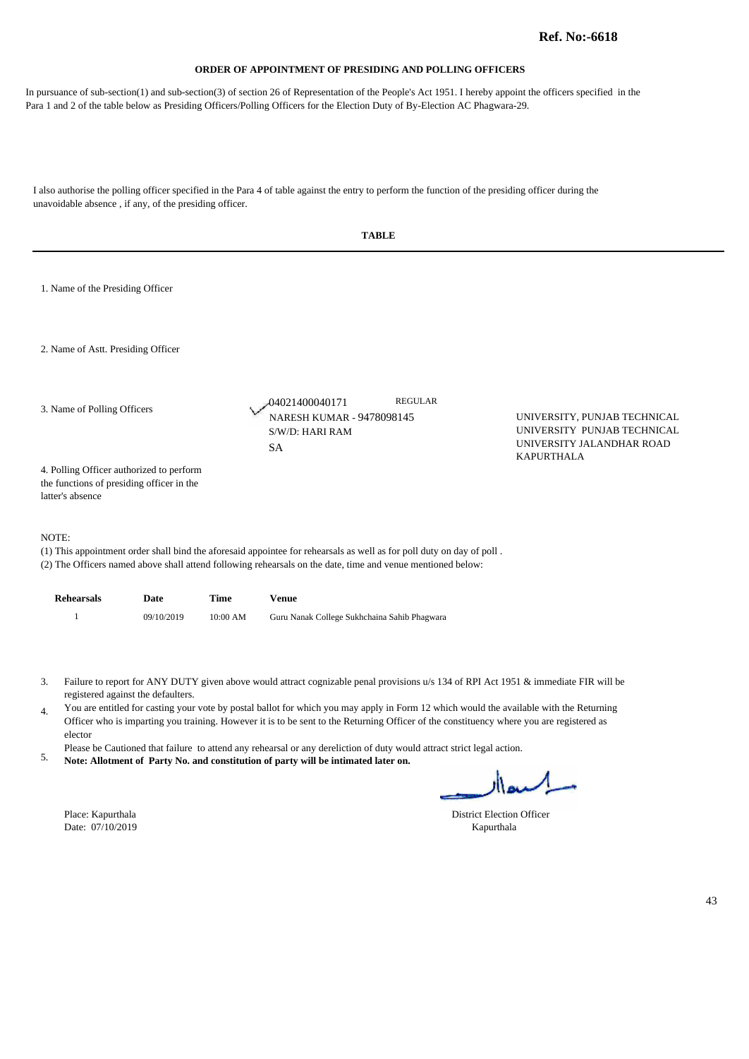**Ref. No:-6618**

## ORDER OF APPOINTMENT OF PRESIDING AND POLLING OFFICERS

In pursuance of sub-section(1) and sub-section(3) of section 26 of Representation of the People's Act 1951. I hereby appoint the officers specified in the Para 1 and 2 of the table below as Presiding Officers/Polling Officers for the Election Duty of By-Election AC Phagwara-29.

I also authorise the polling officer specified in the Para 4 of table against the entry to perform the function of the presiding officer during the unavoidable absence , if any, of the presiding officer.

**TABLE**

1. Name of the Presiding Officer

2. Name of Astt. Presiding Officer

3. Name of Polling Officers

04021400040171 REGULAR
NARESH KUMAR - 9478098145
S/W/D: HARI RAM
SA

UNIVERSITY, PUNJAB TECHNICAL UNIVERSITY PUNJAB TECHNICAL UNIVERSITY JALANDHAR ROAD KAPURTHALA

4. Polling Officer authorized to perform the functions of presiding officer in the latter's absence

NOTE:
(1) This appointment order shall bind the aforesaid appointee for rehearsals as well as for poll duty on day of poll .
(2) The Officers named above shall attend following rehearsals on the date, time and venue mentioned below:

| Rehearsals | Date | Time | Venue |
|---|---|---|---|
| 1 | 09/10/2019 | 10:00 AM | Guru Nanak College Sukhchaina Sahib Phagwara |

3. Failure to report for ANY DUTY given above would attract cognizable penal provisions u/s 134 of RPI Act 1951 & immediate FIR will be registered against the defaulters.
4. You are entitled for casting your vote by postal ballot for which you may apply in Form 12 which would the available with the Returning Officer who is imparting you training. However it is to be sent to the Returning Officer of the constituency where you are registered as elector
5. Please be Cautioned that failure to attend any rehearsal or any dereliction of duty would attract strict legal action.
   **Note: Allotment of Party No. and constitution of party will be intimated later on.**

Place: Kapurthala
Date: 07/10/2019

District Election Officer
Kapurthala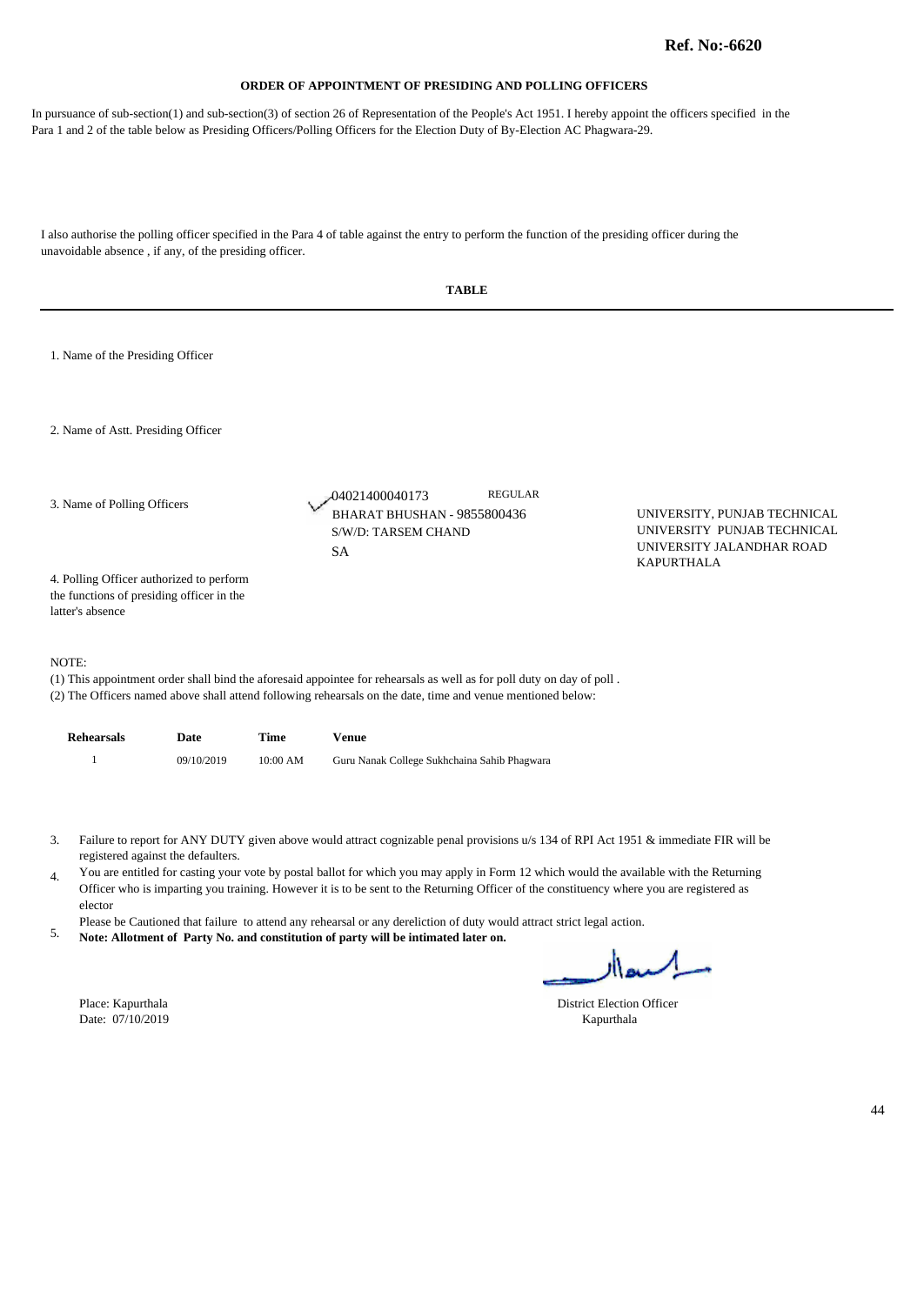**Ref. No:-6620**

**ORDER OF APPOINTMENT OF PRESIDING AND POLLING OFFICERS**

In pursuance of sub-section(1) and sub-section(3) of section 26 of Representation of the People's Act 1951. I hereby appoint the officers specified in the Para 1 and 2 of the table below as Presiding Officers/Polling Officers for the Election Duty of By-Election AC Phagwara-29.

I also authorise the polling officer specified in the Para 4 of table against the entry to perform the function of the presiding officer during the unavoidable absence , if any, of the presiding officer.

**TABLE**

1. Name of the Presiding Officer

2. Name of Astt. Presiding Officer

3. Name of Polling Officers

04021400040173 REGULAR
BHARAT BHUSHAN - 9855800436
S/W/D: TARSEM CHAND
SA

UNIVERSITY, PUNJAB TECHNICAL UNIVERSITY PUNJAB TECHNICAL UNIVERSITY JALANDHAR ROAD KAPURTHALA

4. Polling Officer authorized to perform the functions of presiding officer in the latter's absence

NOTE:
(1) This appointment order shall bind the aforesaid appointee for rehearsals as well as for poll duty on day of poll .
(2) The Officers named above shall attend following rehearsals on the date, time and venue mentioned below:

| Rehearsals | Date | Time | Venue |
|---|---|---|---|
| 1 | 09/10/2019 | 10:00 AM | Guru Nanak College Sukhchaina Sahib Phagwara |

3. Failure to report for ANY DUTY given above would attract cognizable penal provisions u/s 134 of RPI Act 1951 & immediate FIR will be registered against the defaulters.
4. You are entitled for casting your vote by postal ballot for which you may apply in Form 12 which would the available with the Returning Officer who is imparting you training. However it is to be sent to the Returning Officer of the constituency where you are registered as elector
5. Please be Cautioned that failure to attend any rehearsal or any dereliction of duty would attract strict legal action.
**Note: Allotment of Party No. and constitution of party will be intimated later on.**

Place: Kapurthala
Date: 07/10/2019

District Election Officer
Kapurthala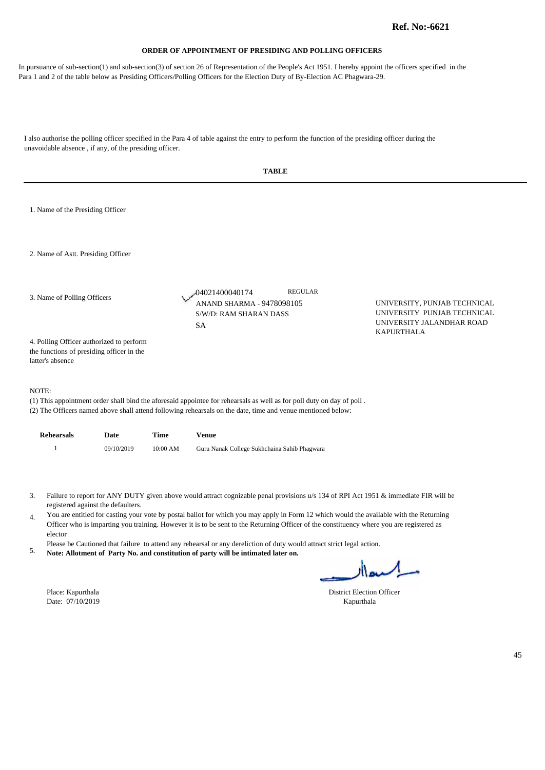**Ref. No:-6621**

## ORDER OF APPOINTMENT OF PRESIDING AND POLLING OFFICERS

In pursuance of sub-section(1) and sub-section(3) of section 26 of Representation of the People's Act 1951. I hereby appoint the officers specified in the Para 1 and 2 of the table below as Presiding Officers/Polling Officers for the Election Duty of By-Election AC Phagwara-29.

I also authorise the polling officer specified in the Para 4 of table against the entry to perform the function of the presiding officer during the unavoidable absence , if any, of the presiding officer.

**TABLE**

1. Name of the Presiding Officer

2. Name of Astt. Presiding Officer

3. Name of Polling Officers

04021400040174 REGULAR
ANAND SHARMA - 9478098105
S/W/D: RAM SHARAN DASS
SA

UNIVERSITY, PUNJAB TECHNICAL UNIVERSITY PUNJAB TECHNICAL UNIVERSITY JALANDHAR ROAD KAPURTHALA

4. Polling Officer authorized to perform the functions of presiding officer in the latter's absence

NOTE:

(1) This appointment order shall bind the aforesaid appointee for rehearsals as well as for poll duty on day of poll .
(2) The Officers named above shall attend following rehearsals on the date, time and venue mentioned below:

| Rehearsals | Date | Time | Venue |
|---|---|---|---|
| 1 | 09/10/2019 | 10:00 AM | Guru Nanak College Sukhchaina Sahib Phagwara |

3. Failure to report for ANY DUTY given above would attract cognizable penal provisions u/s 134 of RPI Act 1951 & immediate FIR will be registered against the defaulters.
4. You are entitled for casting your vote by postal ballot for which you may apply in Form 12 which would the available with the Returning Officer who is imparting you training. However it is to be sent to the Returning Officer of the constituency where you are registered as elector
5. Please be Cautioned that failure to attend any rehearsal or any dereliction of duty would attract strict legal action.
**Note: Allotment of Party No. and constitution of party will be intimated later on.**

Place: Kapurthala
Date: 07/10/2019

District Election Officer
Kapurthala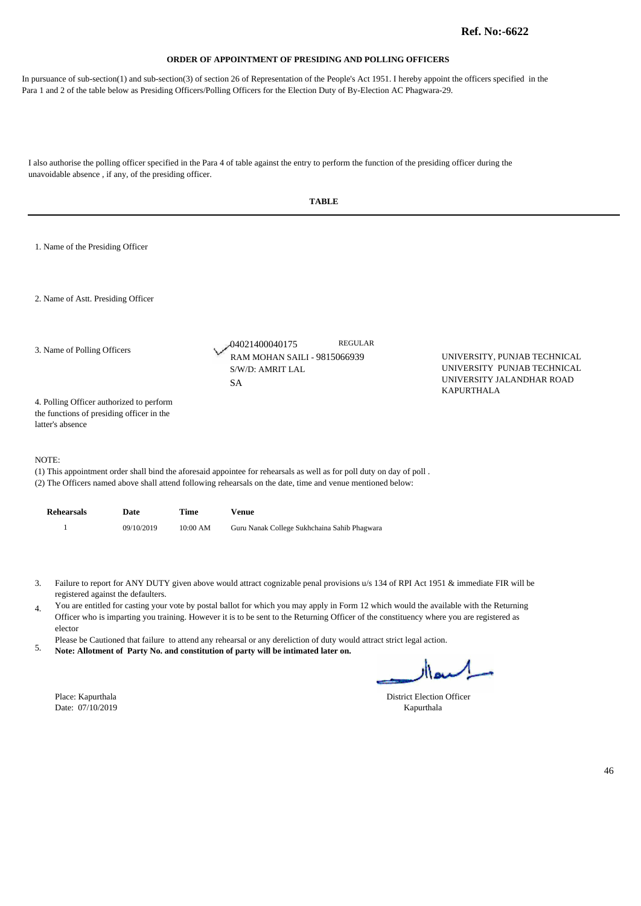**Ref. No:-6622**

## ORDER OF APPOINTMENT OF PRESIDING AND POLLING OFFICERS

In pursuance of sub-section(1) and sub-section(3) of section 26 of Representation of the People's Act 1951. I hereby appoint the officers specified in the Para 1 and 2 of the table below as Presiding Officers/Polling Officers for the Election Duty of By-Election AC Phagwara-29.

I also authorise the polling officer specified in the Para 4 of table against the entry to perform the function of the presiding officer during the unavoidable absence , if any, of the presiding officer.

**TABLE**

1. Name of the Presiding Officer

2. Name of Astt. Presiding Officer

3. Name of Polling Officers

04021400040175 REGULAR
RAM MOHAN SAILI - 9815066939
S/W/D: AMRIT LAL
SA

UNIVERSITY, PUNJAB TECHNICAL UNIVERSITY PUNJAB TECHNICAL UNIVERSITY JALANDHAR ROAD KAPURTHALA

4. Polling Officer authorized to perform the functions of presiding officer in the latter's absence

NOTE:
(1) This appointment order shall bind the aforesaid appointee for rehearsals as well as for poll duty on day of poll .
(2) The Officers named above shall attend following rehearsals on the date, time and venue mentioned below:

| Rehearsals | Date | Time | Venue |
|---|---|---|---|
| 1 | 09/10/2019 | 10:00 AM | Guru Nanak College Sukhchaina Sahib Phagwara |

3. Failure to report for ANY DUTY given above would attract cognizable penal provisions u/s 134 of RPI Act 1951 & immediate FIR will be registered against the defaulters.
4. You are entitled for casting your vote by postal ballot for which you may apply in Form 12 which would the available with the Returning Officer who is imparting you training. However it is to be sent to the Returning Officer of the constituency where you are registered as elector
5. Please be Cautioned that failure to attend any rehearsal or any dereliction of duty would attract strict legal action.
**Note: Allotment of Party No. and constitution of party will be intimated later on.**

Place: Kapurthala
Date: 07/10/2019

District Election Officer
Kapurthala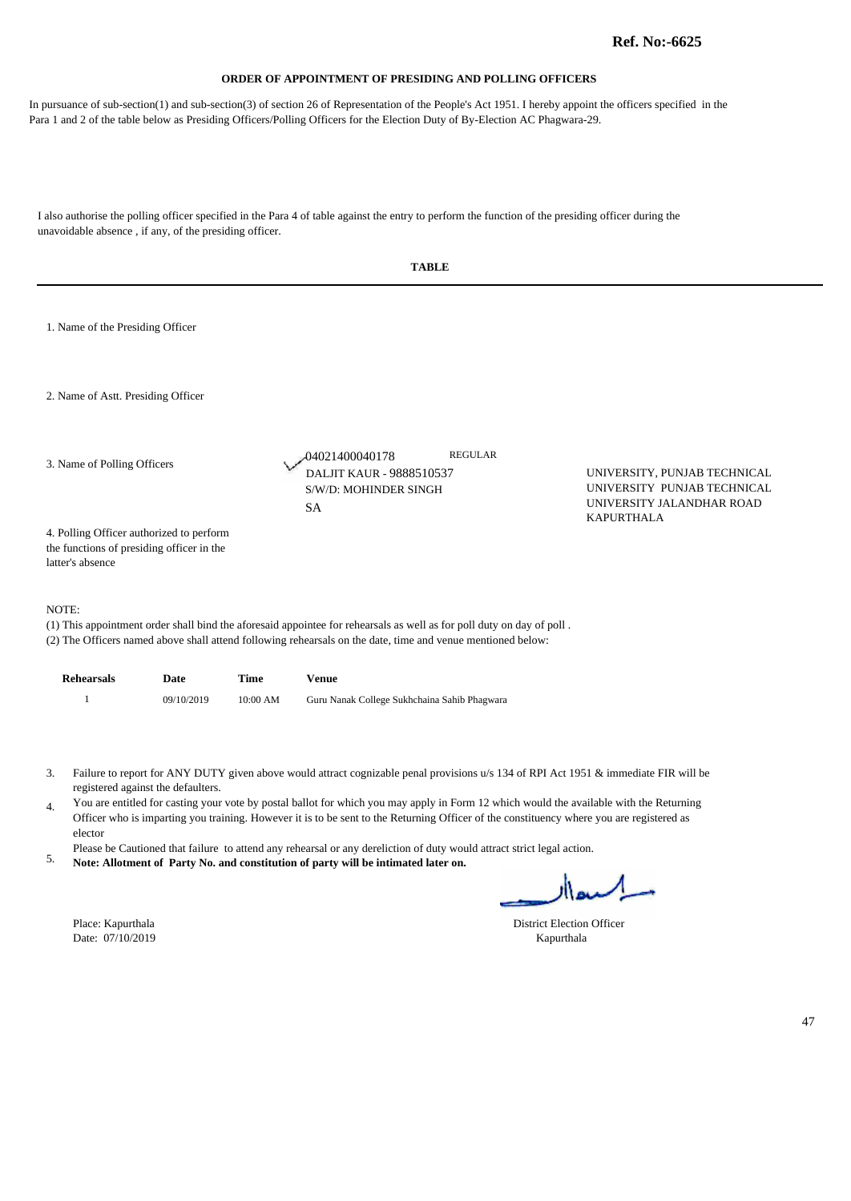**Ref. No:-6625**

## ORDER OF APPOINTMENT OF PRESIDING AND POLLING OFFICERS

In pursuance of sub-section(1) and sub-section(3) of section 26 of Representation of the People's Act 1951. I hereby appoint the officers specified in the Para 1 and 2 of the table below as Presiding Officers/Polling Officers for the Election Duty of By-Election AC Phagwara-29.

I also authorise the polling officer specified in the Para 4 of table against the entry to perform the function of the presiding officer during the unavoidable absence , if any, of the presiding officer.

**TABLE**

1. Name of the Presiding Officer

2. Name of Astt. Presiding Officer

3. Name of Polling Officers

04021400040178 REGULAR
DALJIT KAUR - 9888510537
S/W/D: MOHINDER SINGH
SA

UNIVERSITY, PUNJAB TECHNICAL UNIVERSITY PUNJAB TECHNICAL UNIVERSITY JALANDHAR ROAD KAPURTHALA

4. Polling Officer authorized to perform the functions of presiding officer in the latter's absence

NOTE:
(1) This appointment order shall bind the aforesaid appointee for rehearsals as well as for poll duty on day of poll .
(2) The Officers named above shall attend following rehearsals on the date, time and venue mentioned below:

| Rehearsals | Date | Time | Venue |
|---|---|---|---|
| 1 | 09/10/2019 | 10:00 AM | Guru Nanak College Sukhchaina Sahib Phagwara |

3. Failure to report for ANY DUTY given above would attract cognizable penal provisions u/s 134 of RPI Act 1951 & immediate FIR will be registered against the defaulters.
4. You are entitled for casting your vote by postal ballot for which you may apply in Form 12 which would the available with the Returning Officer who is imparting you training. However it is to be sent to the Returning Officer of the constituency where you are registered as elector
5. Please be Cautioned that failure to attend any rehearsal or any dereliction of duty would attract strict legal action.
**Note: Allotment of Party No. and constitution of party will be intimated later on.**

Place: Kapurthala
Date: 07/10/2019

District Election Officer
Kapurthala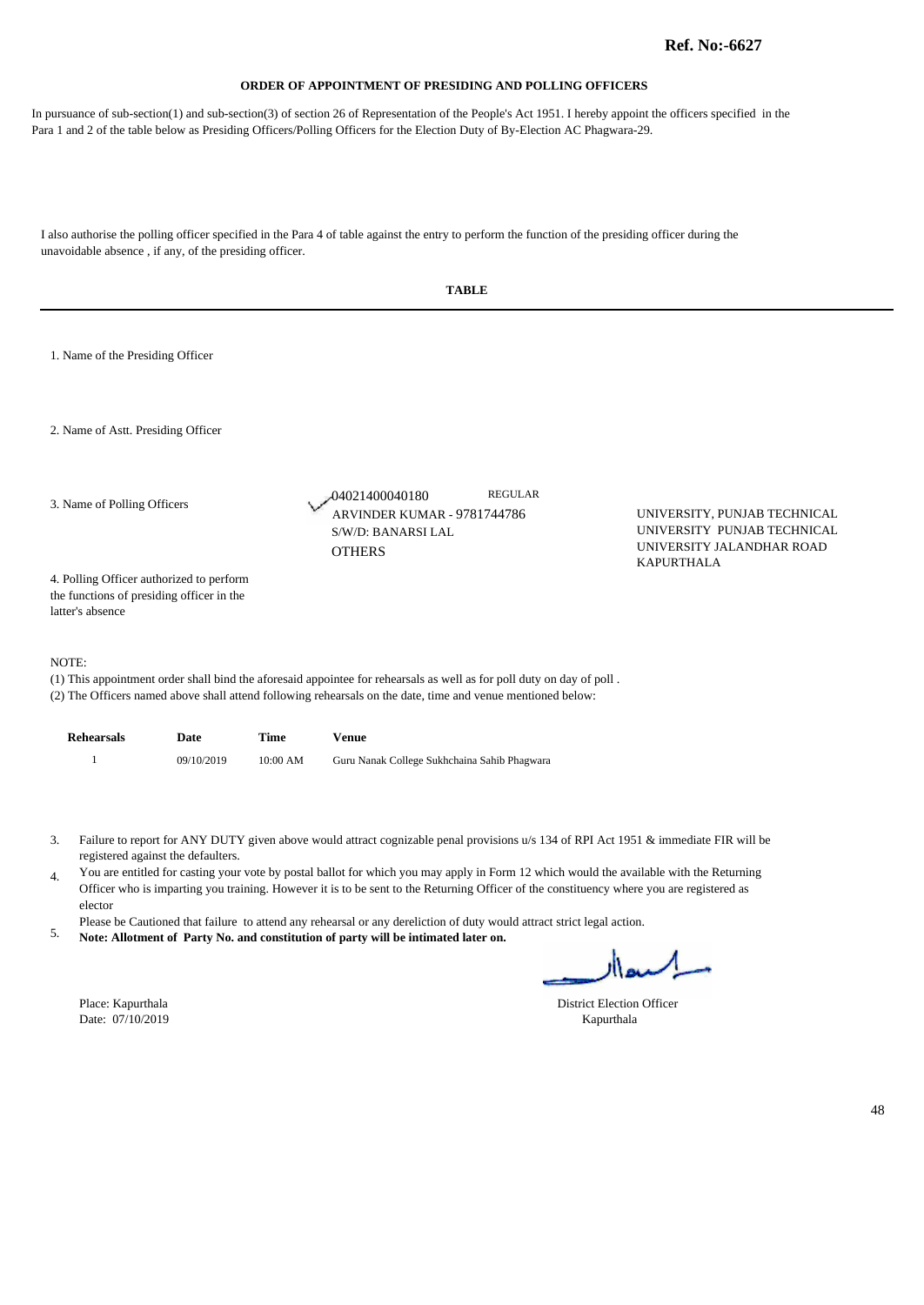**Ref. No:-6627**

## ORDER OF APPOINTMENT OF PRESIDING AND POLLING OFFICERS

In pursuance of sub-section(1) and sub-section(3) of section 26 of Representation of the People's Act 1951. I hereby appoint the officers specified in the Para 1 and 2 of the table below as Presiding Officers/Polling Officers for the Election Duty of By-Election AC Phagwara-29.

I also authorise the polling officer specified in the Para 4 of table against the entry to perform the function of the presiding officer during the unavoidable absence , if any, of the presiding officer.

**TABLE**

1. Name of the Presiding Officer

2. Name of Astt. Presiding Officer

3. Name of Polling Officers

04021400040180 REGULAR
ARVINDER KUMAR - 9781744786
S/W/D: BANARSI LAL
OTHERS

UNIVERSITY, PUNJAB TECHNICAL UNIVERSITY PUNJAB TECHNICAL UNIVERSITY JALANDHAR ROAD KAPURTHALA

4. Polling Officer authorized to perform the functions of presiding officer in the latter's absence

NOTE:

(1) This appointment order shall bind the aforesaid appointee for rehearsals as well as for poll duty on day of poll .
(2) The Officers named above shall attend following rehearsals on the date, time and venue mentioned below:

| Rehearsals | Date | Time | Venue |
|---|---|---|---|
| 1 | 09/10/2019 | 10:00 AM | Guru Nanak College Sukhchaina Sahib Phagwara |

3. Failure to report for ANY DUTY given above would attract cognizable penal provisions u/s 134 of RPI Act 1951 & immediate FIR will be registered against the defaulters.
4. You are entitled for casting your vote by postal ballot for which you may apply in Form 12 which would the available with the Returning Officer who is imparting you training. However it is to be sent to the Returning Officer of the constituency where you are registered as elector
5. Please be Cautioned that failure to attend any rehearsal or any dereliction of duty would attract strict legal action.
**Note: Allotment of Party No. and constitution of party will be intimated later on.**

Place: Kapurthala
Date: 07/10/2019

District Election Officer
Kapurthala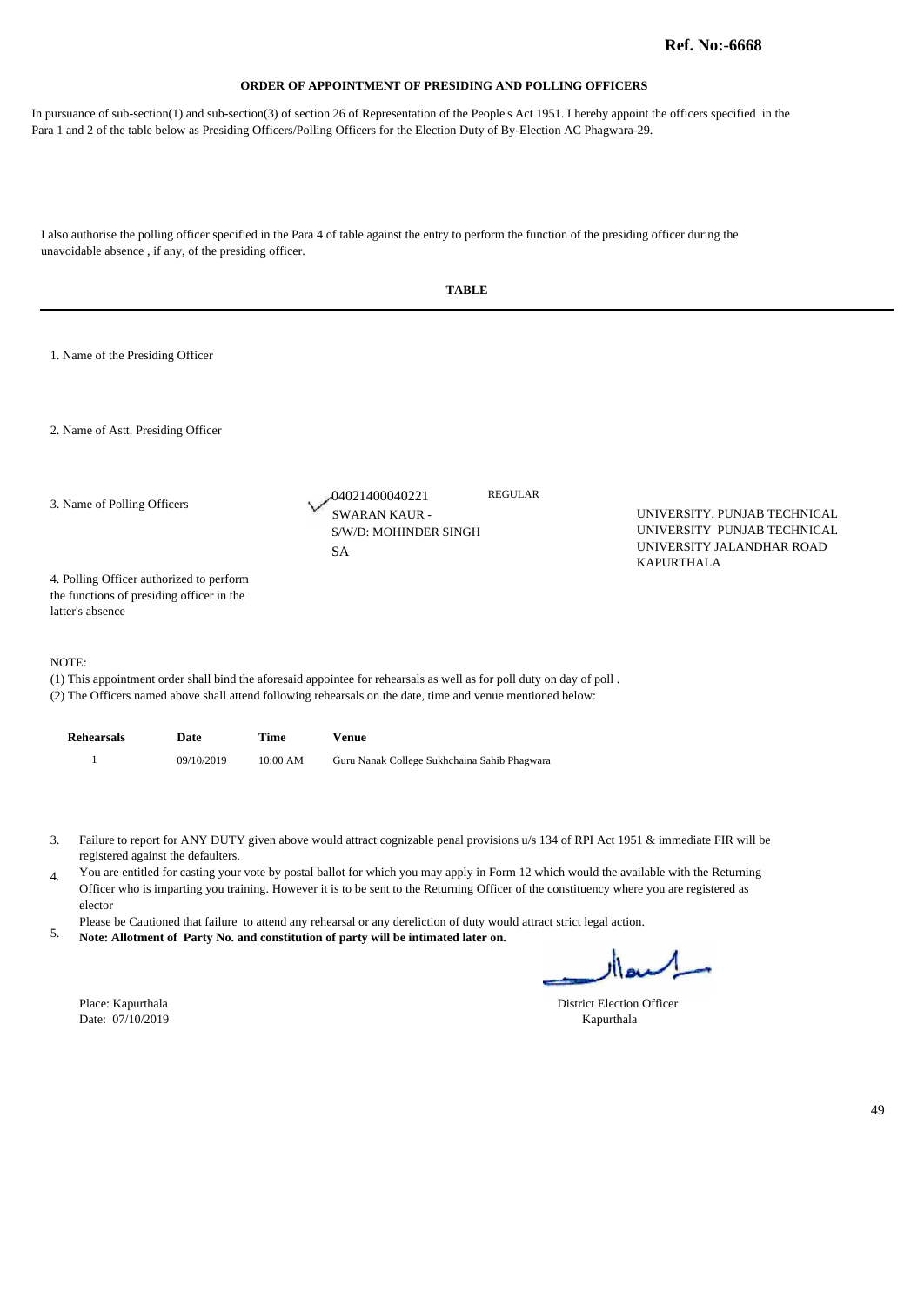**Ref. No:-6668**

## ORDER OF APPOINTMENT OF PRESIDING AND POLLING OFFICERS

In pursuance of sub-section(1) and sub-section(3) of section 26 of Representation of the People's Act 1951. I hereby appoint the officers specified in the Para 1 and 2 of the table below as Presiding Officers/Polling Officers for the Election Duty of By-Election AC Phagwara-29.

I also authorise the polling officer specified in the Para 4 of table against the entry to perform the function of the presiding officer during the unavoidable absence , if any, of the presiding officer.

**TABLE**

1. Name of the Presiding Officer

2. Name of Astt. Presiding Officer

3. Name of Polling Officers — 04021400040221 REGULAR
SWARAN KAUR -
S/W/D: MOHINDER SINGH
SA
UNIVERSITY, PUNJAB TECHNICAL UNIVERSITY PUNJAB TECHNICAL UNIVERSITY JALANDHAR ROAD KAPURTHALA

4. Polling Officer authorized to perform the functions of presiding officer in the latter's absence

NOTE:

(1) This appointment order shall bind the aforesaid appointee for rehearsals as well as for poll duty on day of poll .
(2) The Officers named above shall attend following rehearsals on the date, time and venue mentioned below:

| Rehearsals | Date | Time | Venue |
|---|---|---|---|
| 1 | 09/10/2019 | 10:00 AM | Guru Nanak College Sukhchaina Sahib Phagwara |

3. Failure to report for ANY DUTY given above would attract cognizable penal provisions u/s 134 of RPI Act 1951 & immediate FIR will be registered against the defaulters.
4. You are entitled for casting your vote by postal ballot for which you may apply in Form 12 which would the available with the Returning Officer who is imparting you training. However it is to be sent to the Returning Officer of the constituency where you are registered as elector
5. Please be Cautioned that failure to attend any rehearsal or any dereliction of duty would attract strict legal action.
**Note: Allotment of Party No. and constitution of party will be intimated later on.**

Place: Kapurthala
Date: 07/10/2019

District Election Officer
Kapurthala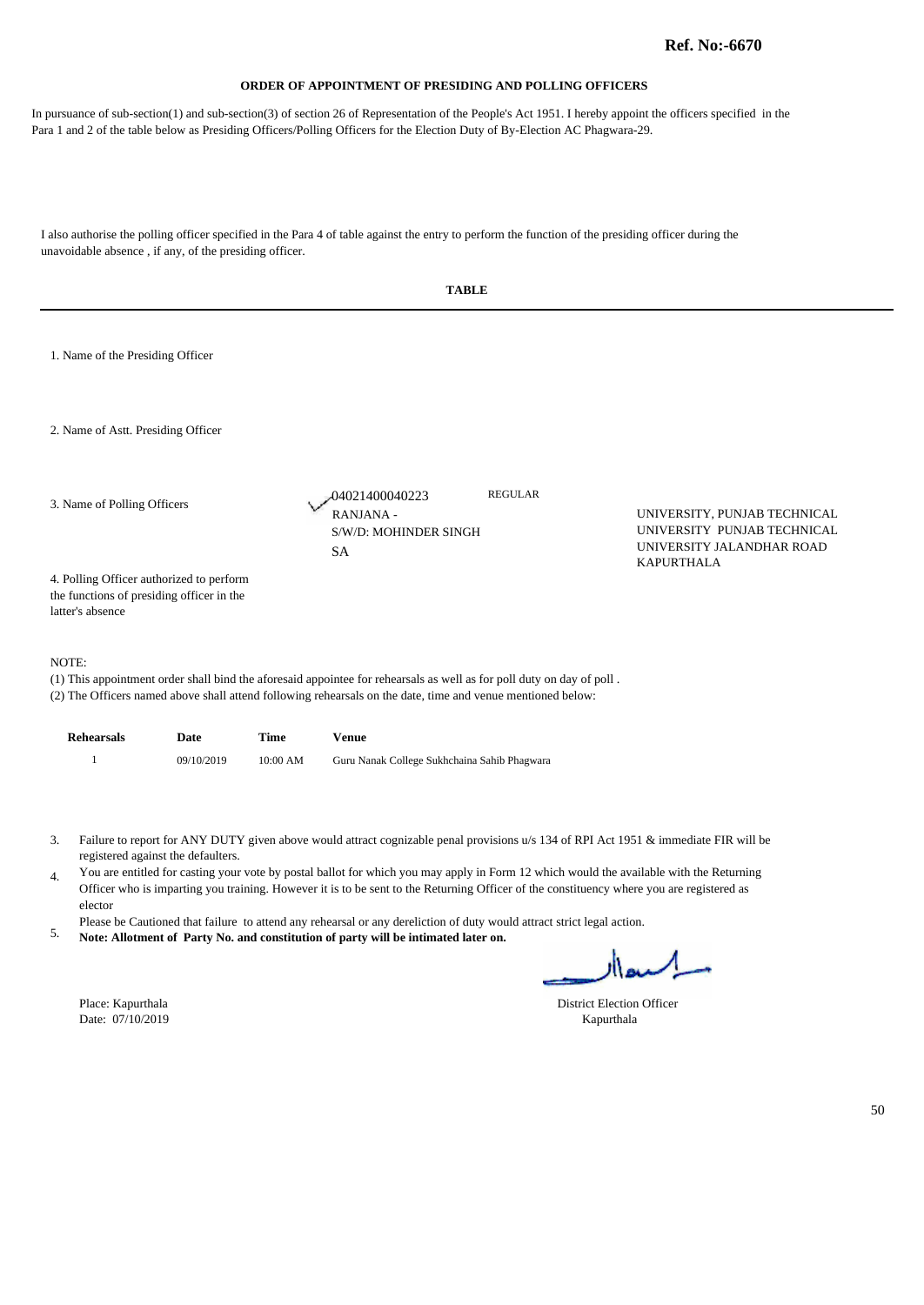**Ref. No:-6670**

## ORDER OF APPOINTMENT OF PRESIDING AND POLLING OFFICERS

In pursuance of sub-section(1) and sub-section(3) of section 26 of Representation of the People's Act 1951. I hereby appoint the officers specified in the Para 1 and 2 of the table below as Presiding Officers/Polling Officers for the Election Duty of By-Election AC Phagwara-29.

I also authorise the polling officer specified in the Para 4 of table against the entry to perform the function of the presiding officer during the unavoidable absence , if any, of the presiding officer.

**TABLE**

1. Name of the Presiding Officer

2. Name of Astt. Presiding Officer

3. Name of Polling Officers

04021400040223 REGULAR
RANJANA -
S/W/D: MOHINDER SINGH
SA

UNIVERSITY, PUNJAB TECHNICAL UNIVERSITY PUNJAB TECHNICAL UNIVERSITY JALANDHAR ROAD KAPURTHALA

4. Polling Officer authorized to perform the functions of presiding officer in the latter's absence

NOTE:
(1) This appointment order shall bind the aforesaid appointee for rehearsals as well as for poll duty on day of poll .
(2) The Officers named above shall attend following rehearsals on the date, time and venue mentioned below:

| Rehearsals | Date | Time | Venue |
|---|---|---|---|
| 1 | 09/10/2019 | 10:00 AM | Guru Nanak College Sukhchaina Sahib Phagwara |

3. Failure to report for ANY DUTY given above would attract cognizable penal provisions u/s 134 of RPI Act 1951 & immediate FIR will be registered against the defaulters.
4. You are entitled for casting your vote by postal ballot for which you may apply in Form 12 which would the available with the Returning Officer who is imparting you training. However it is to be sent to the Returning Officer of the constituency where you are registered as elector
5. Please be Cautioned that failure to attend any rehearsal or any dereliction of duty would attract strict legal action.
**Note: Allotment of Party No. and constitution of party will be intimated later on.**

Place: Kapurthala
Date: 07/10/2019

District Election Officer
Kapurthala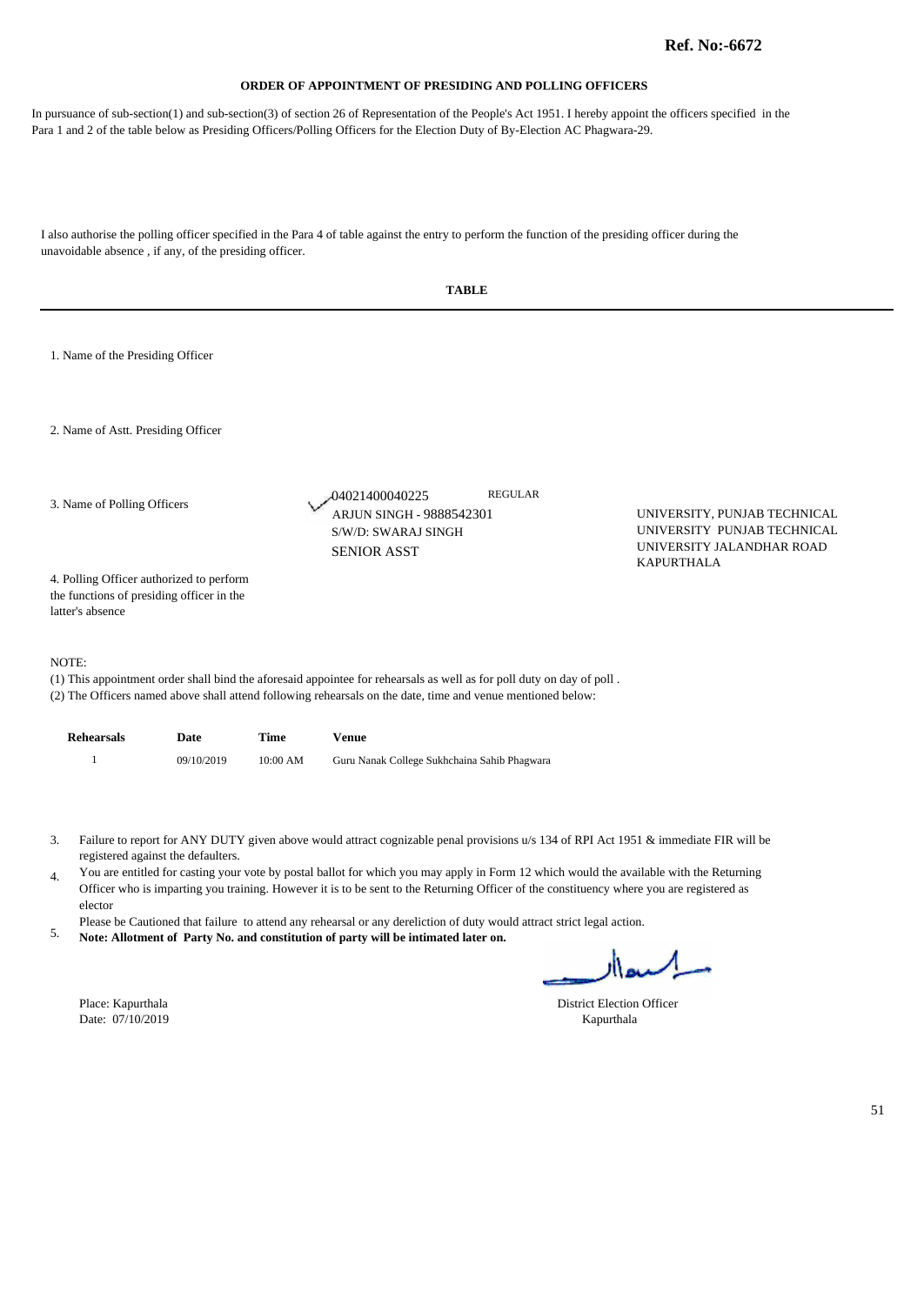**Ref. No:-6672**

## ORDER OF APPOINTMENT OF PRESIDING AND POLLING OFFICERS

In pursuance of sub-section(1) and sub-section(3) of section 26 of Representation of the People's Act 1951. I hereby appoint the officers specified in the Para 1 and 2 of the table below as Presiding Officers/Polling Officers for the Election Duty of By-Election AC Phagwara-29.

I also authorise the polling officer specified in the Para 4 of table against the entry to perform the function of the presiding officer during the unavoidable absence , if any, of the presiding officer.

### TABLE

1. Name of the Presiding Officer

2. Name of Astt. Presiding Officer

3. Name of Polling Officers

04021400040225 REGULAR
ARJUN SINGH - 9888542301
S/W/D: SWARAJ SINGH
SENIOR ASST

UNIVERSITY, PUNJAB TECHNICAL UNIVERSITY PUNJAB TECHNICAL UNIVERSITY JALANDHAR ROAD KAPURTHALA

4. Polling Officer authorized to perform the functions of presiding officer in the latter's absence

NOTE:
(1) This appointment order shall bind the aforesaid appointee for rehearsals as well as for poll duty on day of poll .
(2) The Officers named above shall attend following rehearsals on the date, time and venue mentioned below:

| Rehearsals | Date | Time | Venue |
|---|---|---|---|
| 1 | 09/10/2019 | 10:00 AM | Guru Nanak College Sukhchaina Sahib Phagwara |

3. Failure to report for ANY DUTY given above would attract cognizable penal provisions u/s 134 of RPI Act 1951 & immediate FIR will be registered against the defaulters.
4. You are entitled for casting your vote by postal ballot for which you may apply in Form 12 which would the available with the Returning Officer who is imparting you training. However it is to be sent to the Returning Officer of the constituency where you are registered as elector
5. Please be Cautioned that failure to attend any rehearsal or any dereliction of duty would attract strict legal action.
**Note: Allotment of Party No. and constitution of party will be intimated later on.**

Place: Kapurthala
Date: 07/10/2019

District Election Officer
Kapurthala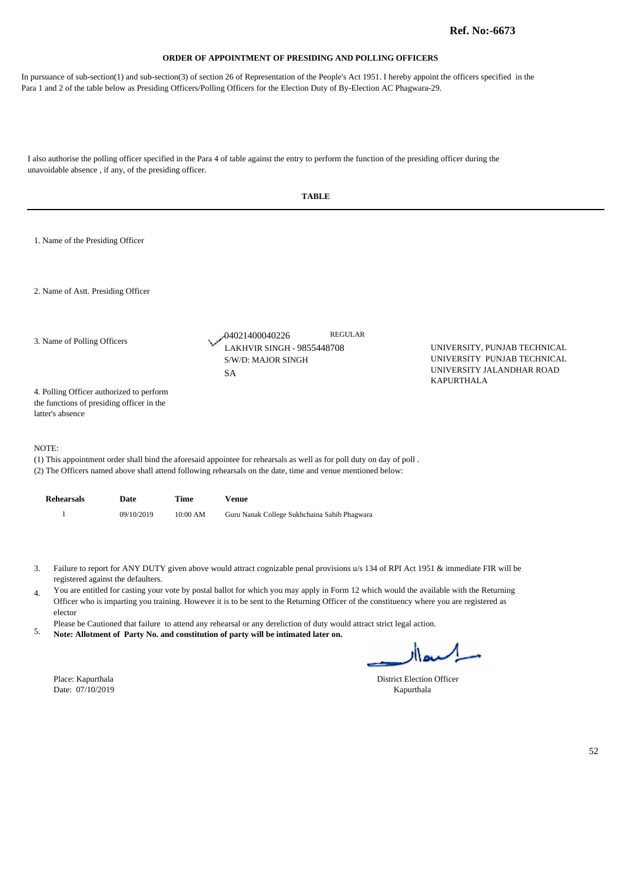**Ref. No:-6673**

## ORDER OF APPOINTMENT OF PRESIDING AND POLLING OFFICERS

In pursuance of sub-section(1) and sub-section(3) of section 26 of Representation of the People's Act 1951. I hereby appoint the officers specified in the Para 1 and 2 of the table below as Presiding Officers/Polling Officers for the Election Duty of By-Election AC Phagwara-29.

I also authorise the polling officer specified in the Para 4 of table against the entry to perform the function of the presiding officer during the unavoidable absence , if any, of the presiding officer.

**TABLE**

1. Name of the Presiding Officer

2. Name of Astt. Presiding Officer

3. Name of Polling Officers

04021400040226 REGULAR
LAKHVIR SINGH - 9855448708
S/W/D: MAJOR SINGH
SA

UNIVERSITY, PUNJAB TECHNICAL UNIVERSITY PUNJAB TECHNICAL UNIVERSITY JALANDHAR ROAD KAPURTHALA

4. Polling Officer authorized to perform the functions of presiding officer in the latter's absence

NOTE:

(1) This appointment order shall bind the aforesaid appointee for rehearsals as well as for poll duty on day of poll .
(2) The Officers named above shall attend following rehearsals on the date, time and venue mentioned below:

| Rehearsals | Date | Time | Venue |
|---|---|---|---|
| 1 | 09/10/2019 | 10:00 AM | Guru Nanak College Sukhchaina Sahib Phagwara |

3. Failure to report for ANY DUTY given above would attract cognizable penal provisions u/s 134 of RPI Act 1951 & immediate FIR will be registered against the defaulters.
4. You are entitled for casting your vote by postal ballot for which you may apply in Form 12 which would the available with the Returning Officer who is imparting you training. However it is to be sent to the Returning Officer of the constituency where you are registered as elector
5. Please be Cautioned that failure to attend any rehearsal or any dereliction of duty would attract strict legal action.
   **Note: Allotment of Party No. and constitution of party will be intimated later on.**

Place: Kapurthala
Date: 07/10/2019

District Election Officer
Kapurthala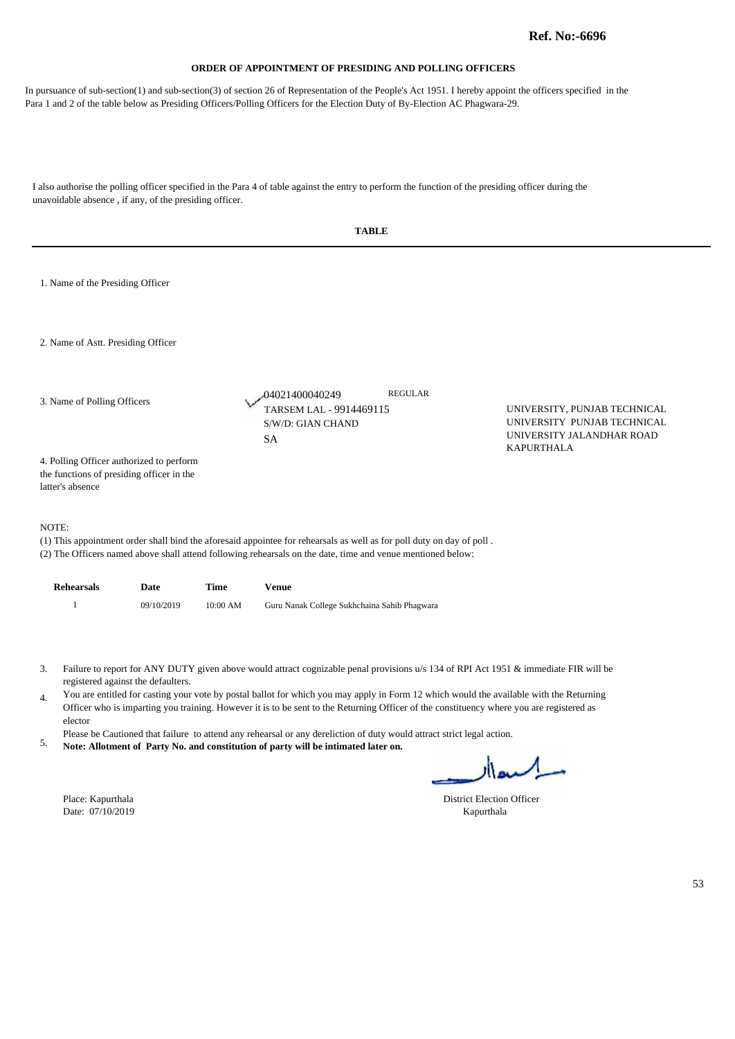**Ref. No:-6696**

**ORDER OF APPOINTMENT OF PRESIDING AND POLLING OFFICERS**

In pursuance of sub-section(1) and sub-section(3) of section 26 of Representation of the People's Act 1951. I hereby appoint the officers specified in the Para 1 and 2 of the table below as Presiding Officers/Polling Officers for the Election Duty of By-Election AC Phagwara-29.

I also authorise the polling officer specified in the Para 4 of table against the entry to perform the function of the presiding officer during the unavoidable absence , if any, of the presiding officer.

**TABLE**

1. Name of the Presiding Officer

2. Name of Astt. Presiding Officer

3. Name of Polling Officers

04021400040249 REGULAR
TARSEM LAL - 9914469115
S/W/D: GIAN CHAND
SA

UNIVERSITY, PUNJAB TECHNICAL UNIVERSITY PUNJAB TECHNICAL UNIVERSITY JALANDHAR ROAD KAPURTHALA

4. Polling Officer authorized to perform the functions of presiding officer in the latter's absence

NOTE:
(1) This appointment order shall bind the aforesaid appointee for rehearsals as well as for poll duty on day of poll .
(2) The Officers named above shall attend following rehearsals on the date, time and venue mentioned below:

| Rehearsals | Date | Time | Venue |
|---|---|---|---|
| 1 | 09/10/2019 | 10:00 AM | Guru Nanak College Sukhchaina Sahib Phagwara |

3. Failure to report for ANY DUTY given above would attract cognizable penal provisions u/s 134 of RPI Act 1951 & immediate FIR will be registered against the defaulters.
4. You are entitled for casting your vote by postal ballot for which you may apply in Form 12 which would the available with the Returning Officer who is imparting you training. However it is to be sent to the Returning Officer of the constituency where you are registered as elector
5. Please be Cautioned that failure to attend any rehearsal or any dereliction of duty would attract strict legal action.
   **Note: Allotment of Party No. and constitution of party will be intimated later on.**

Place: Kapurthala
Date: 07/10/2019

District Election Officer
Kapurthala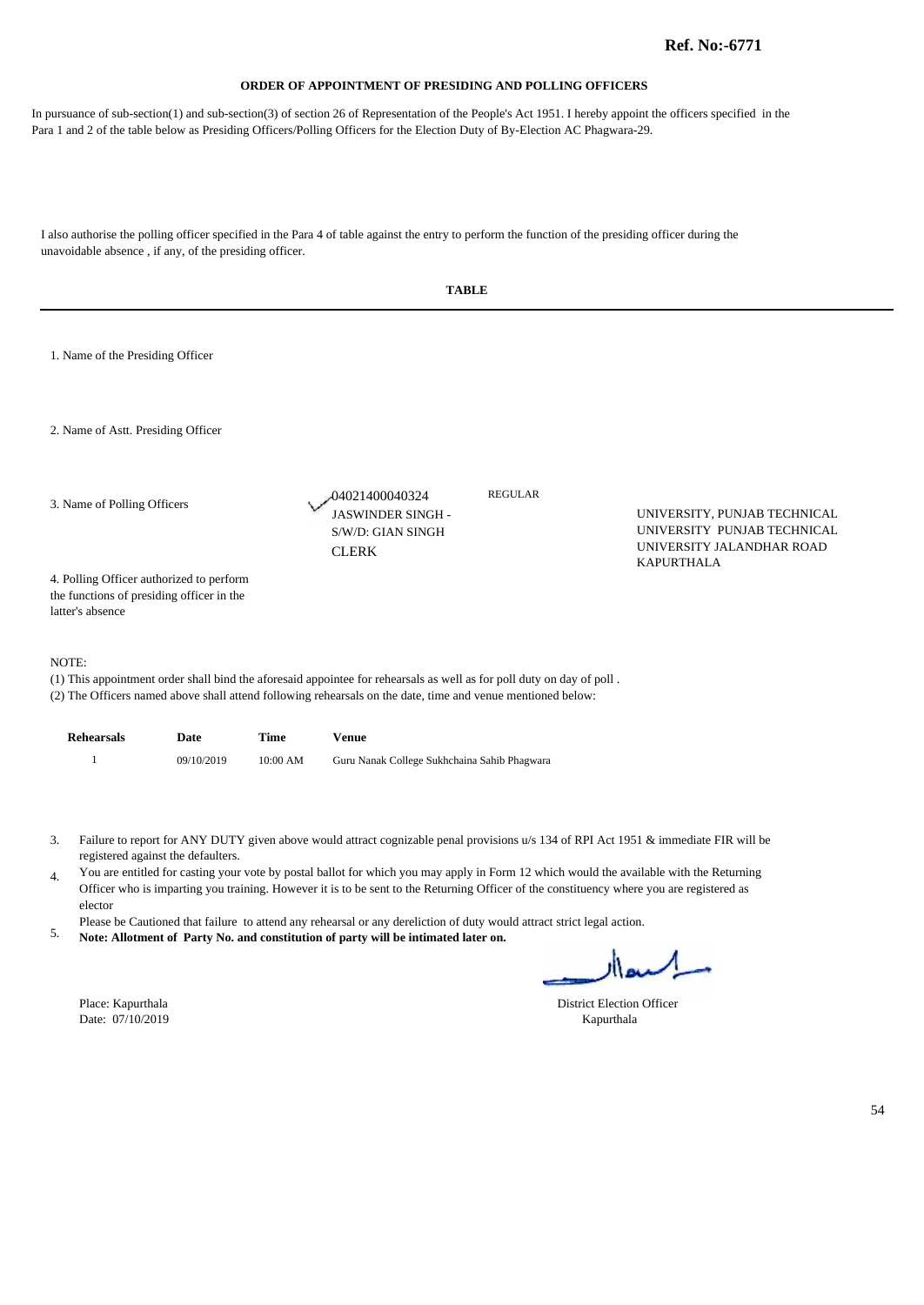**Ref. No:-6771**

## ORDER OF APPOINTMENT OF PRESIDING AND POLLING OFFICERS

In pursuance of sub-section(1) and sub-section(3) of section 26 of Representation of the People's Act 1951. I hereby appoint the officers specified in the Para 1 and 2 of the table below as Presiding Officers/Polling Officers for the Election Duty of By-Election AC Phagwara-29.

I also authorise the polling officer specified in the Para 4 of table against the entry to perform the function of the presiding officer during the unavoidable absence , if any, of the presiding officer.

**TABLE**

1. Name of the Presiding Officer

2. Name of Astt. Presiding Officer

3. Name of Polling Officers — 04021400040324 JASWINDER SINGH - S/W/D: GIAN SINGH CLERK — REGULAR — UNIVERSITY, PUNJAB TECHNICAL UNIVERSITY PUNJAB TECHNICAL UNIVERSITY JALANDHAR ROAD KAPURTHALA

4. Polling Officer authorized to perform the functions of presiding officer in the latter's absence

NOTE:
(1) This appointment order shall bind the aforesaid appointee for rehearsals as well as for poll duty on day of poll .
(2) The Officers named above shall attend following rehearsals on the date, time and venue mentioned below:

| Rehearsals | Date | Time | Venue |
|---|---|---|---|
| 1 | 09/10/2019 | 10:00 AM | Guru Nanak College Sukhchaina Sahib Phagwara |

3. Failure to report for ANY DUTY given above would attract cognizable penal provisions u/s 134 of RPI Act 1951 & immediate FIR will be registered against the defaulters.
4. You are entitled for casting your vote by postal ballot for which you may apply in Form 12 which would the available with the Returning Officer who is imparting you training. However it is to be sent to the Returning Officer of the constituency where you are registered as elector
5. Please be Cautioned that failure to attend any rehearsal or any dereliction of duty would attract strict legal action.
**Note: Allotment of Party No. and constitution of party will be intimated later on.**

Place: Kapurthala
Date: 07/10/2019

District Election Officer
Kapurthala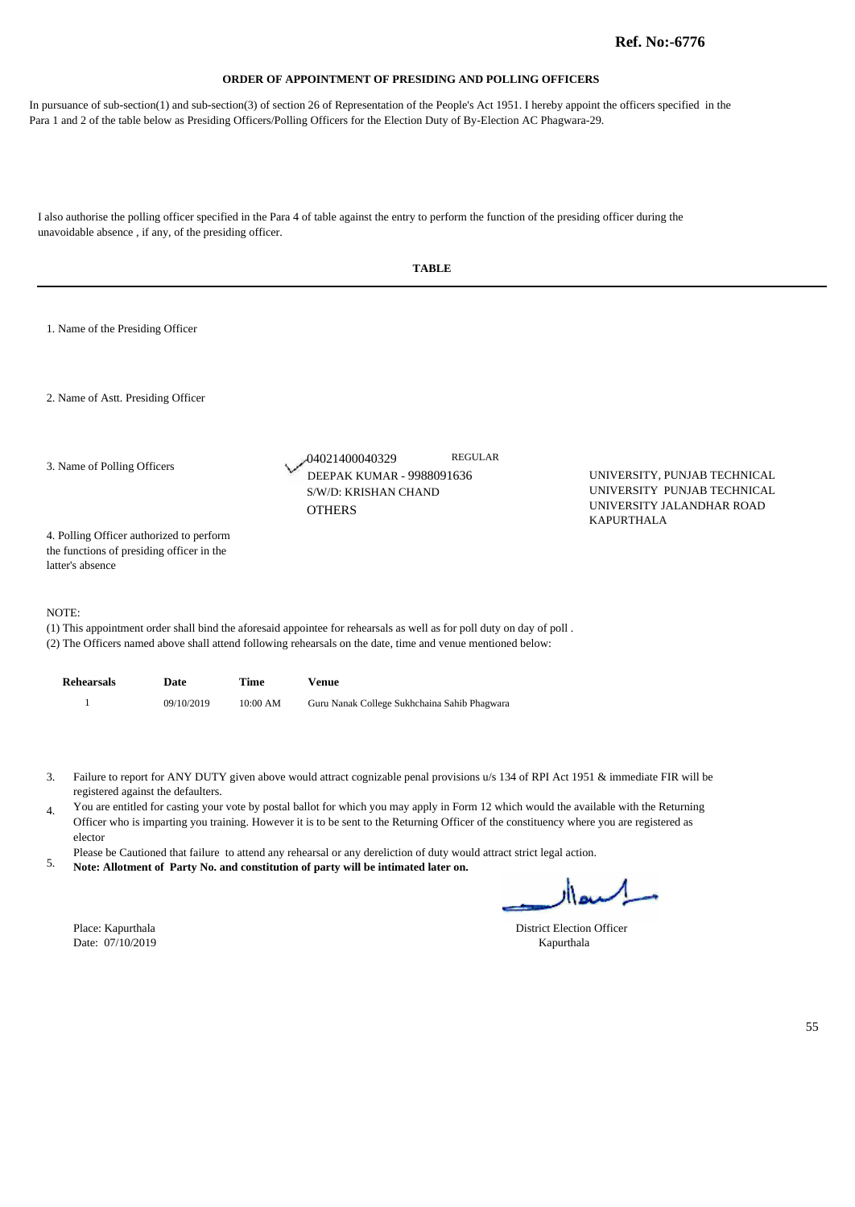**Ref. No:-6776**

## ORDER OF APPOINTMENT OF PRESIDING AND POLLING OFFICERS

In pursuance of sub-section(1) and sub-section(3) of section 26 of Representation of the People's Act 1951. I hereby appoint the officers specified in the Para 1 and 2 of the table below as Presiding Officers/Polling Officers for the Election Duty of By-Election AC Phagwara-29.

I also authorise the polling officer specified in the Para 4 of table against the entry to perform the function of the presiding officer during the unavoidable absence , if any, of the presiding officer.

**TABLE**

1. Name of the Presiding Officer

2. Name of Astt. Presiding Officer

3. Name of Polling Officers

04021400040329 REGULAR
DEEPAK KUMAR - 9988091636
S/W/D: KRISHAN CHAND
OTHERS

UNIVERSITY, PUNJAB TECHNICAL UNIVERSITY PUNJAB TECHNICAL UNIVERSITY JALANDHAR ROAD KAPURTHALA

4. Polling Officer authorized to perform the functions of presiding officer in the latter's absence

NOTE:

(1) This appointment order shall bind the aforesaid appointee for rehearsals as well as for poll duty on day of poll .
(2) The Officers named above shall attend following rehearsals on the date, time and venue mentioned below:

| Rehearsals | Date | Time | Venue |
|---|---|---|---|
| 1 | 09/10/2019 | 10:00 AM | Guru Nanak College Sukhchaina Sahib Phagwara |

3. Failure to report for ANY DUTY given above would attract cognizable penal provisions u/s 134 of RPI Act 1951 & immediate FIR will be registered against the defaulters.
4. You are entitled for casting your vote by postal ballot for which you may apply in Form 12 which would the available with the Returning Officer who is imparting you training. However it is to be sent to the Returning Officer of the constituency where you are registered as elector
5. Please be Cautioned that failure to attend any rehearsal or any dereliction of duty would attract strict legal action.
**Note: Allotment of Party No. and constitution of party will be intimated later on.**

Place: Kapurthala
Date: 07/10/2019

District Election Officer
Kapurthala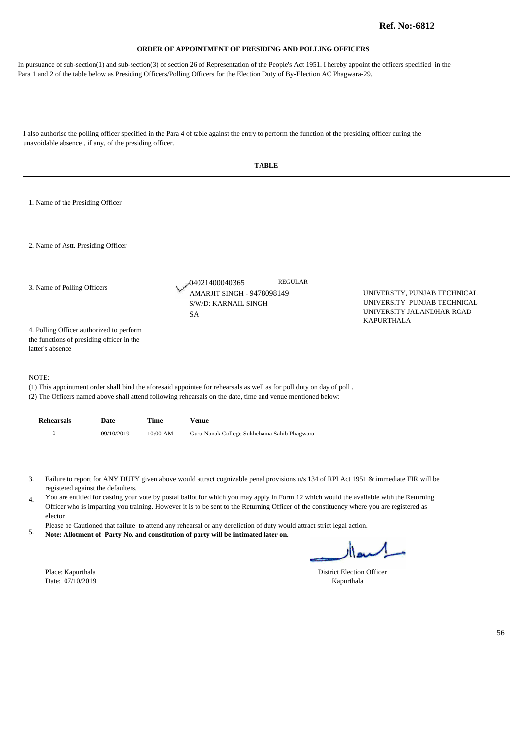**Ref. No:-6812**

## ORDER OF APPOINTMENT OF PRESIDING AND POLLING OFFICERS

In pursuance of sub-section(1) and sub-section(3) of section 26 of Representation of the People's Act 1951. I hereby appoint the officers specified in the Para 1 and 2 of the table below as Presiding Officers/Polling Officers for the Election Duty of By-Election AC Phagwara-29.

I also authorise the polling officer specified in the Para 4 of table against the entry to perform the function of the presiding officer during the unavoidable absence , if any, of the presiding officer.

**TABLE**

1. Name of the Presiding Officer

2. Name of Astt. Presiding Officer

3. Name of Polling Officers

04021400040365 REGULAR
AMARJIT SINGH - 9478098149
S/W/D: KARNAIL SINGH
SA

UNIVERSITY, PUNJAB TECHNICAL UNIVERSITY PUNJAB TECHNICAL UNIVERSITY JALANDHAR ROAD KAPURTHALA

4. Polling Officer authorized to perform the functions of presiding officer in the latter's absence

NOTE:

(1) This appointment order shall bind the aforesaid appointee for rehearsals as well as for poll duty on day of poll .
(2) The Officers named above shall attend following rehearsals on the date, time and venue mentioned below:

| Rehearsals | Date | Time | Venue |
|---|---|---|---|
| 1 | 09/10/2019 | 10:00 AM | Guru Nanak College Sukhchaina Sahib Phagwara |

3. Failure to report for ANY DUTY given above would attract cognizable penal provisions u/s 134 of RPI Act 1951 & immediate FIR will be registered against the defaulters.
4. You are entitled for casting your vote by postal ballot for which you may apply in Form 12 which would the available with the Returning Officer who is imparting you training. However it is to be sent to the Returning Officer of the constituency where you are registered as elector
5. Please be Cautioned that failure to attend any rehearsal or any dereliction of duty would attract strict legal action.
**Note: Allotment of Party No. and constitution of party will be intimated later on.**

Place: Kapurthala
Date: 07/10/2019

District Election Officer
Kapurthala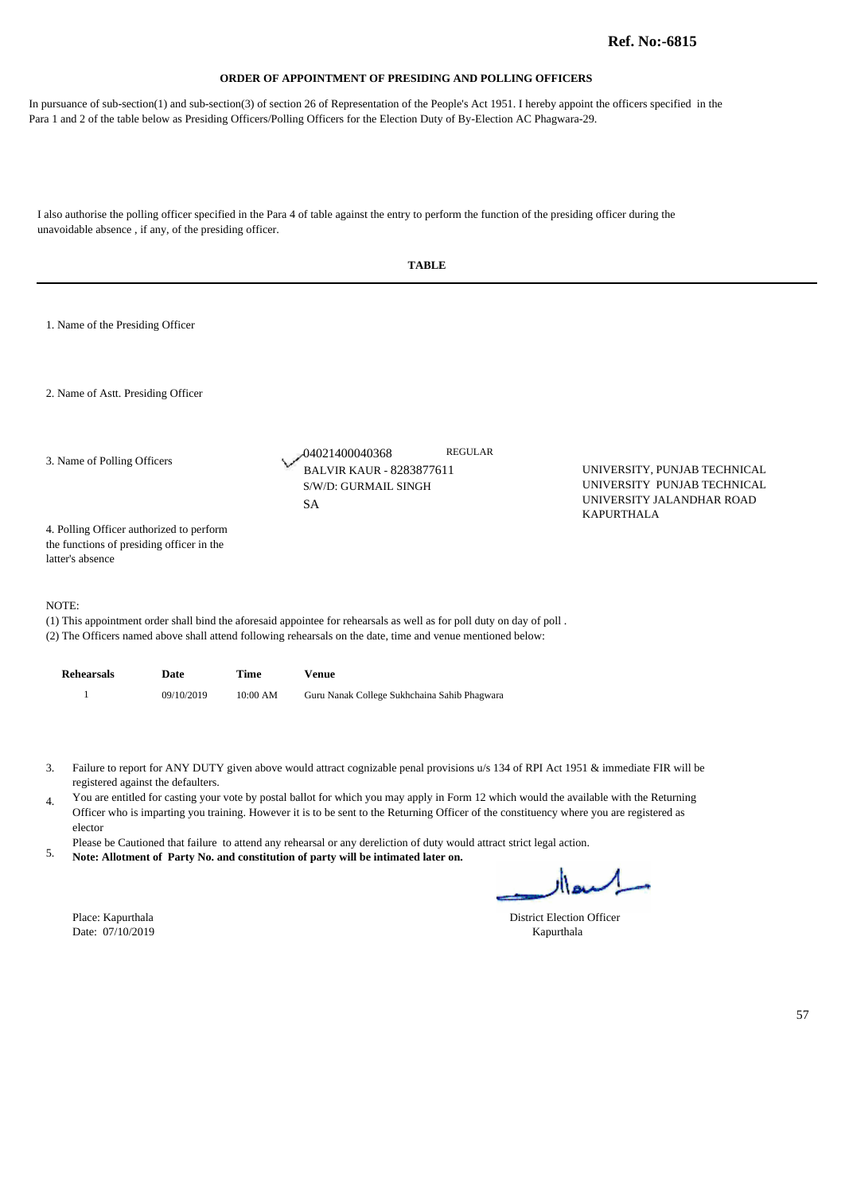**Ref. No:-6815**

## ORDER OF APPOINTMENT OF PRESIDING AND POLLING OFFICERS

In pursuance of sub-section(1) and sub-section(3) of section 26 of Representation of the People's Act 1951. I hereby appoint the officers specified in the Para 1 and 2 of the table below as Presiding Officers/Polling Officers for the Election Duty of By-Election AC Phagwara-29.

I also authorise the polling officer specified in the Para 4 of table against the entry to perform the function of the presiding officer during the unavoidable absence , if any, of the presiding officer.

**TABLE**

1. Name of the Presiding Officer

2. Name of Astt. Presiding Officer

3. Name of Polling Officers

04021400040368 REGULAR
BALVIR KAUR - 8283877611
S/W/D: GURMAIL SINGH
SA

UNIVERSITY, PUNJAB TECHNICAL UNIVERSITY PUNJAB TECHNICAL UNIVERSITY JALANDHAR ROAD KAPURTHALA

4. Polling Officer authorized to perform the functions of presiding officer in the latter's absence

NOTE:
(1) This appointment order shall bind the aforesaid appointee for rehearsals as well as for poll duty on day of poll .
(2) The Officers named above shall attend following rehearsals on the date, time and venue mentioned below:

| Rehearsals | Date | Time | Venue |
|---|---|---|---|
| 1 | 09/10/2019 | 10:00 AM | Guru Nanak College Sukhchaina Sahib Phagwara |

3. Failure to report for ANY DUTY given above would attract cognizable penal provisions u/s 134 of RPI Act 1951 & immediate FIR will be registered against the defaulters.
4. You are entitled for casting your vote by postal ballot for which you may apply in Form 12 which would the available with the Returning Officer who is imparting you training. However it is to be sent to the Returning Officer of the constituency where you are registered as elector
5. Please be Cautioned that failure to attend any rehearsal or any dereliction of duty would attract strict legal action.
**Note: Allotment of Party No. and constitution of party will be intimated later on.**

Place: Kapurthala
Date: 07/10/2019

District Election Officer
Kapurthala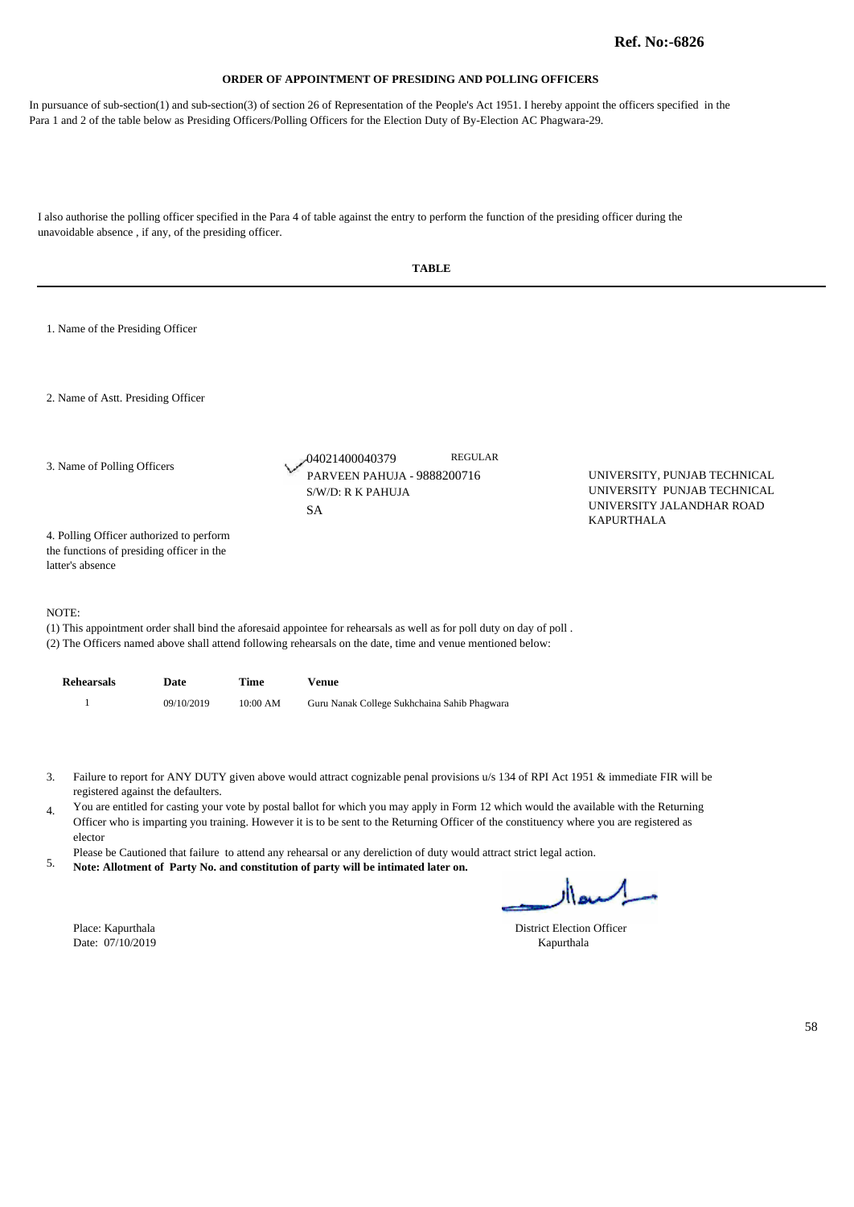**Ref. No:-6826**

## ORDER OF APPOINTMENT OF PRESIDING AND POLLING OFFICERS

In pursuance of sub-section(1) and sub-section(3) of section 26 of Representation of the People's Act 1951. I hereby appoint the officers specified in the Para 1 and 2 of the table below as Presiding Officers/Polling Officers for the Election Duty of By-Election AC Phagwara-29.

I also authorise the polling officer specified in the Para 4 of table against the entry to perform the function of the presiding officer during the unavoidable absence , if any, of the presiding officer.

### TABLE

1. Name of the Presiding Officer

2. Name of Astt. Presiding Officer

3. Name of Polling Officers

04021400040379 REGULAR
PARVEEN PAHUJA - 9888200716
S/W/D: R K PAHUJA
SA

UNIVERSITY, PUNJAB TECHNICAL UNIVERSITY PUNJAB TECHNICAL UNIVERSITY JALANDHAR ROAD KAPURTHALA

4. Polling Officer authorized to perform the functions of presiding officer in the latter's absence

NOTE:

(1) This appointment order shall bind the aforesaid appointee for rehearsals as well as for poll duty on day of poll .
(2) The Officers named above shall attend following rehearsals on the date, time and venue mentioned below:

| Rehearsals | Date | Time | Venue |
|---|---|---|---|
| 1 | 09/10/2019 | 10:00 AM | Guru Nanak College Sukhchaina Sahib Phagwara |

3. Failure to report for ANY DUTY given above would attract cognizable penal provisions u/s 134 of RPI Act 1951 & immediate FIR will be registered against the defaulters.
4. You are entitled for casting your vote by postal ballot for which you may apply in Form 12 which would the available with the Returning Officer who is imparting you training. However it is to be sent to the Returning Officer of the constituency where you are registered as elector
5. Please be Cautioned that failure to attend any rehearsal or any dereliction of duty would attract strict legal action.
   **Note: Allotment of Party No. and constitution of party will be intimated later on.**

Place: Kapurthala
Date: 07/10/2019

District Election Officer
Kapurthala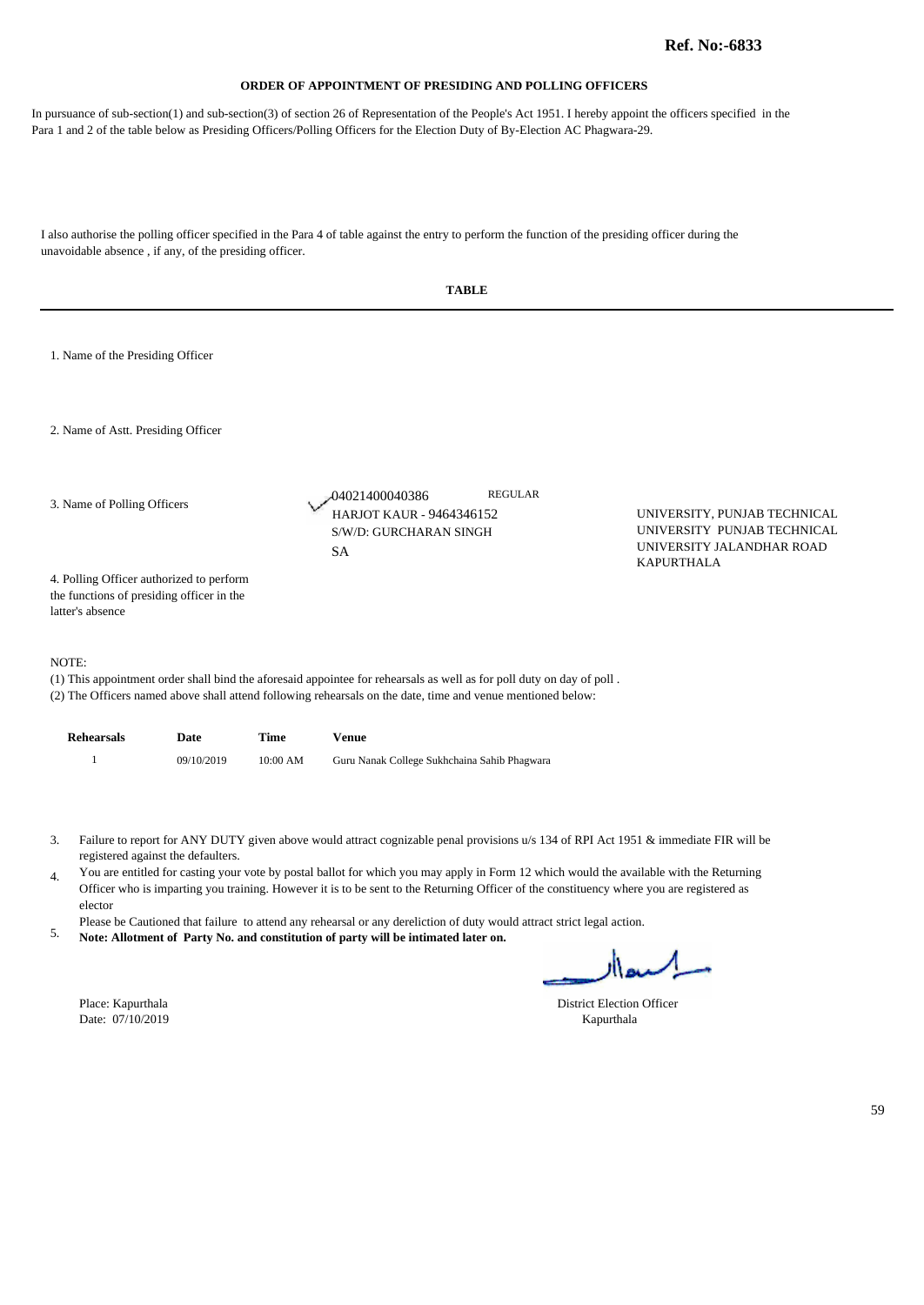**Ref. No:-6833**

## ORDER OF APPOINTMENT OF PRESIDING AND POLLING OFFICERS

In pursuance of sub-section(1) and sub-section(3) of section 26 of Representation of the People's Act 1951. I hereby appoint the officers specified in the Para 1 and 2 of the table below as Presiding Officers/Polling Officers for the Election Duty of By-Election AC Phagwara-29.

I also authorise the polling officer specified in the Para 4 of table against the entry to perform the function of the presiding officer during the unavoidable absence , if any, of the presiding officer.

**TABLE**

| | | |
|---|---|---|
| 1. Name of the Presiding Officer | | |
| 2. Name of Astt. Presiding Officer | | |
| 3. Name of Polling Officers | 04021400040386 REGULAR<br>HARJOT KAUR - 9464346152<br>S/W/D: GURCHARAN SINGH<br>SA | UNIVERSITY, PUNJAB TECHNICAL UNIVERSITY PUNJAB TECHNICAL UNIVERSITY JALANDHAR ROAD KAPURTHALA |
| 4. Polling Officer authorized to perform the functions of presiding officer in the latter's absence | | |

NOTE:

(1) This appointment order shall bind the aforesaid appointee for rehearsals as well as for poll duty on day of poll .

(2) The Officers named above shall attend following rehearsals on the date, time and venue mentioned below:

| Rehearsals | Date | Time | Venue |
|---|---|---|---|
| 1 | 09/10/2019 | 10:00 AM | Guru Nanak College Sukhchaina Sahib Phagwara |

3. Failure to report for ANY DUTY given above would attract cognizable penal provisions u/s 134 of RPI Act 1951 & immediate FIR will be registered against the defaulters.
4. You are entitled for casting your vote by postal ballot for which you may apply in Form 12 which would the available with the Returning Officer who is imparting you training. However it is to be sent to the Returning Officer of the constituency where you are registered as elector
5. Please be Cautioned that failure to attend any rehearsal or any dereliction of duty would attract strict legal action. **Note: Allotment of Party No. and constitution of party will be intimated later on.**

Place: Kapurthala
Date: 07/10/2019

District Election Officer
Kapurthala